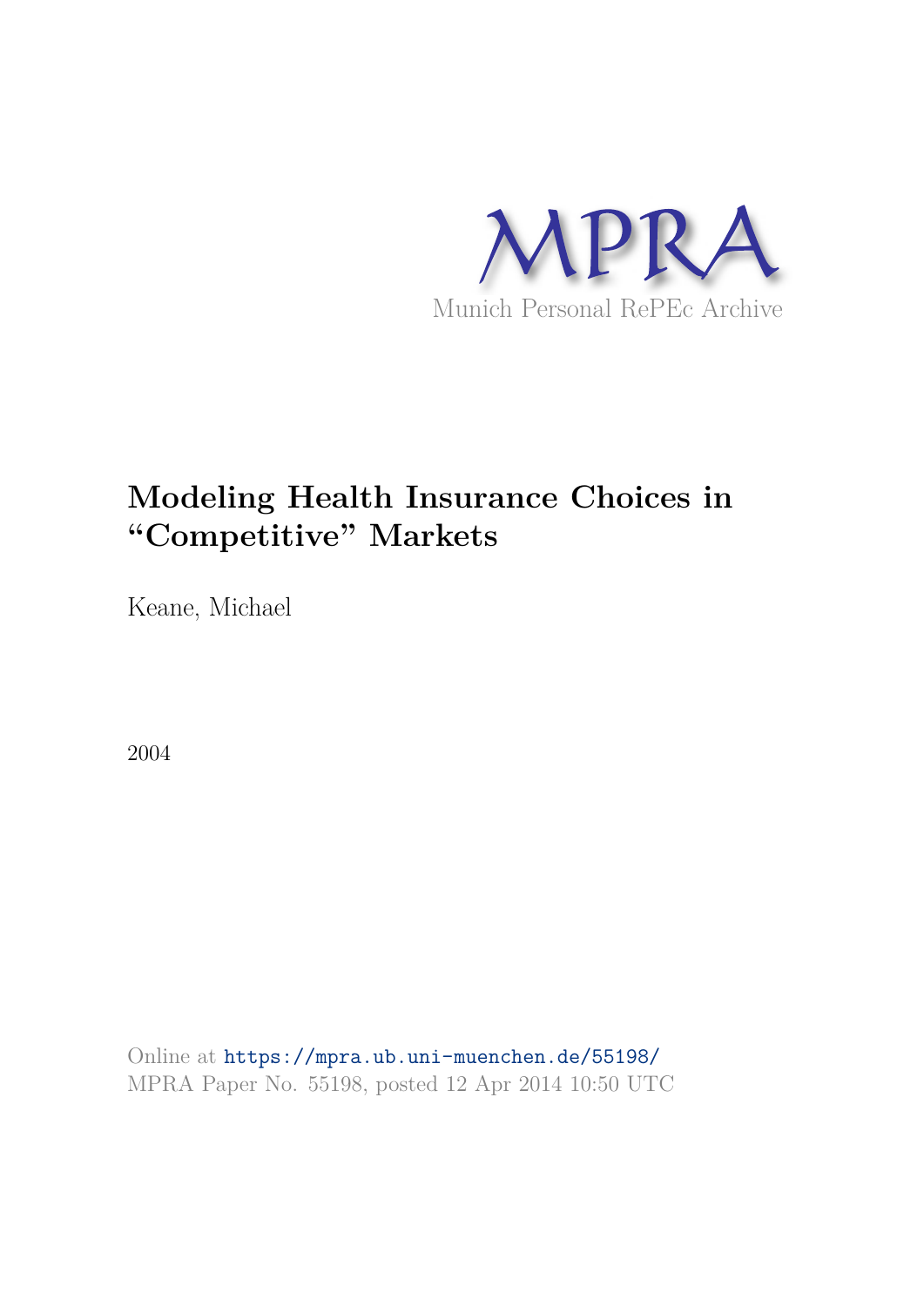MPRA

Munich Personal RePEc Archive

# Modeling Health Insurance Choices in "Competitive" Markets

Keane, Michael

2004

Online at https://mpra.ub.uni-muenchen.de/55198/
MPRA Paper No. 55198, posted 12 Apr 2014 10:50 UTC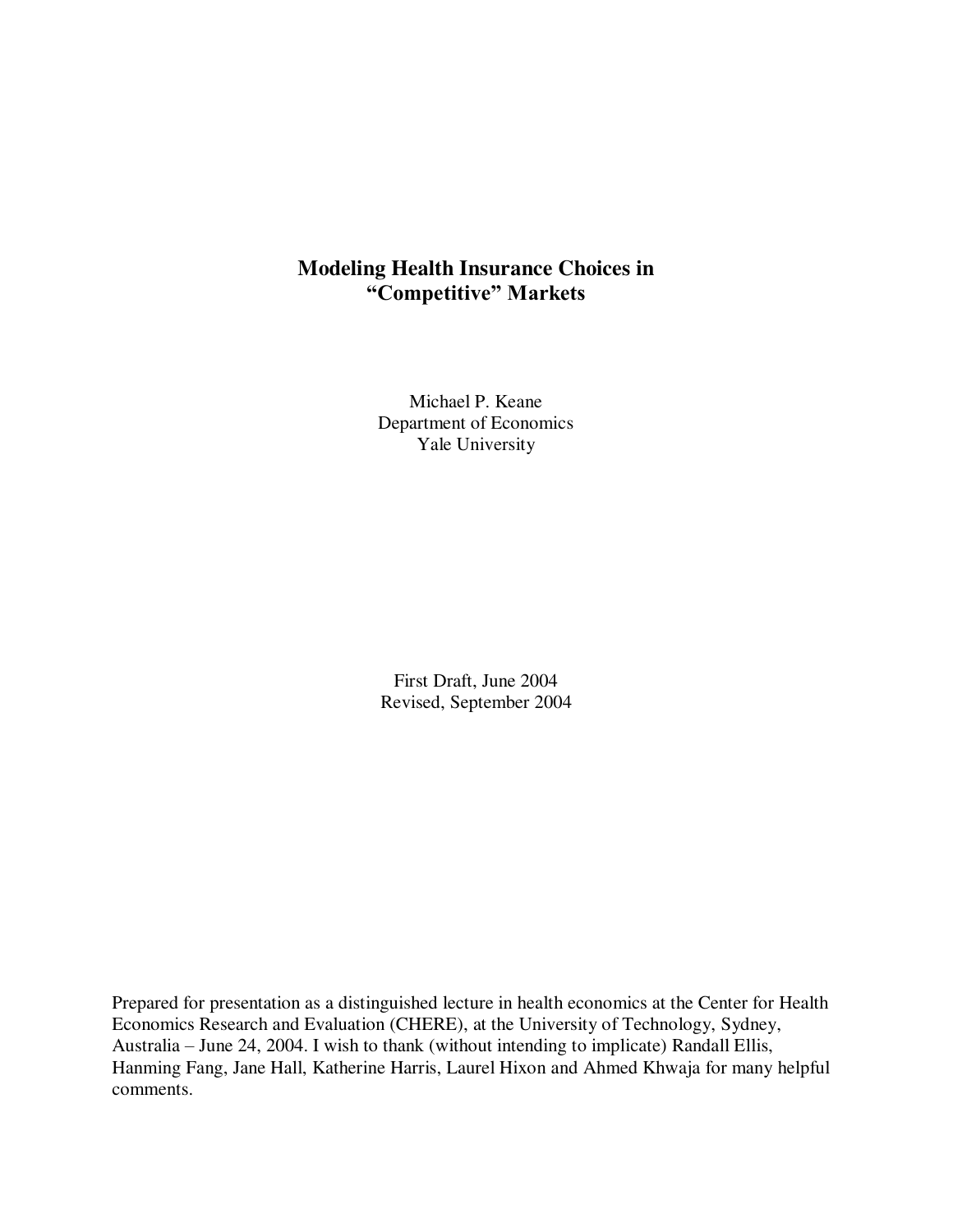# Modeling Health Insurance Choices in "Competitive" Markets

Michael P. Keane
Department of Economics
Yale University

First Draft, June 2004
Revised, September 2004

Prepared for presentation as a distinguished lecture in health economics at the Center for Health Economics Research and Evaluation (CHERE), at the University of Technology, Sydney, Australia – June 24, 2004. I wish to thank (without intending to implicate) Randall Ellis, Hanming Fang, Jane Hall, Katherine Harris, Laurel Hixon and Ahmed Khwaja for many helpful comments.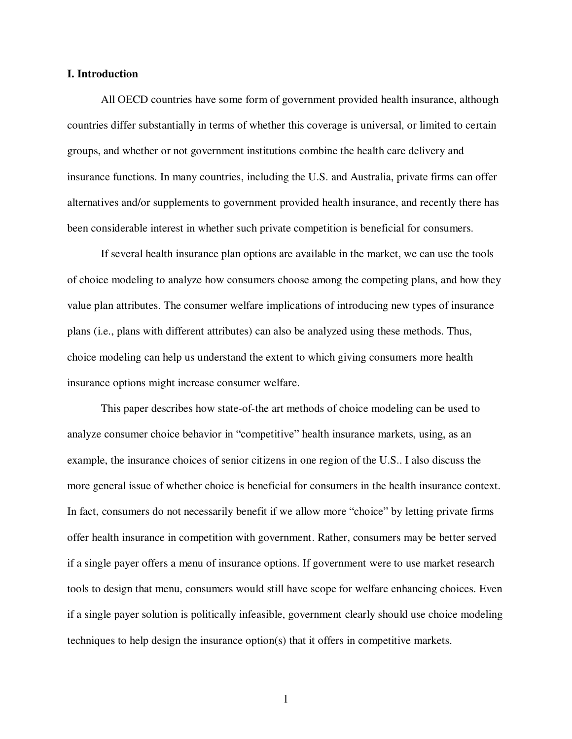## I. Introduction

All OECD countries have some form of government provided health insurance, although countries differ substantially in terms of whether this coverage is universal, or limited to certain groups, and whether or not government institutions combine the health care delivery and insurance functions. In many countries, including the U.S. and Australia, private firms can offer alternatives and/or supplements to government provided health insurance, and recently there has been considerable interest in whether such private competition is beneficial for consumers.

If several health insurance plan options are available in the market, we can use the tools of choice modeling to analyze how consumers choose among the competing plans, and how they value plan attributes. The consumer welfare implications of introducing new types of insurance plans (i.e., plans with different attributes) can also be analyzed using these methods. Thus, choice modeling can help us understand the extent to which giving consumers more health insurance options might increase consumer welfare.

This paper describes how state-of-the art methods of choice modeling can be used to analyze consumer choice behavior in "competitive" health insurance markets, using, as an example, the insurance choices of senior citizens in one region of the U.S.. I also discuss the more general issue of whether choice is beneficial for consumers in the health insurance context. In fact, consumers do not necessarily benefit if we allow more "choice" by letting private firms offer health insurance in competition with government. Rather, consumers may be better served if a single payer offers a menu of insurance options. If government were to use market research tools to design that menu, consumers would still have scope for welfare enhancing choices. Even if a single payer solution is politically infeasible, government clearly should use choice modeling techniques to help design the insurance option(s) that it offers in competitive markets.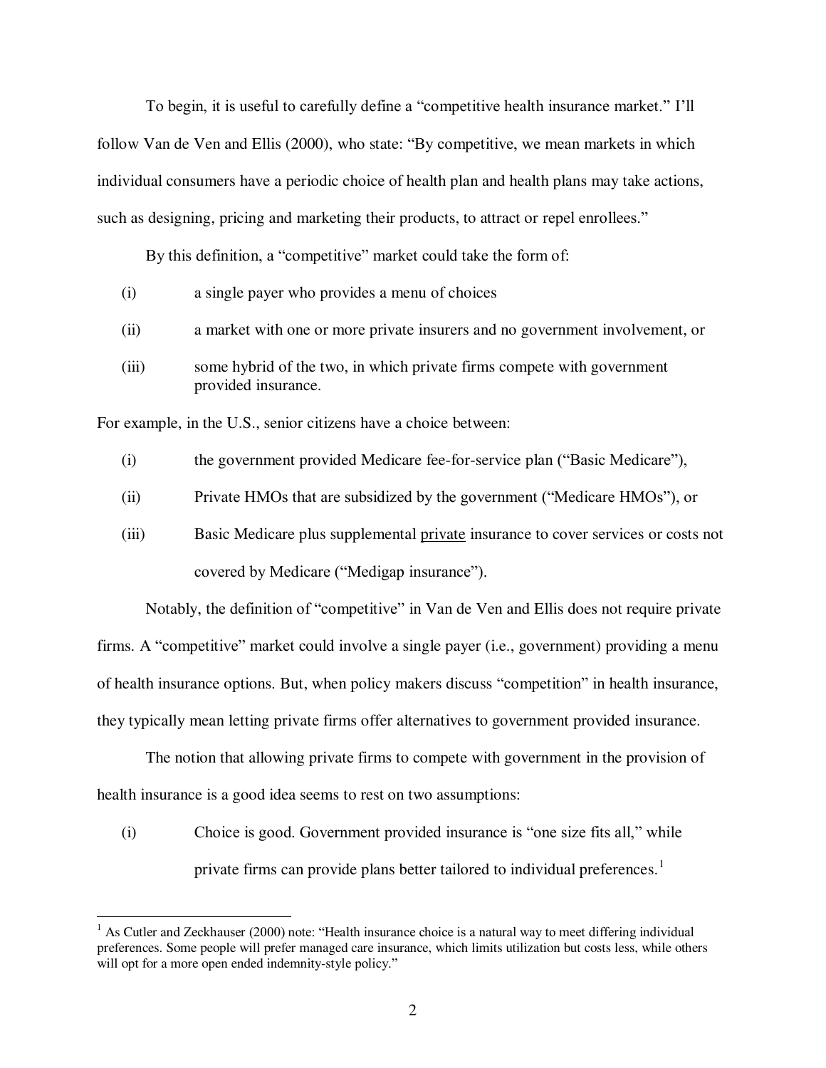To begin, it is useful to carefully define a "competitive health insurance market." I'll follow Van de Ven and Ellis (2000), who state: "By competitive, we mean markets in which individual consumers have a periodic choice of health plan and health plans may take actions, such as designing, pricing and marketing their products, to attract or repel enrollees."

By this definition, a "competitive" market could take the form of:

(i) a single payer who provides a menu of choices

(ii) a market with one or more private insurers and no government involvement, or

(iii) some hybrid of the two, in which private firms compete with government provided insurance.

For example, in the U.S., senior citizens have a choice between:

(i) the government provided Medicare fee-for-service plan ("Basic Medicare"),

(ii) Private HMOs that are subsidized by the government ("Medicare HMOs"), or

(iii) Basic Medicare plus supplemental <u>private</u> insurance to cover services or costs not covered by Medicare ("Medigap insurance").

Notably, the definition of "competitive" in Van de Ven and Ellis does not require private firms. A "competitive" market could involve a single payer (i.e., government) providing a menu of health insurance options. But, when policy makers discuss "competition" in health insurance, they typically mean letting private firms offer alternatives to government provided insurance.

The notion that allowing private firms to compete with government in the provision of health insurance is a good idea seems to rest on two assumptions:

(i) Choice is good. Government provided insurance is "one size fits all," while private firms can provide plans better tailored to individual preferences.[1]

[1] As Cutler and Zeckhauser (2000) note: "Health insurance choice is a natural way to meet differing individual preferences. Some people will prefer managed care insurance, which limits utilization but costs less, while others will opt for a more open ended indemnity-style policy."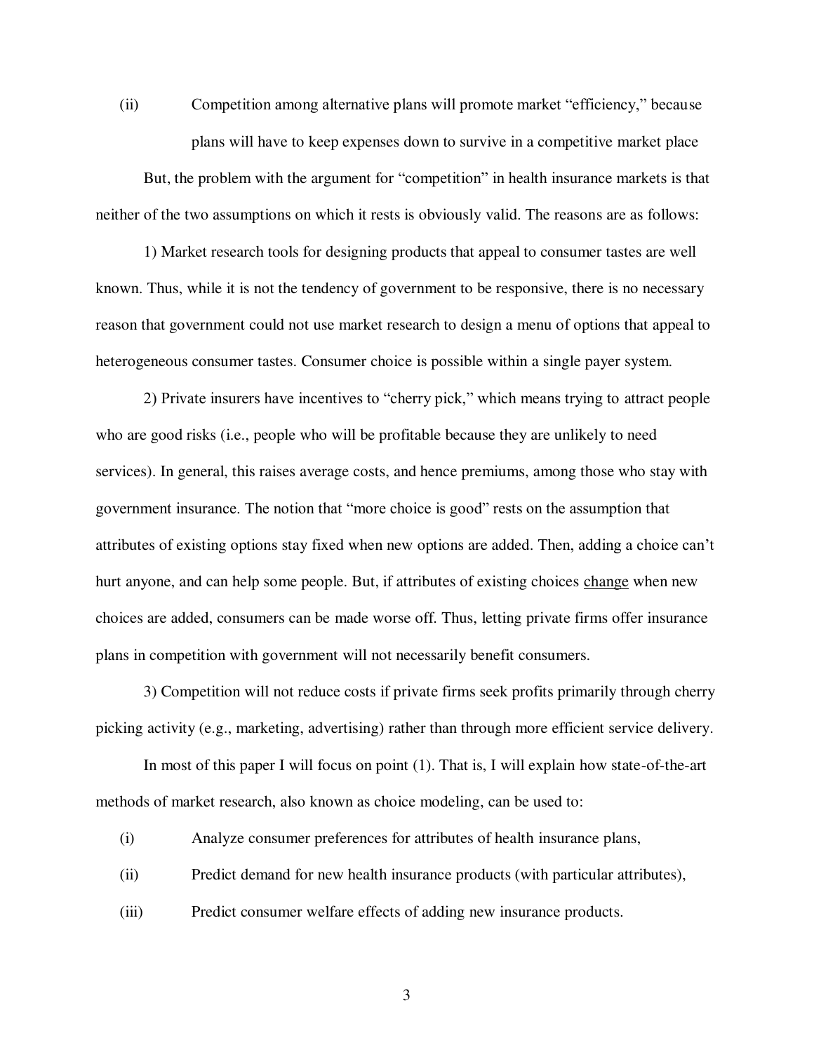(ii) Competition among alternative plans will promote market "efficiency," because plans will have to keep expenses down to survive in a competitive market place

But, the problem with the argument for "competition" in health insurance markets is that neither of the two assumptions on which it rests is obviously valid. The reasons are as follows:

1) Market research tools for designing products that appeal to consumer tastes are well known. Thus, while it is not the tendency of government to be responsive, there is no necessary reason that government could not use market research to design a menu of options that appeal to heterogeneous consumer tastes. Consumer choice is possible within a single payer system.

2) Private insurers have incentives to "cherry pick," which means trying to attract people who are good risks (i.e., people who will be profitable because they are unlikely to need services). In general, this raises average costs, and hence premiums, among those who stay with government insurance. The notion that "more choice is good" rests on the assumption that attributes of existing options stay fixed when new options are added. Then, adding a choice can't hurt anyone, and can help some people. But, if attributes of existing choices <u>change</u> when new choices are added, consumers can be made worse off. Thus, letting private firms offer insurance plans in competition with government will not necessarily benefit consumers.

3) Competition will not reduce costs if private firms seek profits primarily through cherry picking activity (e.g., marketing, advertising) rather than through more efficient service delivery.

In most of this paper I will focus on point (1). That is, I will explain how state-of-the-art methods of market research, also known as choice modeling, can be used to:

(i) Analyze consumer preferences for attributes of health insurance plans,

(ii) Predict demand for new health insurance products (with particular attributes),

(iii) Predict consumer welfare effects of adding new insurance products.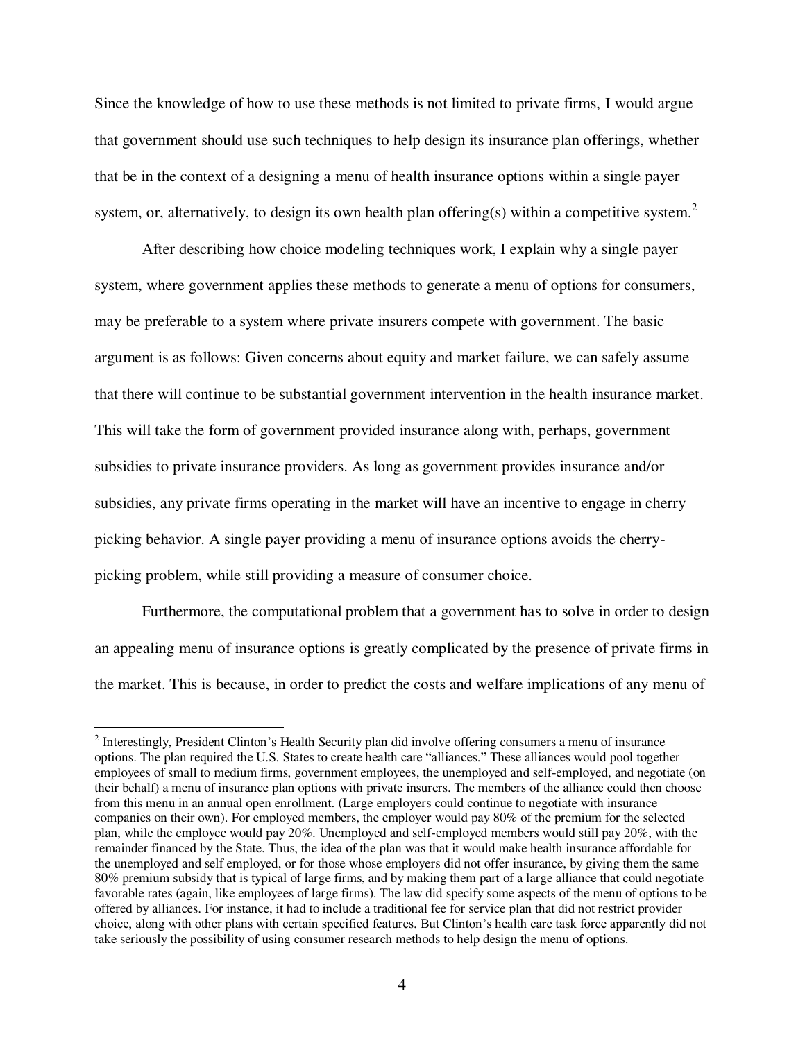Since the knowledge of how to use these methods is not limited to private firms, I would argue that government should use such techniques to help design its insurance plan offerings, whether that be in the context of a designing a menu of health insurance options within a single payer system, or, alternatively, to design its own health plan offering(s) within a competitive system.[2]

After describing how choice modeling techniques work, I explain why a single payer system, where government applies these methods to generate a menu of options for consumers, may be preferable to a system where private insurers compete with government. The basic argument is as follows: Given concerns about equity and market failure, we can safely assume that there will continue to be substantial government intervention in the health insurance market. This will take the form of government provided insurance along with, perhaps, government subsidies to private insurance providers. As long as government provides insurance and/or subsidies, any private firms operating in the market will have an incentive to engage in cherry picking behavior. A single payer providing a menu of insurance options avoids the cherry-picking problem, while still providing a measure of consumer choice.

Furthermore, the computational problem that a government has to solve in order to design an appealing menu of insurance options is greatly complicated by the presence of private firms in the market. This is because, in order to predict the costs and welfare implications of any menu of

[2] Interestingly, President Clinton's Health Security plan did involve offering consumers a menu of insurance options. The plan required the U.S. States to create health care "alliances." These alliances would pool together employees of small to medium firms, government employees, the unemployed and self-employed, and negotiate (on their behalf) a menu of insurance plan options with private insurers. The members of the alliance could then choose from this menu in an annual open enrollment. (Large employers could continue to negotiate with insurance companies on their own). For employed members, the employer would pay 80% of the premium for the selected plan, while the employee would pay 20%. Unemployed and self-employed members would still pay 20%, with the remainder financed by the State. Thus, the idea of the plan was that it would make health insurance affordable for the unemployed and self employed, or for those whose employers did not offer insurance, by giving them the same 80% premium subsidy that is typical of large firms, and by making them part of a large alliance that could negotiate favorable rates (again, like employees of large firms). The law did specify some aspects of the menu of options to be offered by alliances. For instance, it had to include a traditional fee for service plan that did not restrict provider choice, along with other plans with certain specified features. But Clinton's health care task force apparently did not take seriously the possibility of using consumer research methods to help design the menu of options.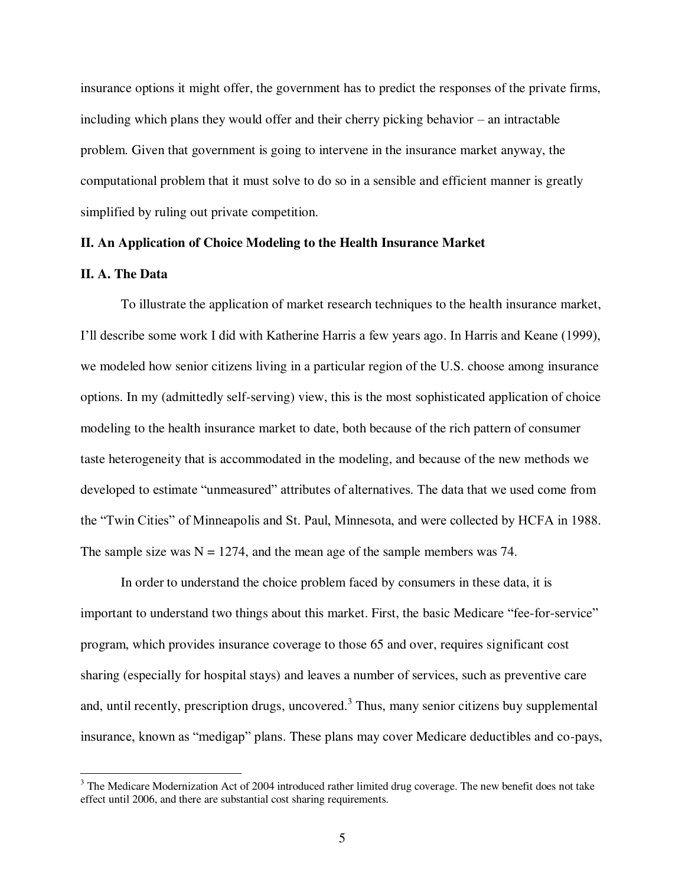insurance options it might offer, the government has to predict the responses of the private firms, including which plans they would offer and their cherry picking behavior – an intractable problem. Given that government is going to intervene in the insurance market anyway, the computational problem that it must solve to do so in a sensible and efficient manner is greatly simplified by ruling out private competition.

## II. An Application of Choice Modeling to the Health Insurance Market

### II. A. The Data

To illustrate the application of market research techniques to the health insurance market, I'll describe some work I did with Katherine Harris a few years ago. In Harris and Keane (1999), we modeled how senior citizens living in a particular region of the U.S. choose among insurance options. In my (admittedly self-serving) view, this is the most sophisticated application of choice modeling to the health insurance market to date, both because of the rich pattern of consumer taste heterogeneity that is accommodated in the modeling, and because of the new methods we developed to estimate "unmeasured" attributes of alternatives. The data that we used come from the "Twin Cities" of Minneapolis and St. Paul, Minnesota, and were collected by HCFA in 1988. The sample size was N = 1274, and the mean age of the sample members was 74.

In order to understand the choice problem faced by consumers in these data, it is important to understand two things about this market. First, the basic Medicare "fee-for-service" program, which provides insurance coverage to those 65 and over, requires significant cost sharing (especially for hospital stays) and leaves a number of services, such as preventive care and, until recently, prescription drugs, uncovered.[3] Thus, many senior citizens buy supplemental insurance, known as "medigap" plans. These plans may cover Medicare deductibles and co-pays,

[3] The Medicare Modernization Act of 2004 introduced rather limited drug coverage. The new benefit does not take effect until 2006, and there are substantial cost sharing requirements.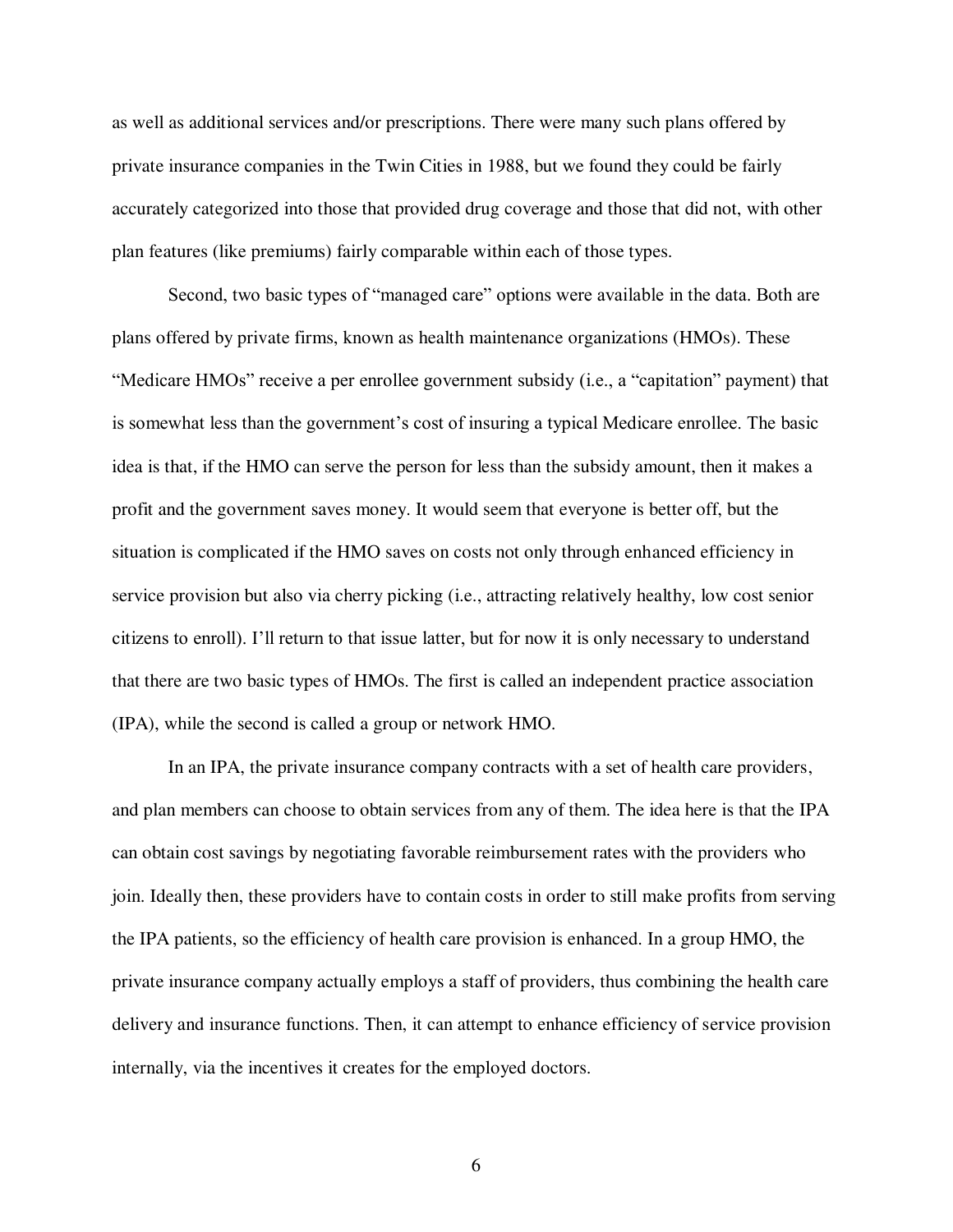as well as additional services and/or prescriptions. There were many such plans offered by private insurance companies in the Twin Cities in 1988, but we found they could be fairly accurately categorized into those that provided drug coverage and those that did not, with other plan features (like premiums) fairly comparable within each of those types.

Second, two basic types of "managed care" options were available in the data. Both are plans offered by private firms, known as health maintenance organizations (HMOs). These "Medicare HMOs" receive a per enrollee government subsidy (i.e., a "capitation" payment) that is somewhat less than the government's cost of insuring a typical Medicare enrollee. The basic idea is that, if the HMO can serve the person for less than the subsidy amount, then it makes a profit and the government saves money. It would seem that everyone is better off, but the situation is complicated if the HMO saves on costs not only through enhanced efficiency in service provision but also via cherry picking (i.e., attracting relatively healthy, low cost senior citizens to enroll). I'll return to that issue latter, but for now it is only necessary to understand that there are two basic types of HMOs. The first is called an independent practice association (IPA), while the second is called a group or network HMO.

In an IPA, the private insurance company contracts with a set of health care providers, and plan members can choose to obtain services from any of them. The idea here is that the IPA can obtain cost savings by negotiating favorable reimbursement rates with the providers who join. Ideally then, these providers have to contain costs in order to still make profits from serving the IPA patients, so the efficiency of health care provision is enhanced. In a group HMO, the private insurance company actually employs a staff of providers, thus combining the health care delivery and insurance functions. Then, it can attempt to enhance efficiency of service provision internally, via the incentives it creates for the employed doctors.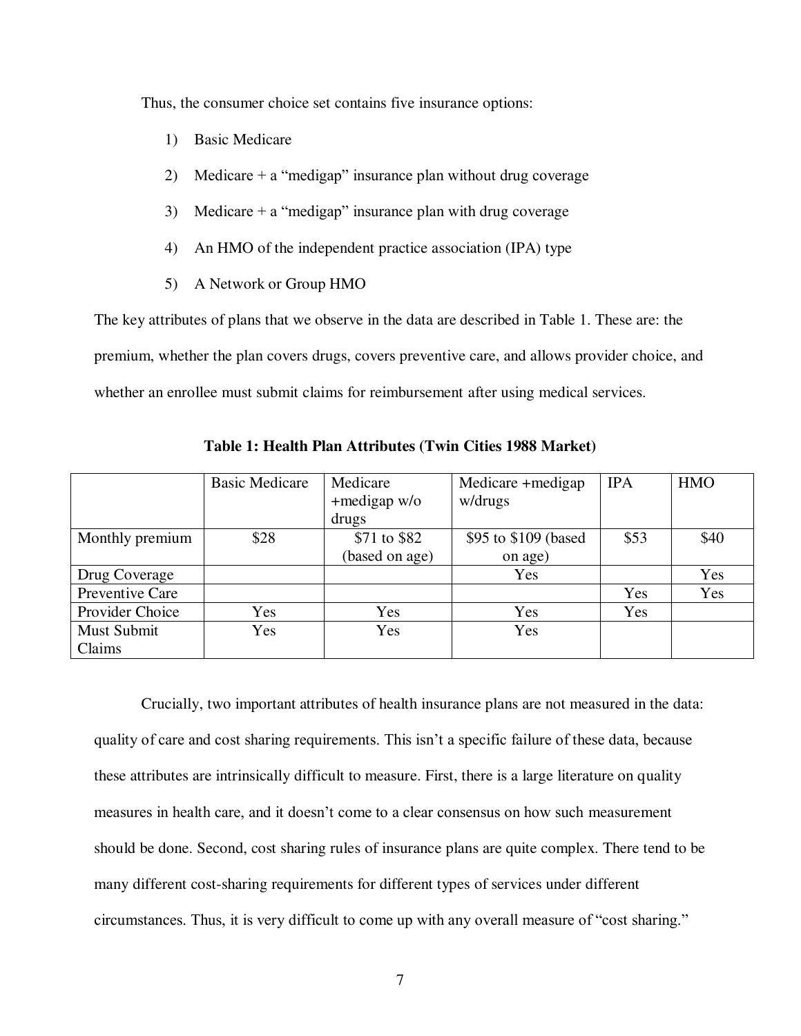Thus, the consumer choice set contains five insurance options:

1) Basic Medicare
2) Medicare + a "medigap" insurance plan without drug coverage
3) Medicare + a "medigap" insurance plan with drug coverage
4) An HMO of the independent practice association (IPA) type
5) A Network or Group HMO

The key attributes of plans that we observe in the data are described in Table 1. These are: the premium, whether the plan covers drugs, covers preventive care, and allows provider choice, and whether an enrollee must submit claims for reimbursement after using medical services.

**Table 1: Health Plan Attributes (Twin Cities 1988 Market)**

| | Basic Medicare | Medicare +medigap w/o drugs | Medicare +medigap w/drugs | IPA | HMO |
|---|---|---|---|---|---|
| Monthly premium | $28 | $71 to $82 (based on age) | $95 to $109 (based on age) | $53 | $40 |
| Drug Coverage | | | Yes | | Yes |
| Preventive Care | | | | Yes | Yes |
| Provider Choice | Yes | Yes | Yes | Yes | |
| Must Submit Claims | Yes | Yes | Yes | | |

Crucially, two important attributes of health insurance plans are not measured in the data: quality of care and cost sharing requirements. This isn't a specific failure of these data, because these attributes are intrinsically difficult to measure. First, there is a large literature on quality measures in health care, and it doesn't come to a clear consensus on how such measurement should be done. Second, cost sharing rules of insurance plans are quite complex. There tend to be many different cost-sharing requirements for different types of services under different circumstances. Thus, it is very difficult to come up with any overall measure of "cost sharing."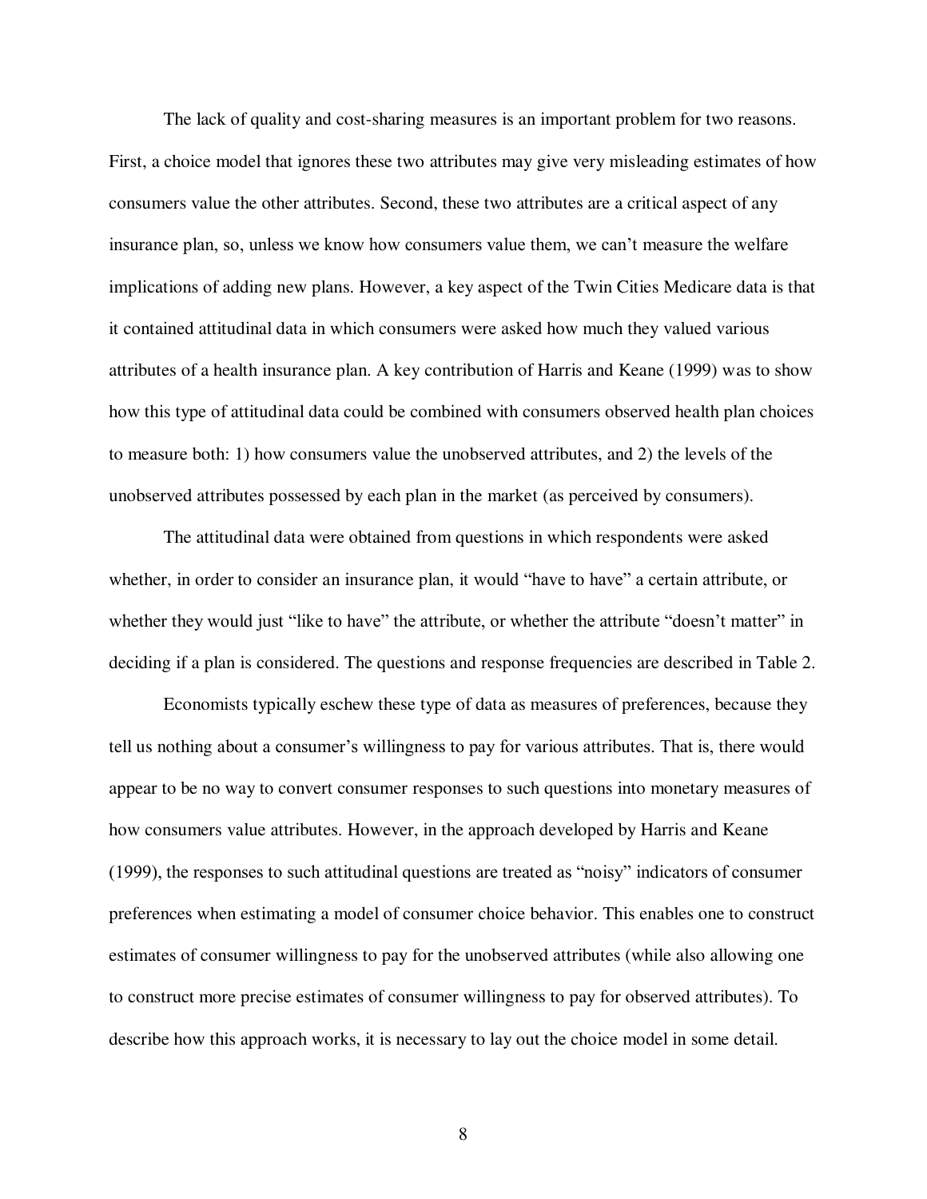The lack of quality and cost-sharing measures is an important problem for two reasons. First, a choice model that ignores these two attributes may give very misleading estimates of how consumers value the other attributes. Second, these two attributes are a critical aspect of any insurance plan, so, unless we know how consumers value them, we can't measure the welfare implications of adding new plans. However, a key aspect of the Twin Cities Medicare data is that it contained attitudinal data in which consumers were asked how much they valued various attributes of a health insurance plan. A key contribution of Harris and Keane (1999) was to show how this type of attitudinal data could be combined with consumers observed health plan choices to measure both: 1) how consumers value the unobserved attributes, and 2) the levels of the unobserved attributes possessed by each plan in the market (as perceived by consumers).

The attitudinal data were obtained from questions in which respondents were asked whether, in order to consider an insurance plan, it would "have to have" a certain attribute, or whether they would just "like to have" the attribute, or whether the attribute "doesn't matter" in deciding if a plan is considered. The questions and response frequencies are described in Table 2.

Economists typically eschew these type of data as measures of preferences, because they tell us nothing about a consumer's willingness to pay for various attributes. That is, there would appear to be no way to convert consumer responses to such questions into monetary measures of how consumers value attributes. However, in the approach developed by Harris and Keane (1999), the responses to such attitudinal questions are treated as "noisy" indicators of consumer preferences when estimating a model of consumer choice behavior. This enables one to construct estimates of consumer willingness to pay for the unobserved attributes (while also allowing one to construct more precise estimates of consumer willingness to pay for observed attributes). To describe how this approach works, it is necessary to lay out the choice model in some detail.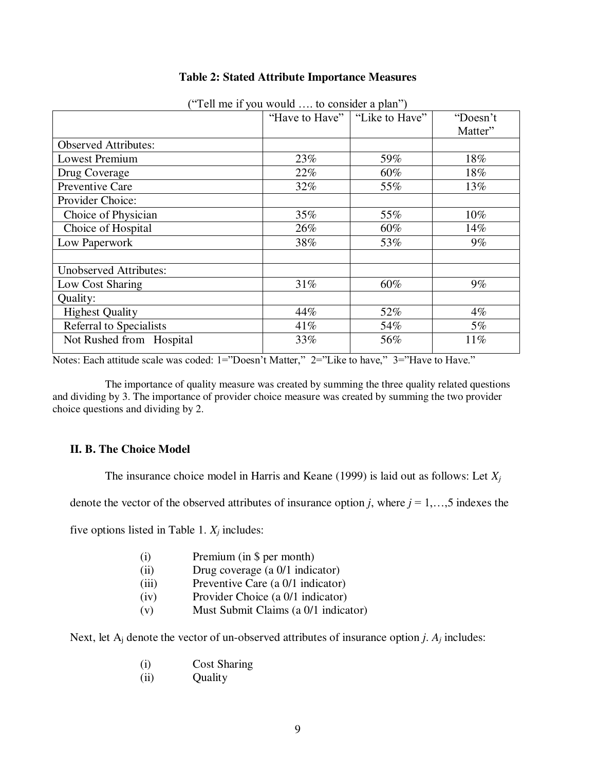**Table 2: Stated Attribute Importance Measures**

("Tell me if you would …. to consider a plan")

| | "Have to Have" | "Like to Have" | "Doesn't Matter" |
|---|---|---|---|
| Observed Attributes: | | | |
| Lowest Premium | 23% | 59% | 18% |
| Drug Coverage | 22% | 60% | 18% |
| Preventive Care | 32% | 55% | 13% |
| Provider Choice: | | | |
| Choice of Physician | 35% | 55% | 10% |
| Choice of Hospital | 26% | 60% | 14% |
| Low Paperwork | 38% | 53% | 9% |
| | | | |
| Unobserved Attributes: | | | |
| Low Cost Sharing | 31% | 60% | 9% |
| Quality: | | | |
| Highest Quality | 44% | 52% | 4% |
| Referral to Specialists | 41% | 54% | 5% |
| Not Rushed from Hospital | 33% | 56% | 11% |

Notes: Each attitude scale was coded: 1="Doesn't Matter," 2="Like to have," 3="Have to Have."

The importance of quality measure was created by summing the three quality related questions and dividing by 3. The importance of provider choice measure was created by summing the two provider choice questions and dividing by 2.

### II. B. The Choice Model

The insurance choice model in Harris and Keane (1999) is laid out as follows: Let $X_j$ denote the vector of the observed attributes of insurance option *j*, where $j = 1,\ldots,5$ indexes the five options listed in Table 1. $X_j$ includes:

(i) Premium (in $ per month)
(ii) Drug coverage (a 0/1 indicator)
(iii) Preventive Care (a 0/1 indicator)
(iv) Provider Choice (a 0/1 indicator)
(v) Must Submit Claims (a 0/1 indicator)

Next, let $A_j$ denote the vector of un-observed attributes of insurance option *j*. $A_j$ includes:

(i) Cost Sharing
(ii) Quality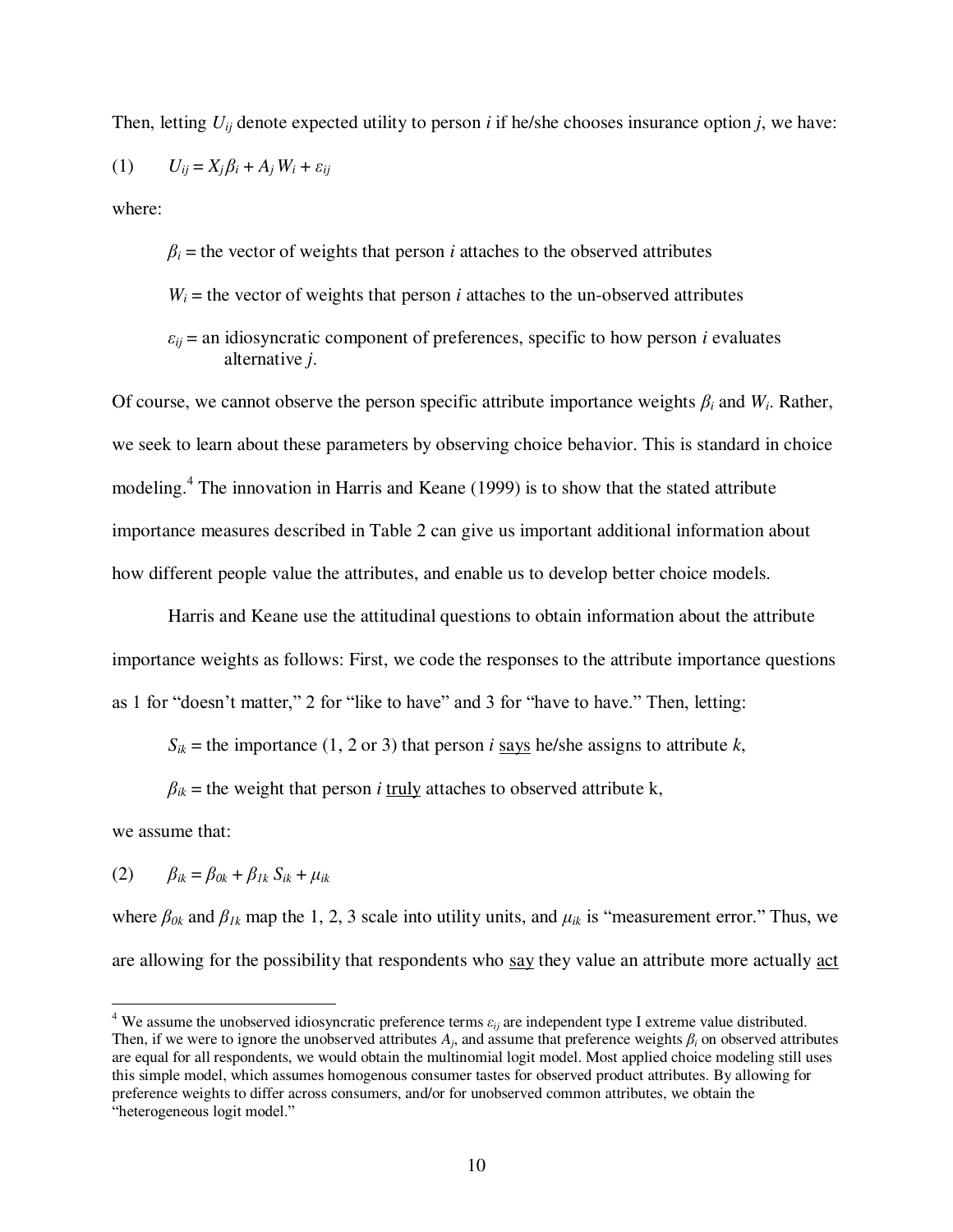Then, letting $U_{ij}$ denote expected utility to person *i* if he/she chooses insurance option *j*, we have:

$$U_{ij} = X_j \beta_i + A_j W_i + \varepsilon_{ij} \tag{1}$$

where:

> $\beta_i$ = the vector of weights that person *i* attaches to the observed attributes
>
> $W_i$ = the vector of weights that person *i* attaches to the un-observed attributes
>
> $\varepsilon_{ij}$ = an idiosyncratic component of preferences, specific to how person *i* evaluates alternative *j*.

Of course, we cannot observe the person specific attribute importance weights $\beta_i$ and $W_i$. Rather, we seek to learn about these parameters by observing choice behavior. This is standard in choice modeling.[4] The innovation in Harris and Keane (1999) is to show that the stated attribute importance measures described in Table 2 can give us important additional information about how different people value the attributes, and enable us to develop better choice models.

Harris and Keane use the attitudinal questions to obtain information about the attribute importance weights as follows: First, we code the responses to the attribute importance questions as 1 for "doesn't matter," 2 for "like to have" and 3 for "have to have." Then, letting:

> $S_{ik}$ = the importance (1, 2 or 3) that person *i* <u>says</u> he/she assigns to attribute *k*,
>
> $\beta_{ik}$ = the weight that person *i* <u>truly</u> attaches to observed attribute k,

we assume that:

$$\beta_{ik} = \beta_{0k} + \beta_{1k} S_{ik} + \mu_{ik} \tag{2}$$

where $\beta_{0k}$ and $\beta_{1k}$ map the 1, 2, 3 scale into utility units, and $\mu_{ik}$ is "measurement error." Thus, we are allowing for the possibility that respondents who <u>say</u> they value an attribute more actually <u>act</u>

---

[4] We assume the unobserved idiosyncratic preference terms $\varepsilon_{ij}$ are independent type I extreme value distributed. Then, if we were to ignore the unobserved attributes $A_j$, and assume that preference weights $\beta_i$ on observed attributes are equal for all respondents, we would obtain the multinomial logit model. Most applied choice modeling still uses this simple model, which assumes homogenous consumer tastes for observed product attributes. By allowing for preference weights to differ across consumers, and/or for unobserved common attributes, we obtain the "heterogeneous logit model."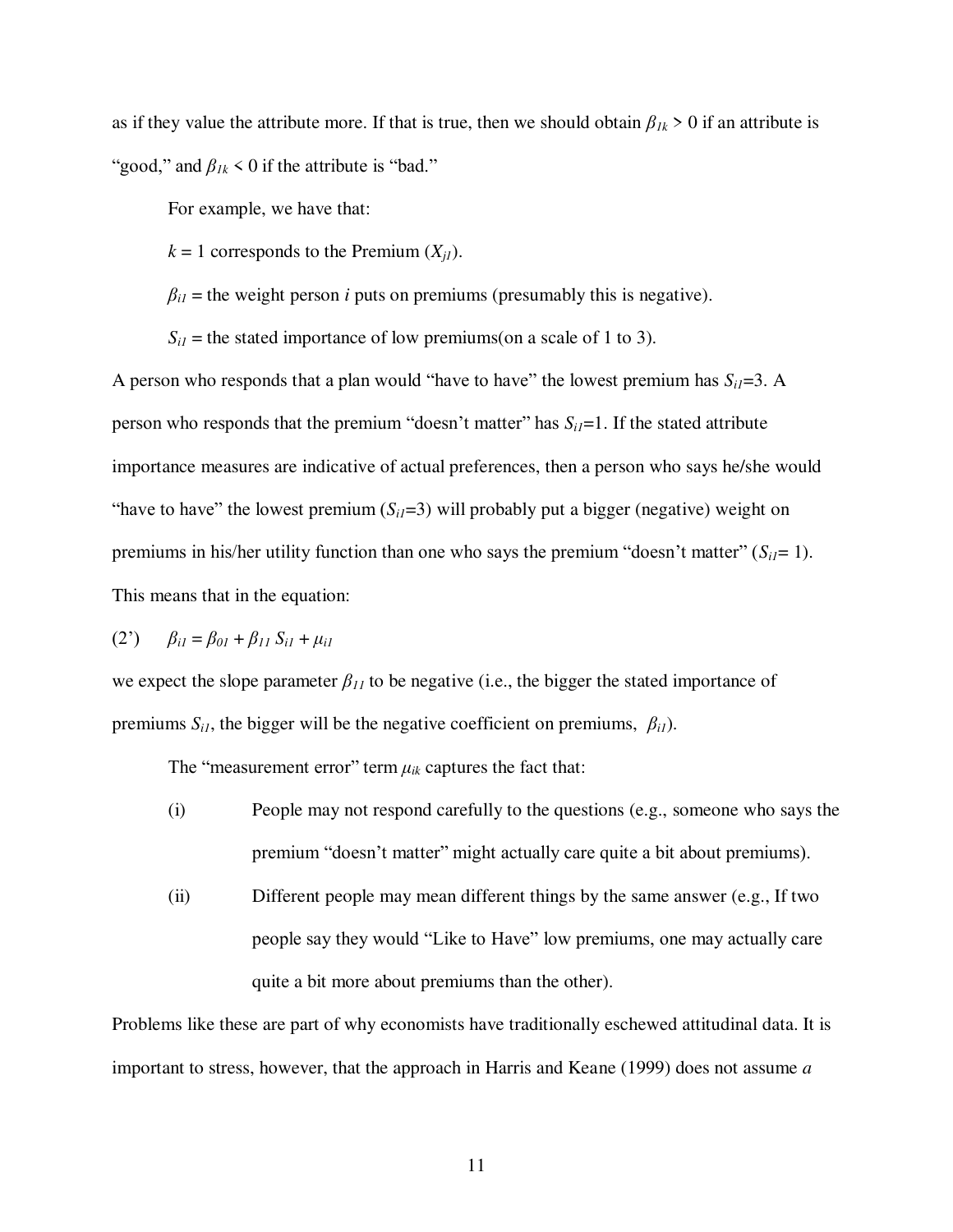as if they value the attribute more. If that is true, then we should obtain $\beta_{1k} > 0$ if an attribute is "good," and $\beta_{1k} < 0$ if the attribute is "bad."

For example, we have that:

$k = 1$ corresponds to the Premium ($X_{j1}$).

$\beta_{i1}$ = the weight person $i$ puts on premiums (presumably this is negative).

$S_{i1}$ = the stated importance of low premiums(on a scale of 1 to 3).

A person who responds that a plan would "have to have" the lowest premium has $S_{i1}$=3. A person who responds that the premium "doesn't matter" has $S_{i1}$=1. If the stated attribute importance measures are indicative of actual preferences, then a person who says he/she would "have to have" the lowest premium ($S_{i1}$=3) will probably put a bigger (negative) weight on premiums in his/her utility function than one who says the premium "doesn't matter" ($S_{i1}$= 1). This means that in the equation:

(2') $\quad \beta_{i1} = \beta_{01} + \beta_{11} S_{i1} + \mu_{i1}$

we expect the slope parameter $\beta_{11}$ to be negative (i.e., the bigger the stated importance of premiums $S_{i1}$, the bigger will be the negative coefficient on premiums, $\beta_{i1}$).

The "measurement error" term $\mu_{ik}$ captures the fact that:

(i) People may not respond carefully to the questions (e.g., someone who says the premium "doesn't matter" might actually care quite a bit about premiums).

(ii) Different people may mean different things by the same answer (e.g., If two people say they would "Like to Have" low premiums, one may actually care quite a bit more about premiums than the other).

Problems like these are part of why economists have traditionally eschewed attitudinal data. It is important to stress, however, that the approach in Harris and Keane (1999) does not assume *a*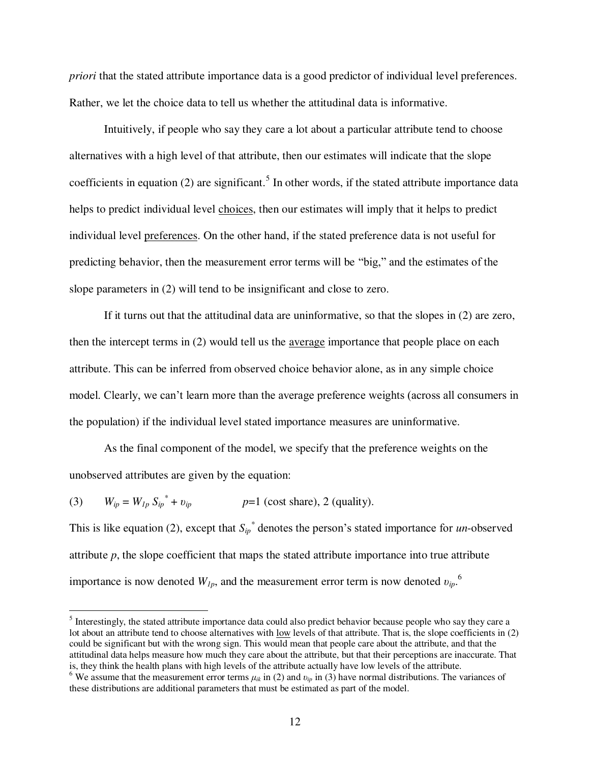*priori* that the stated attribute importance data is a good predictor of individual level preferences. Rather, we let the choice data to tell us whether the attitudinal data is informative.

Intuitively, if people who say they care a lot about a particular attribute tend to choose alternatives with a high level of that attribute, then our estimates will indicate that the slope coefficients in equation (2) are significant.[5] In other words, if the stated attribute importance data helps to predict individual level <u>choices</u>, then our estimates will imply that it helps to predict individual level <u>preferences</u>. On the other hand, if the stated preference data is not useful for predicting behavior, then the measurement error terms will be "big," and the estimates of the slope parameters in (2) will tend to be insignificant and close to zero.

If it turns out that the attitudinal data are uninformative, so that the slopes in (2) are zero, then the intercept terms in (2) would tell us the <u>average</u> importance that people place on each attribute. This can be inferred from observed choice behavior alone, as in any simple choice model. Clearly, we can't learn more than the average preference weights (across all consumers in the population) if the individual level stated importance measures are uninformative.

As the final component of the model, we specify that the preference weights on the unobserved attributes are given by the equation:

(3) $W_{ip} = W_{1p} S_{ip}^{*} + \upsilon_{ip}$ $\quad\quad$ $p$=1 (cost share), 2 (quality).

This is like equation (2), except that $S_{ip}^{*}$ denotes the person's stated importance for *un*-observed attribute $p$, the slope coefficient that maps the stated attribute importance into true attribute importance is now denoted $W_{1p}$, and the measurement error term is now denoted $\upsilon_{ip}$.[6]

---

[5] Interestingly, the stated attribute importance data could also predict behavior because people who say they care a lot about an attribute tend to choose alternatives with <u>low</u> levels of that attribute. That is, the slope coefficients in (2) could be significant but with the wrong sign. This would mean that people care about the attribute, and that the attitudinal data helps measure how much they care about the attribute, but that their perceptions are inaccurate. That is, they think the health plans with high levels of the attribute actually have low levels of the attribute.

[6] We assume that the measurement error terms $\mu_{ik}$ in (2) and $\upsilon_{ip}$ in (3) have normal distributions. The variances of these distributions are additional parameters that must be estimated as part of the model.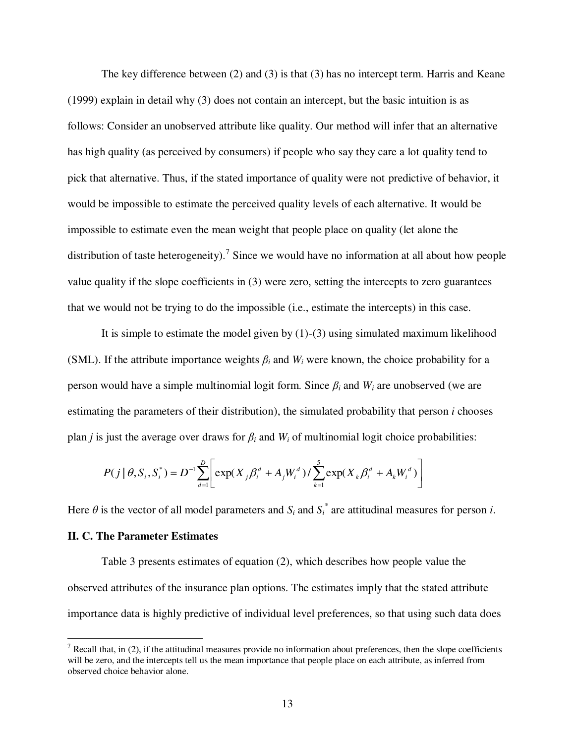The key difference between (2) and (3) is that (3) has no intercept term. Harris and Keane (1999) explain in detail why (3) does not contain an intercept, but the basic intuition is as follows: Consider an unobserved attribute like quality. Our method will infer that an alternative has high quality (as perceived by consumers) if people who say they care a lot quality tend to pick that alternative. Thus, if the stated importance of quality were not predictive of behavior, it would be impossible to estimate the perceived quality levels of each alternative. It would be impossible to estimate even the mean weight that people place on quality (let alone the distribution of taste heterogeneity).[7] Since we would have no information at all about how people value quality if the slope coefficients in (3) were zero, setting the intercepts to zero guarantees that we would not be trying to do the impossible (i.e., estimate the intercepts) in this case.

It is simple to estimate the model given by (1)-(3) using simulated maximum likelihood (SML). If the attribute importance weights $\beta_i$ and $W_i$ were known, the choice probability for a person would have a simple multinomial logit form. Since $\beta_i$ and $W_i$ are unobserved (we are estimating the parameters of their distribution), the simulated probability that person *i* chooses plan *j* is just the average over draws for $\beta_i$ and $W_i$ of multinomial logit choice probabilities:

$$P(j \mid \theta, S_i, S_i^*) = D^{-1} \sum_{d=1}^{D} \left[ \exp(X_j \beta_i^d + A_j W_i^d) / \sum_{k=1}^{5} \exp(X_k \beta_i^d + A_k W_i^d) \right]$$

Here $\theta$ is the vector of all model parameters and $S_i$ and $S_i^*$ are attitudinal measures for person *i*.

### II. C. The Parameter Estimates

Table 3 presents estimates of equation (2), which describes how people value the observed attributes of the insurance plan options. The estimates imply that the stated attribute importance data is highly predictive of individual level preferences, so that using such data does

---

[7] Recall that, in (2), if the attitudinal measures provide no information about preferences, then the slope coefficients will be zero, and the intercepts tell us the mean importance that people place on each attribute, as inferred from observed choice behavior alone.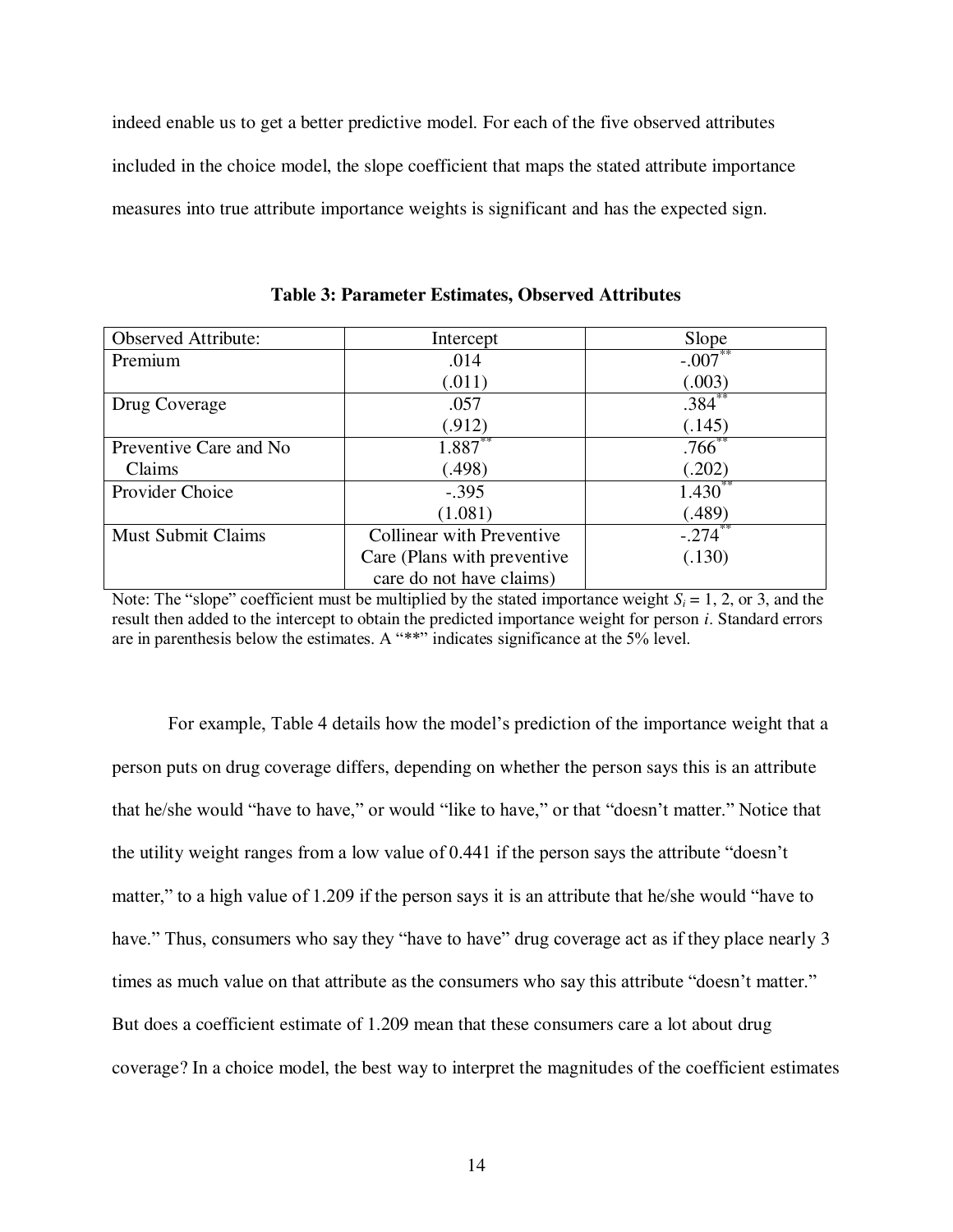indeed enable us to get a better predictive model. For each of the five observed attributes included in the choice model, the slope coefficient that maps the stated attribute importance measures into true attribute importance weights is significant and has the expected sign.

**Table 3: Parameter Estimates, Observed Attributes**

| Observed Attribute: | Intercept | Slope |
|---|---|---|
| Premium | .014<br>(.011) | -.007**<br>(.003) |
| Drug Coverage | .057<br>(.912) | .384**<br>(.145) |
| Preventive Care and No Claims | 1.887**<br>(.498) | .766**<br>(.202) |
| Provider Choice | -.395<br>(1.081) | 1.430**<br>(.489) |
| Must Submit Claims | Collinear with Preventive Care (Plans with preventive care do not have claims) | -.274**<br>(.130) |

Note: The "slope" coefficient must be multiplied by the stated importance weight $S_i$ = 1, 2, or 3, and the result then added to the intercept to obtain the predicted importance weight for person *i*. Standard errors are in parenthesis below the estimates. A "**" indicates significance at the 5% level.

For example, Table 4 details how the model's prediction of the importance weight that a person puts on drug coverage differs, depending on whether the person says this is an attribute that he/she would "have to have," or would "like to have," or that "doesn't matter." Notice that the utility weight ranges from a low value of 0.441 if the person says the attribute "doesn't matter," to a high value of 1.209 if the person says it is an attribute that he/she would "have to have." Thus, consumers who say they "have to have" drug coverage act as if they place nearly 3 times as much value on that attribute as the consumers who say this attribute "doesn't matter." But does a coefficient estimate of 1.209 mean that these consumers care a lot about drug coverage? In a choice model, the best way to interpret the magnitudes of the coefficient estimates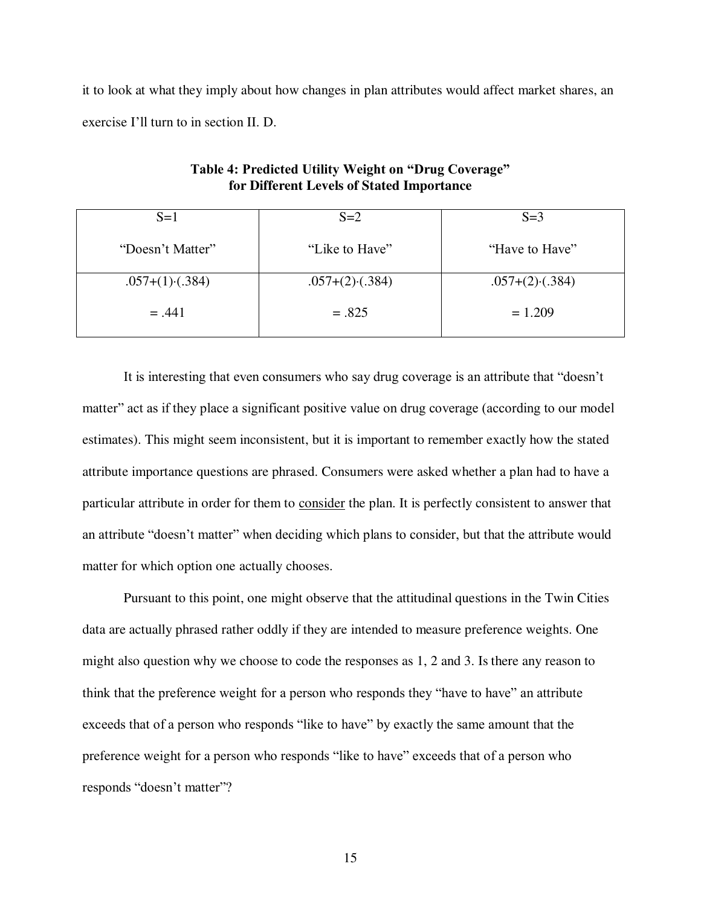it to look at what they imply about how changes in plan attributes would affect market shares, an exercise I'll turn to in section II. D.

**Table 4: Predicted Utility Weight on "Drug Coverage" for Different Levels of Stated Importance**

| S=1 "Doesn't Matter" | S=2 "Like to Have" | S=3 "Have to Have" |
|---|---|---|
| $.057+(1)\cdot(.384)$ $= .441$ | $.057+(2)\cdot(.384)$ $= .825$ | $.057+(2)\cdot(.384)$ $= 1.209$ |

It is interesting that even consumers who say drug coverage is an attribute that "doesn't matter" act as if they place a significant positive value on drug coverage (according to our model estimates). This might seem inconsistent, but it is important to remember exactly how the stated attribute importance questions are phrased. Consumers were asked whether a plan had to have a particular attribute in order for them to consider the plan. It is perfectly consistent to answer that an attribute "doesn't matter" when deciding which plans to consider, but that the attribute would matter for which option one actually chooses.

Pursuant to this point, one might observe that the attitudinal questions in the Twin Cities data are actually phrased rather oddly if they are intended to measure preference weights. One might also question why we choose to code the responses as 1, 2 and 3. Is there any reason to think that the preference weight for a person who responds they "have to have" an attribute exceeds that of a person who responds "like to have" by exactly the same amount that the preference weight for a person who responds "like to have" exceeds that of a person who responds "doesn't matter"?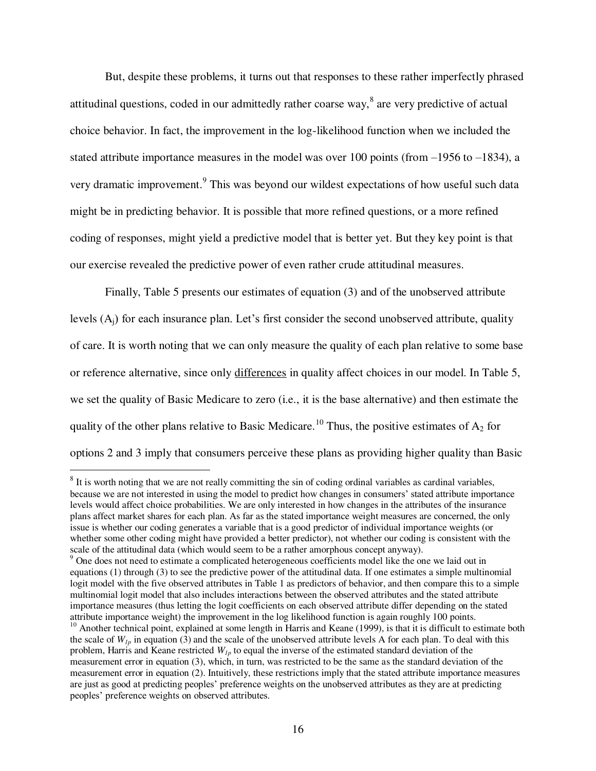But, despite these problems, it turns out that responses to these rather imperfectly phrased attitudinal questions, coded in our admittedly rather coarse way,[8] are very predictive of actual choice behavior. In fact, the improvement in the log-likelihood function when we included the stated attribute importance measures in the model was over 100 points (from –1956 to –1834), a very dramatic improvement.[9] This was beyond our wildest expectations of how useful such data might be in predicting behavior. It is possible that more refined questions, or a more refined coding of responses, might yield a predictive model that is better yet. But they key point is that our exercise revealed the predictive power of even rather crude attitudinal measures.

Finally, Table 5 presents our estimates of equation (3) and of the unobserved attribute levels ($A_j$) for each insurance plan. Let's first consider the second unobserved attribute, quality of care. It is worth noting that we can only measure the quality of each plan relative to some base or reference alternative, since only <u>differences</u> in quality affect choices in our model. In Table 5, we set the quality of Basic Medicare to zero (i.e., it is the base alternative) and then estimate the quality of the other plans relative to Basic Medicare.[10] Thus, the positive estimates of $A_2$ for options 2 and 3 imply that consumers perceive these plans as providing higher quality than Basic

---

[8] It is worth noting that we are not really committing the sin of coding ordinal variables as cardinal variables, because we are not interested in using the model to predict how changes in consumers' stated attribute importance levels would affect choice probabilities. We are only interested in how changes in the attributes of the insurance plans affect market shares for each plan. As far as the stated importance weight measures are concerned, the only issue is whether our coding generates a variable that is a good predictor of individual importance weights (or whether some other coding might have provided a better predictor), not whether our coding is consistent with the scale of the attitudinal data (which would seem to be a rather amorphous concept anyway).

[9] One does not need to estimate a complicated heterogeneous coefficients model like the one we laid out in equations (1) through (3) to see the predictive power of the attitudinal data. If one estimates a simple multinomial logit model with the five observed attributes in Table 1 as predictors of behavior, and then compare this to a simple multinomial logit model that also includes interactions between the observed attributes and the stated attribute importance measures (thus letting the logit coefficients on each observed attribute differ depending on the stated attribute importance weight) the improvement in the log likelihood function is again roughly 100 points.

[10] Another technical point, explained at some length in Harris and Keane (1999), is that it is difficult to estimate both the scale of $W_{1p}$ in equation (3) and the scale of the unobserved attribute levels A for each plan. To deal with this problem, Harris and Keane restricted $W_{1p}$ to equal the inverse of the estimated standard deviation of the measurement error in equation (3), which, in turn, was restricted to be the same as the standard deviation of the measurement error in equation (2). Intuitively, these restrictions imply that the stated attribute importance measures are just as good at predicting peoples' preference weights on the unobserved attributes as they are at predicting peoples' preference weights on observed attributes.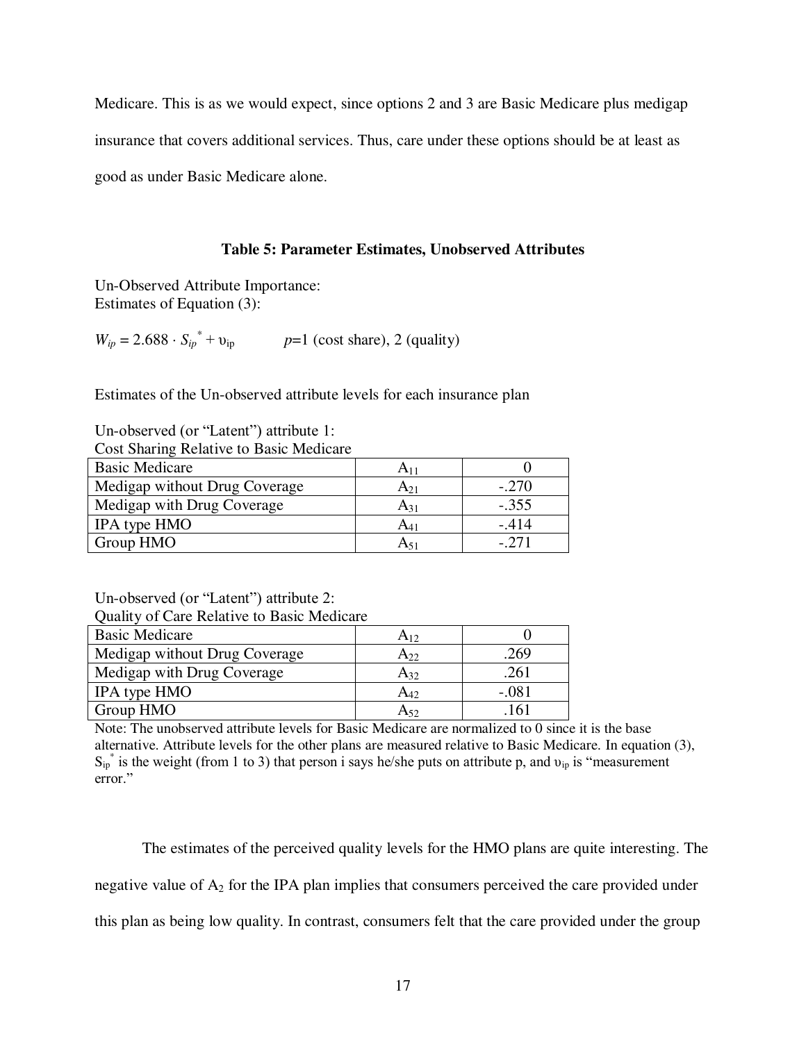Medicare. This is as we would expect, since options 2 and 3 are Basic Medicare plus medigap insurance that covers additional services. Thus, care under these options should be at least as good as under Basic Medicare alone.

### Table 5: Parameter Estimates, Unobserved Attributes

Un-Observed Attribute Importance:
Estimates of Equation (3):

$W_{ip} = 2.688 \cdot S_{ip}^{*} + \upsilon_{ip}$ $\quad$ $p$=1 (cost share), 2 (quality)

Estimates of the Un-observed attribute levels for each insurance plan

Un-observed (or "Latent") attribute 1:
Cost Sharing Relative to Basic Medicare

| | | |
|---|---|---|
| Basic Medicare | $A_{11}$ | 0 |
| Medigap without Drug Coverage | $A_{21}$ | -.270 |
| Medigap with Drug Coverage | $A_{31}$ | -.355 |
| IPA type HMO | $A_{41}$ | -.414 |
| Group HMO | $A_{51}$ | -.271 |

Un-observed (or "Latent") attribute 2:
Quality of Care Relative to Basic Medicare

| | | |
|---|---|---|
| Basic Medicare | $A_{12}$ | 0 |
| Medigap without Drug Coverage | $A_{22}$ | .269 |
| Medigap with Drug Coverage | $A_{32}$ | .261 |
| IPA type HMO | $A_{42}$ | -.081 |
| Group HMO | $A_{52}$ | .161 |

Note: The unobserved attribute levels for Basic Medicare are normalized to 0 since it is the base alternative. Attribute levels for the other plans are measured relative to Basic Medicare. In equation (3), $S_{ip}^{*}$ is the weight (from 1 to 3) that person i says he/she puts on attribute p, and $\upsilon_{ip}$ is "measurement error."

The estimates of the perceived quality levels for the HMO plans are quite interesting. The negative value of $A_2$ for the IPA plan implies that consumers perceived the care provided under this plan as being low quality. In contrast, consumers felt that the care provided under the group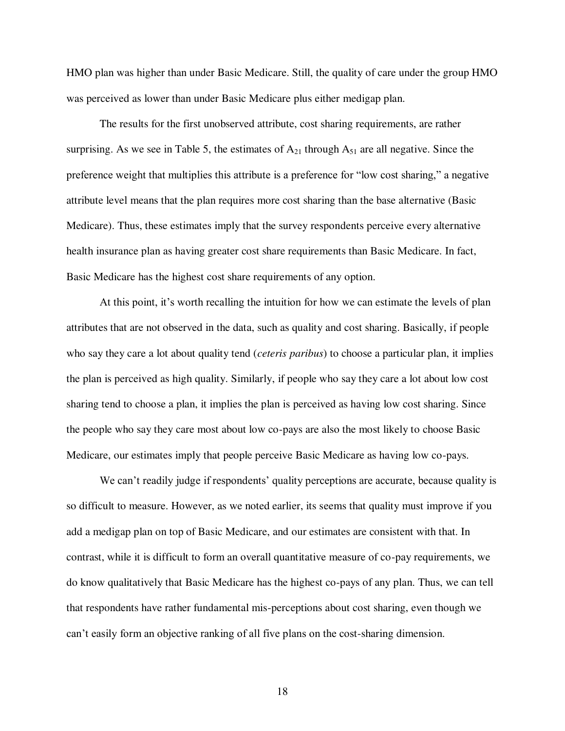HMO plan was higher than under Basic Medicare. Still, the quality of care under the group HMO was perceived as lower than under Basic Medicare plus either medigap plan.

The results for the first unobserved attribute, cost sharing requirements, are rather surprising. As we see in Table 5, the estimates of $A_{21}$ through $A_{51}$ are all negative. Since the preference weight that multiplies this attribute is a preference for "low cost sharing," a negative attribute level means that the plan requires more cost sharing than the base alternative (Basic Medicare). Thus, these estimates imply that the survey respondents perceive every alternative health insurance plan as having greater cost share requirements than Basic Medicare. In fact, Basic Medicare has the highest cost share requirements of any option.

At this point, it's worth recalling the intuition for how we can estimate the levels of plan attributes that are not observed in the data, such as quality and cost sharing. Basically, if people who say they care a lot about quality tend (*ceteris paribus*) to choose a particular plan, it implies the plan is perceived as high quality. Similarly, if people who say they care a lot about low cost sharing tend to choose a plan, it implies the plan is perceived as having low cost sharing. Since the people who say they care most about low co-pays are also the most likely to choose Basic Medicare, our estimates imply that people perceive Basic Medicare as having low co-pays.

We can't readily judge if respondents' quality perceptions are accurate, because quality is so difficult to measure. However, as we noted earlier, its seems that quality must improve if you add a medigap plan on top of Basic Medicare, and our estimates are consistent with that. In contrast, while it is difficult to form an overall quantitative measure of co-pay requirements, we do know qualitatively that Basic Medicare has the highest co-pays of any plan. Thus, we can tell that respondents have rather fundamental mis-perceptions about cost sharing, even though we can't easily form an objective ranking of all five plans on the cost-sharing dimension.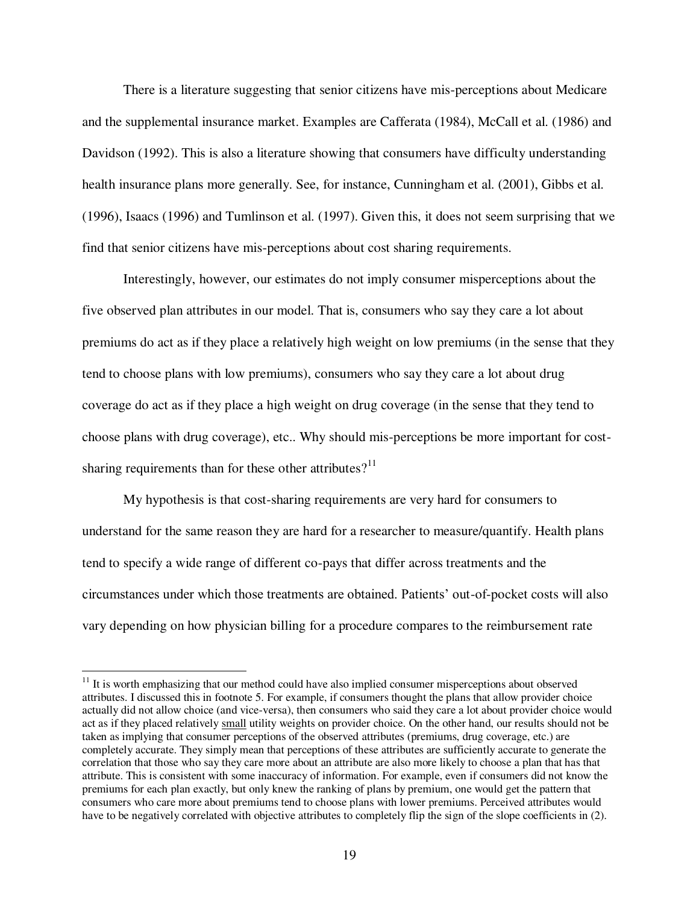There is a literature suggesting that senior citizens have mis-perceptions about Medicare and the supplemental insurance market. Examples are Cafferata (1984), McCall et al. (1986) and Davidson (1992). This is also a literature showing that consumers have difficulty understanding health insurance plans more generally. See, for instance, Cunningham et al. (2001), Gibbs et al. (1996), Isaacs (1996) and Tumlinson et al. (1997). Given this, it does not seem surprising that we find that senior citizens have mis-perceptions about cost sharing requirements.

Interestingly, however, our estimates do not imply consumer misperceptions about the five observed plan attributes in our model. That is, consumers who say they care a lot about premiums do act as if they place a relatively high weight on low premiums (in the sense that they tend to choose plans with low premiums), consumers who say they care a lot about drug coverage do act as if they place a high weight on drug coverage (in the sense that they tend to choose plans with drug coverage), etc.. Why should mis-perceptions be more important for cost-sharing requirements than for these other attributes?[11]

My hypothesis is that cost-sharing requirements are very hard for consumers to understand for the same reason they are hard for a researcher to measure/quantify. Health plans tend to specify a wide range of different co-pays that differ across treatments and the circumstances under which those treatments are obtained. Patients' out-of-pocket costs will also vary depending on how physician billing for a procedure compares to the reimbursement rate

---

[11] It is worth emphasizing that our method could have also implied consumer misperceptions about observed attributes. I discussed this in footnote 5. For example, if consumers thought the plans that allow provider choice actually did not allow choice (and vice-versa), then consumers who said they care a lot about provider choice would act as if they placed relatively <u>small</u> utility weights on provider choice. On the other hand, our results should not be taken as implying that consumer perceptions of the observed attributes (premiums, drug coverage, etc.) are completely accurate. They simply mean that perceptions of these attributes are sufficiently accurate to generate the correlation that those who say they care more about an attribute are also more likely to choose a plan that has that attribute. This is consistent with some inaccuracy of information. For example, even if consumers did not know the premiums for each plan exactly, but only knew the ranking of plans by premium, one would get the pattern that consumers who care more about premiums tend to choose plans with lower premiums. Perceived attributes would have to be negatively correlated with objective attributes to completely flip the sign of the slope coefficients in (2).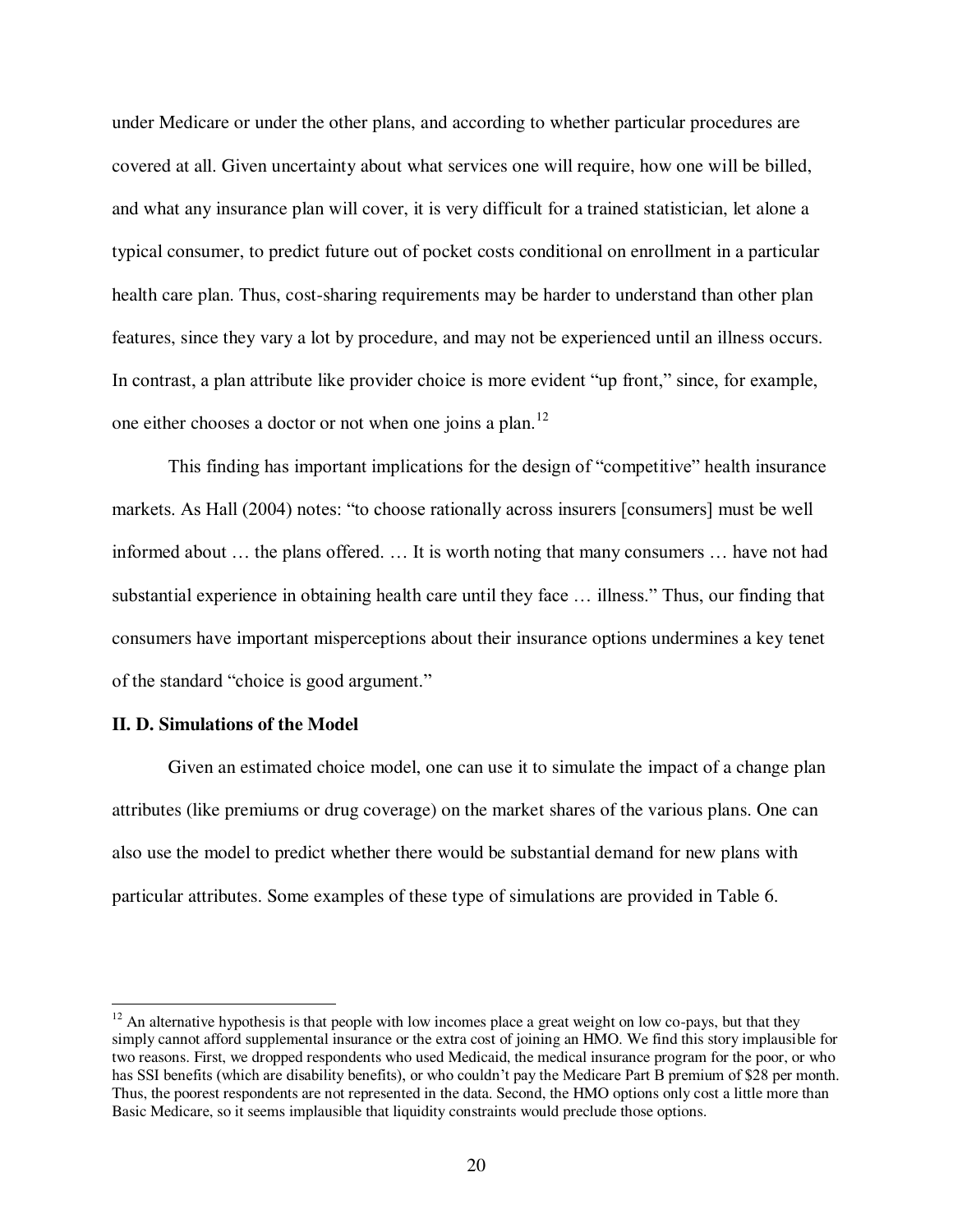under Medicare or under the other plans, and according to whether particular procedures are covered at all. Given uncertainty about what services one will require, how one will be billed, and what any insurance plan will cover, it is very difficult for a trained statistician, let alone a typical consumer, to predict future out of pocket costs conditional on enrollment in a particular health care plan. Thus, cost-sharing requirements may be harder to understand than other plan features, since they vary a lot by procedure, and may not be experienced until an illness occurs. In contrast, a plan attribute like provider choice is more evident "up front," since, for example, one either chooses a doctor or not when one joins a plan.[12]

This finding has important implications for the design of "competitive" health insurance markets. As Hall (2004) notes: "to choose rationally across insurers [consumers] must be well informed about … the plans offered. … It is worth noting that many consumers … have not had substantial experience in obtaining health care until they face … illness." Thus, our finding that consumers have important misperceptions about their insurance options undermines a key tenet of the standard "choice is good argument."

**II. D. Simulations of the Model**

Given an estimated choice model, one can use it to simulate the impact of a change plan attributes (like premiums or drug coverage) on the market shares of the various plans. One can also use the model to predict whether there would be substantial demand for new plans with particular attributes. Some examples of these type of simulations are provided in Table 6.

[12] An alternative hypothesis is that people with low incomes place a great weight on low co-pays, but that they simply cannot afford supplemental insurance or the extra cost of joining an HMO. We find this story implausible for two reasons. First, we dropped respondents who used Medicaid, the medical insurance program for the poor, or who has SSI benefits (which are disability benefits), or who couldn't pay the Medicare Part B premium of $28 per month. Thus, the poorest respondents are not represented in the data. Second, the HMO options only cost a little more than Basic Medicare, so it seems implausible that liquidity constraints would preclude those options.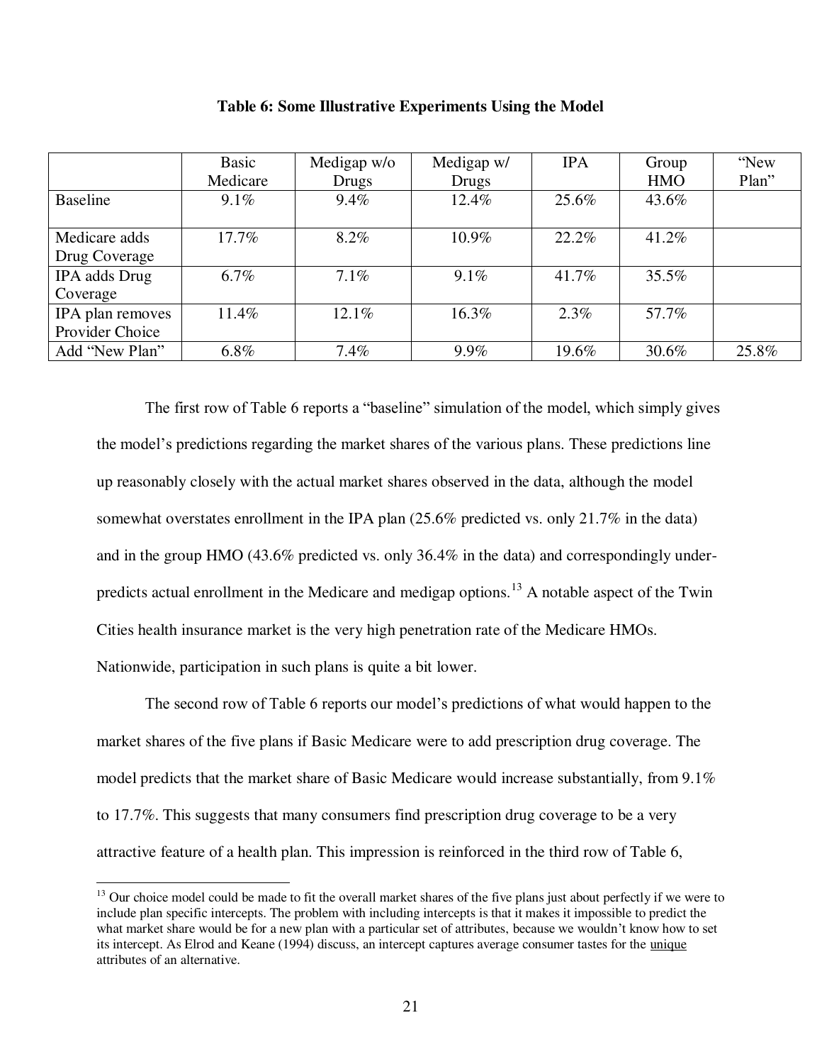**Table 6: Some Illustrative Experiments Using the Model**

| | Basic Medicare | Medigap w/o Drugs | Medigap w/ Drugs | IPA | Group HMO | "New Plan" |
|---|---|---|---|---|---|---|
| Baseline | 9.1% | 9.4% | 12.4% | 25.6% | 43.6% | |
| Medicare adds Drug Coverage | 17.7% | 8.2% | 10.9% | 22.2% | 41.2% | |
| IPA adds Drug Coverage | 6.7% | 7.1% | 9.1% | 41.7% | 35.5% | |
| IPA plan removes Provider Choice | 11.4% | 12.1% | 16.3% | 2.3% | 57.7% | |
| Add "New Plan" | 6.8% | 7.4% | 9.9% | 19.6% | 30.6% | 25.8% |

The first row of Table 6 reports a "baseline" simulation of the model, which simply gives the model's predictions regarding the market shares of the various plans. These predictions line up reasonably closely with the actual market shares observed in the data, although the model somewhat overstates enrollment in the IPA plan (25.6% predicted vs. only 21.7% in the data) and in the group HMO (43.6% predicted vs. only 36.4% in the data) and correspondingly under-predicts actual enrollment in the Medicare and medigap options.[13] A notable aspect of the Twin Cities health insurance market is the very high penetration rate of the Medicare HMOs. Nationwide, participation in such plans is quite a bit lower.

The second row of Table 6 reports our model's predictions of what would happen to the market shares of the five plans if Basic Medicare were to add prescription drug coverage. The model predicts that the market share of Basic Medicare would increase substantially, from 9.1% to 17.7%. This suggests that many consumers find prescription drug coverage to be a very attractive feature of a health plan. This impression is reinforced in the third row of Table 6,

[13] Our choice model could be made to fit the overall market shares of the five plans just about perfectly if we were to include plan specific intercepts. The problem with including intercepts is that it makes it impossible to predict the what market share would be for a new plan with a particular set of attributes, because we wouldn't know how to set its intercept. As Elrod and Keane (1994) discuss, an intercept captures average consumer tastes for the unique attributes of an alternative.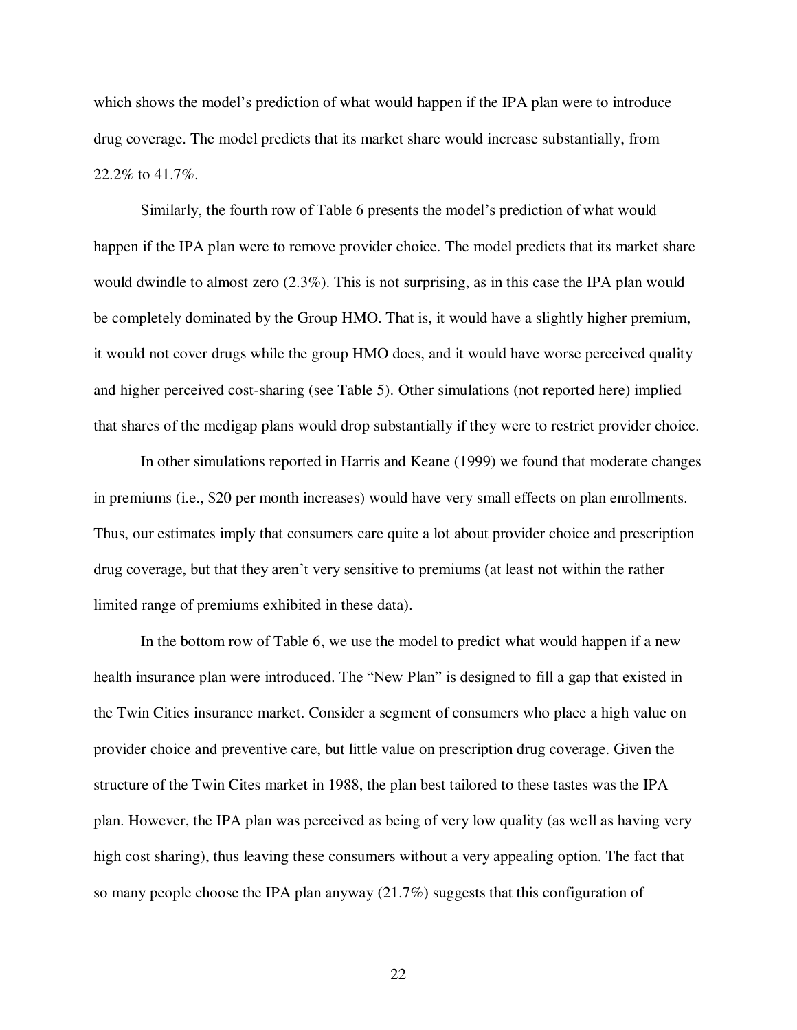which shows the model's prediction of what would happen if the IPA plan were to introduce drug coverage. The model predicts that its market share would increase substantially, from 22.2% to 41.7%.

Similarly, the fourth row of Table 6 presents the model's prediction of what would happen if the IPA plan were to remove provider choice. The model predicts that its market share would dwindle to almost zero (2.3%). This is not surprising, as in this case the IPA plan would be completely dominated by the Group HMO. That is, it would have a slightly higher premium, it would not cover drugs while the group HMO does, and it would have worse perceived quality and higher perceived cost-sharing (see Table 5). Other simulations (not reported here) implied that shares of the medigap plans would drop substantially if they were to restrict provider choice.

In other simulations reported in Harris and Keane (1999) we found that moderate changes in premiums (i.e., $20 per month increases) would have very small effects on plan enrollments. Thus, our estimates imply that consumers care quite a lot about provider choice and prescription drug coverage, but that they aren't very sensitive to premiums (at least not within the rather limited range of premiums exhibited in these data).

In the bottom row of Table 6, we use the model to predict what would happen if a new health insurance plan were introduced. The "New Plan" is designed to fill a gap that existed in the Twin Cities insurance market. Consider a segment of consumers who place a high value on provider choice and preventive care, but little value on prescription drug coverage. Given the structure of the Twin Cites market in 1988, the plan best tailored to these tastes was the IPA plan. However, the IPA plan was perceived as being of very low quality (as well as having very high cost sharing), thus leaving these consumers without a very appealing option. The fact that so many people choose the IPA plan anyway (21.7%) suggests that this configuration of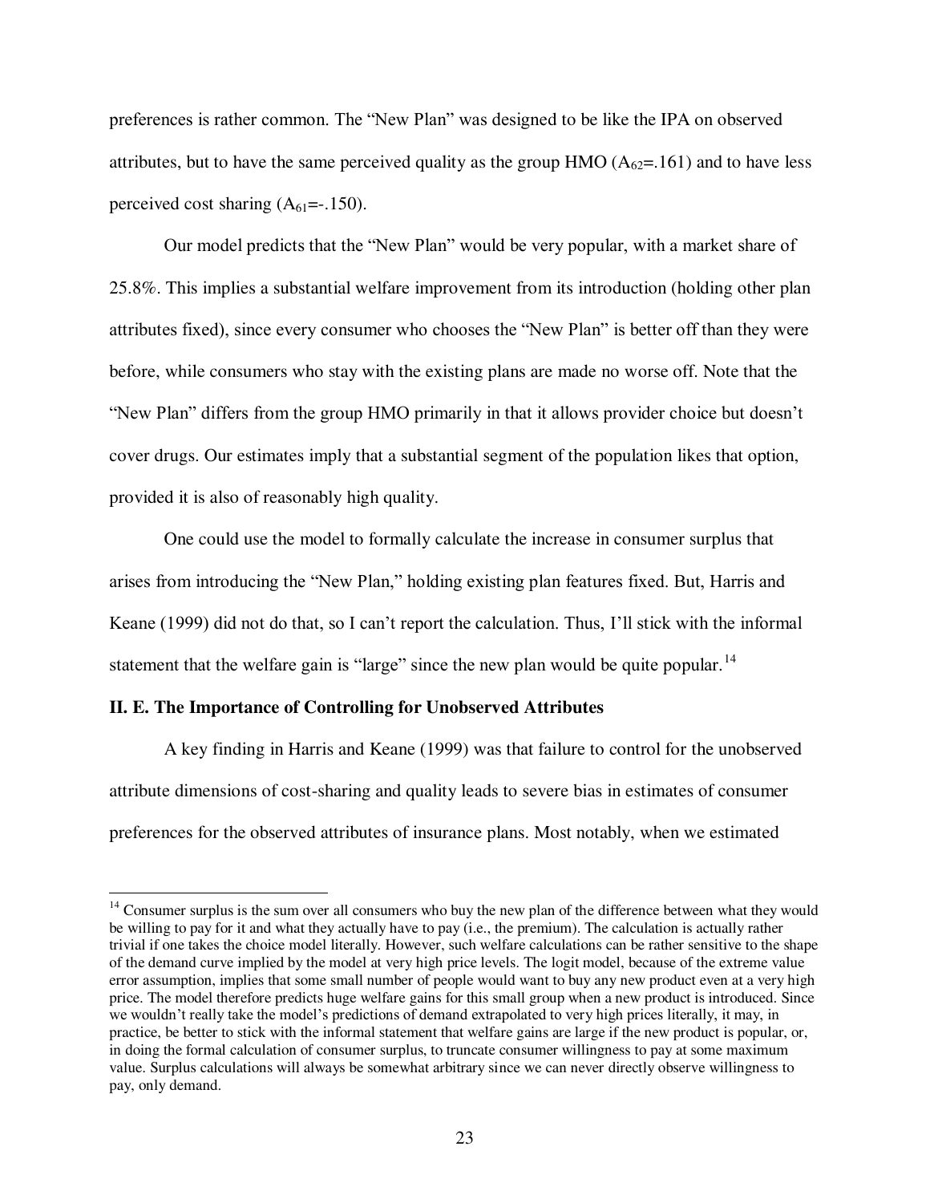preferences is rather common. The "New Plan" was designed to be like the IPA on observed attributes, but to have the same perceived quality as the group HMO ($A_{62}$=.161) and to have less perceived cost sharing ($A_{61}$=-.150).

Our model predicts that the "New Plan" would be very popular, with a market share of 25.8%. This implies a substantial welfare improvement from its introduction (holding other plan attributes fixed), since every consumer who chooses the "New Plan" is better off than they were before, while consumers who stay with the existing plans are made no worse off. Note that the "New Plan" differs from the group HMO primarily in that it allows provider choice but doesn't cover drugs. Our estimates imply that a substantial segment of the population likes that option, provided it is also of reasonably high quality.

One could use the model to formally calculate the increase in consumer surplus that arises from introducing the "New Plan," holding existing plan features fixed. But, Harris and Keane (1999) did not do that, so I can't report the calculation. Thus, I'll stick with the informal statement that the welfare gain is "large" since the new plan would be quite popular.[14]

## II. E. The Importance of Controlling for Unobserved Attributes

A key finding in Harris and Keane (1999) was that failure to control for the unobserved attribute dimensions of cost-sharing and quality leads to severe bias in estimates of consumer preferences for the observed attributes of insurance plans. Most notably, when we estimated

[14] Consumer surplus is the sum over all consumers who buy the new plan of the difference between what they would be willing to pay for it and what they actually have to pay (i.e., the premium). The calculation is actually rather trivial if one takes the choice model literally. However, such welfare calculations can be rather sensitive to the shape of the demand curve implied by the model at very high price levels. The logit model, because of the extreme value error assumption, implies that some small number of people would want to buy any new product even at a very high price. The model therefore predicts huge welfare gains for this small group when a new product is introduced. Since we wouldn't really take the model's predictions of demand extrapolated to very high prices literally, it may, in practice, be better to stick with the informal statement that welfare gains are large if the new product is popular, or, in doing the formal calculation of consumer surplus, to truncate consumer willingness to pay at some maximum value. Surplus calculations will always be somewhat arbitrary since we can never directly observe willingness to pay, only demand.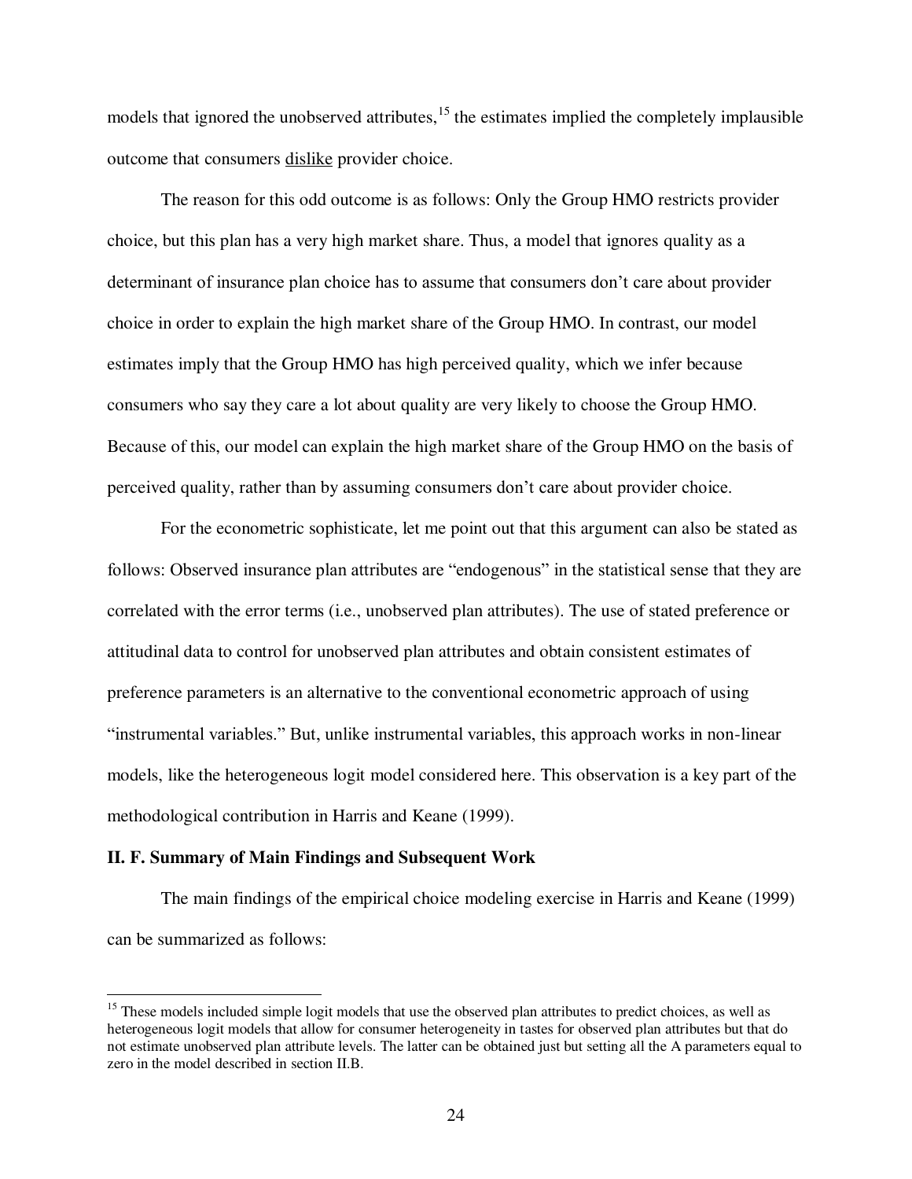models that ignored the unobserved attributes,[15] the estimates implied the completely implausible outcome that consumers dislike provider choice.

The reason for this odd outcome is as follows: Only the Group HMO restricts provider choice, but this plan has a very high market share. Thus, a model that ignores quality as a determinant of insurance plan choice has to assume that consumers don't care about provider choice in order to explain the high market share of the Group HMO. In contrast, our model estimates imply that the Group HMO has high perceived quality, which we infer because consumers who say they care a lot about quality are very likely to choose the Group HMO. Because of this, our model can explain the high market share of the Group HMO on the basis of perceived quality, rather than by assuming consumers don't care about provider choice.

For the econometric sophisticate, let me point out that this argument can also be stated as follows: Observed insurance plan attributes are "endogenous" in the statistical sense that they are correlated with the error terms (i.e., unobserved plan attributes). The use of stated preference or attitudinal data to control for unobserved plan attributes and obtain consistent estimates of preference parameters is an alternative to the conventional econometric approach of using "instrumental variables." But, unlike instrumental variables, this approach works in non-linear models, like the heterogeneous logit model considered here. This observation is a key part of the methodological contribution in Harris and Keane (1999).

### II. F. Summary of Main Findings and Subsequent Work

The main findings of the empirical choice modeling exercise in Harris and Keane (1999) can be summarized as follows:

[15] These models included simple logit models that use the observed plan attributes to predict choices, as well as heterogeneous logit models that allow for consumer heterogeneity in tastes for observed plan attributes but that do not estimate unobserved plan attribute levels. The latter can be obtained just but setting all the A parameters equal to zero in the model described in section II.B.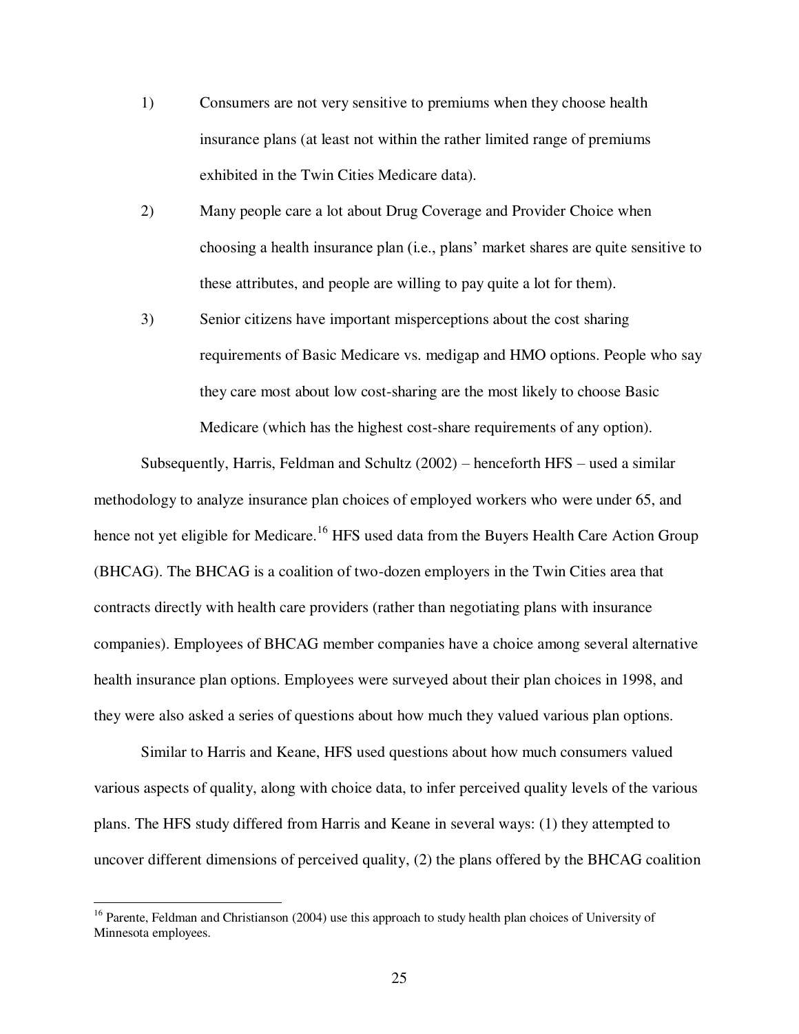1) Consumers are not very sensitive to premiums when they choose health insurance plans (at least not within the rather limited range of premiums exhibited in the Twin Cities Medicare data).

2) Many people care a lot about Drug Coverage and Provider Choice when choosing a health insurance plan (i.e., plans' market shares are quite sensitive to these attributes, and people are willing to pay quite a lot for them).

3) Senior citizens have important misperceptions about the cost sharing requirements of Basic Medicare vs. medigap and HMO options. People who say they care most about low cost-sharing are the most likely to choose Basic Medicare (which has the highest cost-share requirements of any option).

Subsequently, Harris, Feldman and Schultz (2002) – henceforth HFS – used a similar methodology to analyze insurance plan choices of employed workers who were under 65, and hence not yet eligible for Medicare.[16] HFS used data from the Buyers Health Care Action Group (BHCAG). The BHCAG is a coalition of two-dozen employers in the Twin Cities area that contracts directly with health care providers (rather than negotiating plans with insurance companies). Employees of BHCAG member companies have a choice among several alternative health insurance plan options. Employees were surveyed about their plan choices in 1998, and they were also asked a series of questions about how much they valued various plan options.

Similar to Harris and Keane, HFS used questions about how much consumers valued various aspects of quality, along with choice data, to infer perceived quality levels of the various plans. The HFS study differed from Harris and Keane in several ways: (1) they attempted to uncover different dimensions of perceived quality, (2) the plans offered by the BHCAG coalition

[16] Parente, Feldman and Christianson (2004) use this approach to study health plan choices of University of Minnesota employees.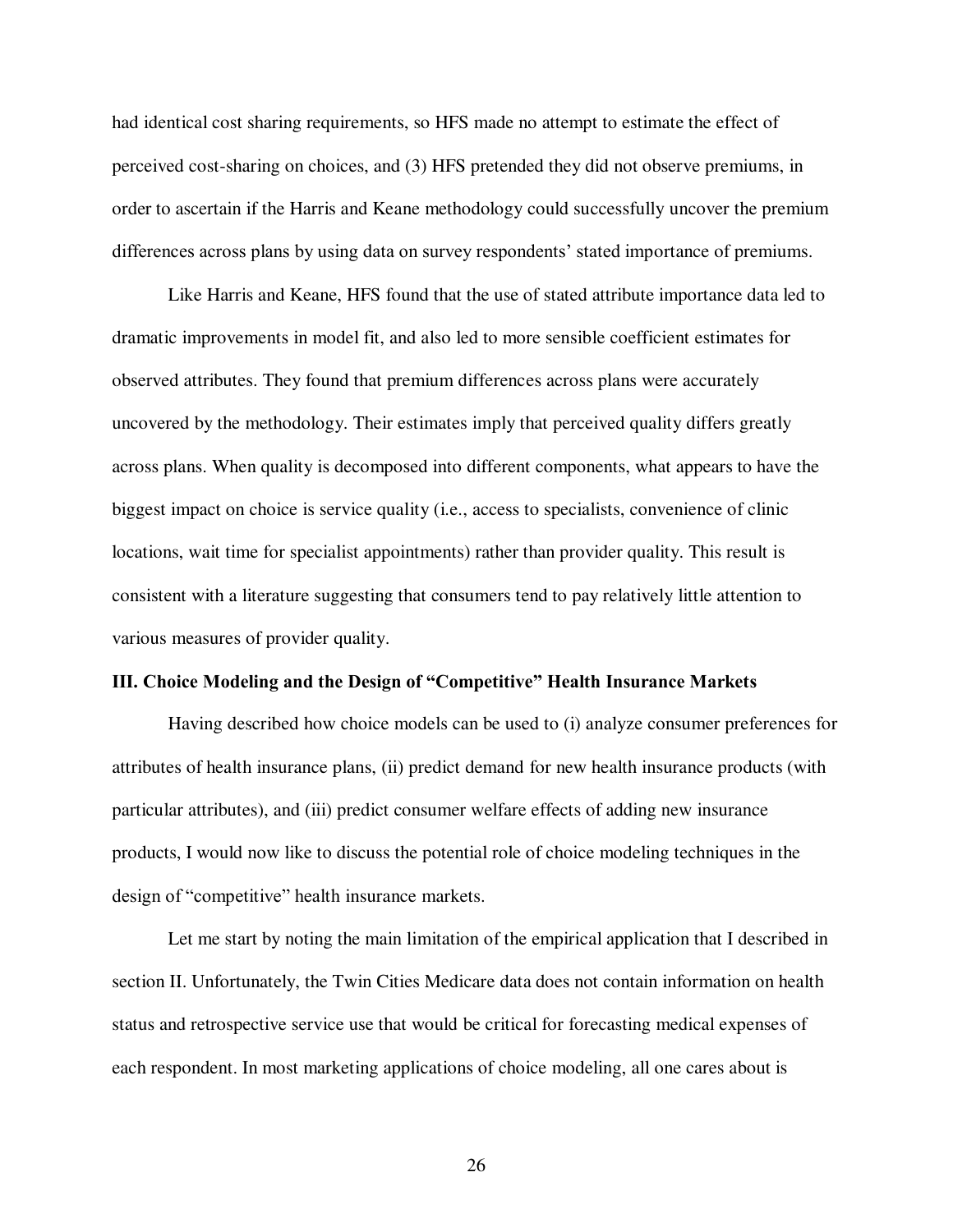had identical cost sharing requirements, so HFS made no attempt to estimate the effect of perceived cost-sharing on choices, and (3) HFS pretended they did not observe premiums, in order to ascertain if the Harris and Keane methodology could successfully uncover the premium differences across plans by using data on survey respondents' stated importance of premiums.

Like Harris and Keane, HFS found that the use of stated attribute importance data led to dramatic improvements in model fit, and also led to more sensible coefficient estimates for observed attributes. They found that premium differences across plans were accurately uncovered by the methodology. Their estimates imply that perceived quality differs greatly across plans. When quality is decomposed into different components, what appears to have the biggest impact on choice is service quality (i.e., access to specialists, convenience of clinic locations, wait time for specialist appointments) rather than provider quality. This result is consistent with a literature suggesting that consumers tend to pay relatively little attention to various measures of provider quality.

## III. Choice Modeling and the Design of "Competitive" Health Insurance Markets

Having described how choice models can be used to (i) analyze consumer preferences for attributes of health insurance plans, (ii) predict demand for new health insurance products (with particular attributes), and (iii) predict consumer welfare effects of adding new insurance products, I would now like to discuss the potential role of choice modeling techniques in the design of "competitive" health insurance markets.

Let me start by noting the main limitation of the empirical application that I described in section II. Unfortunately, the Twin Cities Medicare data does not contain information on health status and retrospective service use that would be critical for forecasting medical expenses of each respondent. In most marketing applications of choice modeling, all one cares about is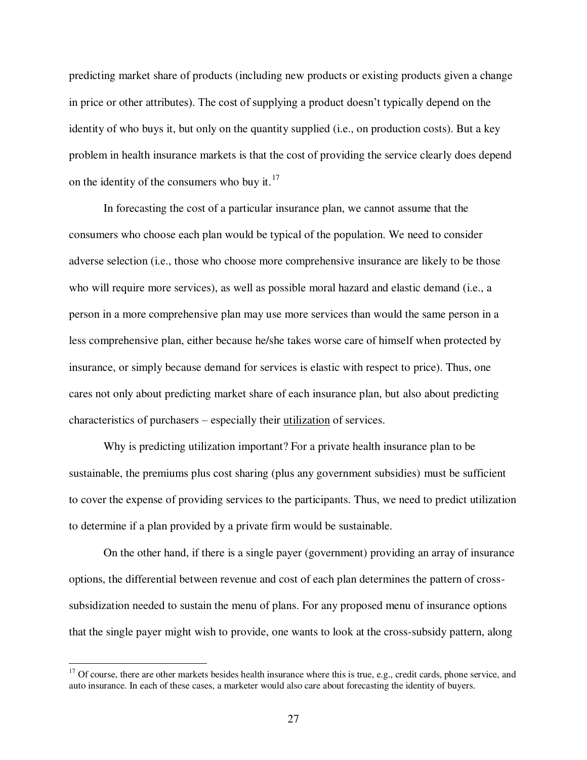predicting market share of products (including new products or existing products given a change in price or other attributes). The cost of supplying a product doesn't typically depend on the identity of who buys it, but only on the quantity supplied (i.e., on production costs). But a key problem in health insurance markets is that the cost of providing the service clearly does depend on the identity of the consumers who buy it.[17]

In forecasting the cost of a particular insurance plan, we cannot assume that the consumers who choose each plan would be typical of the population. We need to consider adverse selection (i.e., those who choose more comprehensive insurance are likely to be those who will require more services), as well as possible moral hazard and elastic demand (i.e., a person in a more comprehensive plan may use more services than would the same person in a less comprehensive plan, either because he/she takes worse care of himself when protected by insurance, or simply because demand for services is elastic with respect to price). Thus, one cares not only about predicting market share of each insurance plan, but also about predicting characteristics of purchasers – especially their <u>utilization</u> of services.

Why is predicting utilization important? For a private health insurance plan to be sustainable, the premiums plus cost sharing (plus any government subsidies) must be sufficient to cover the expense of providing services to the participants. Thus, we need to predict utilization to determine if a plan provided by a private firm would be sustainable.

On the other hand, if there is a single payer (government) providing an array of insurance options, the differential between revenue and cost of each plan determines the pattern of cross-subsidization needed to sustain the menu of plans. For any proposed menu of insurance options that the single payer might wish to provide, one wants to look at the cross-subsidy pattern, along

[17] Of course, there are other markets besides health insurance where this is true, e.g., credit cards, phone service, and auto insurance. In each of these cases, a marketer would also care about forecasting the identity of buyers.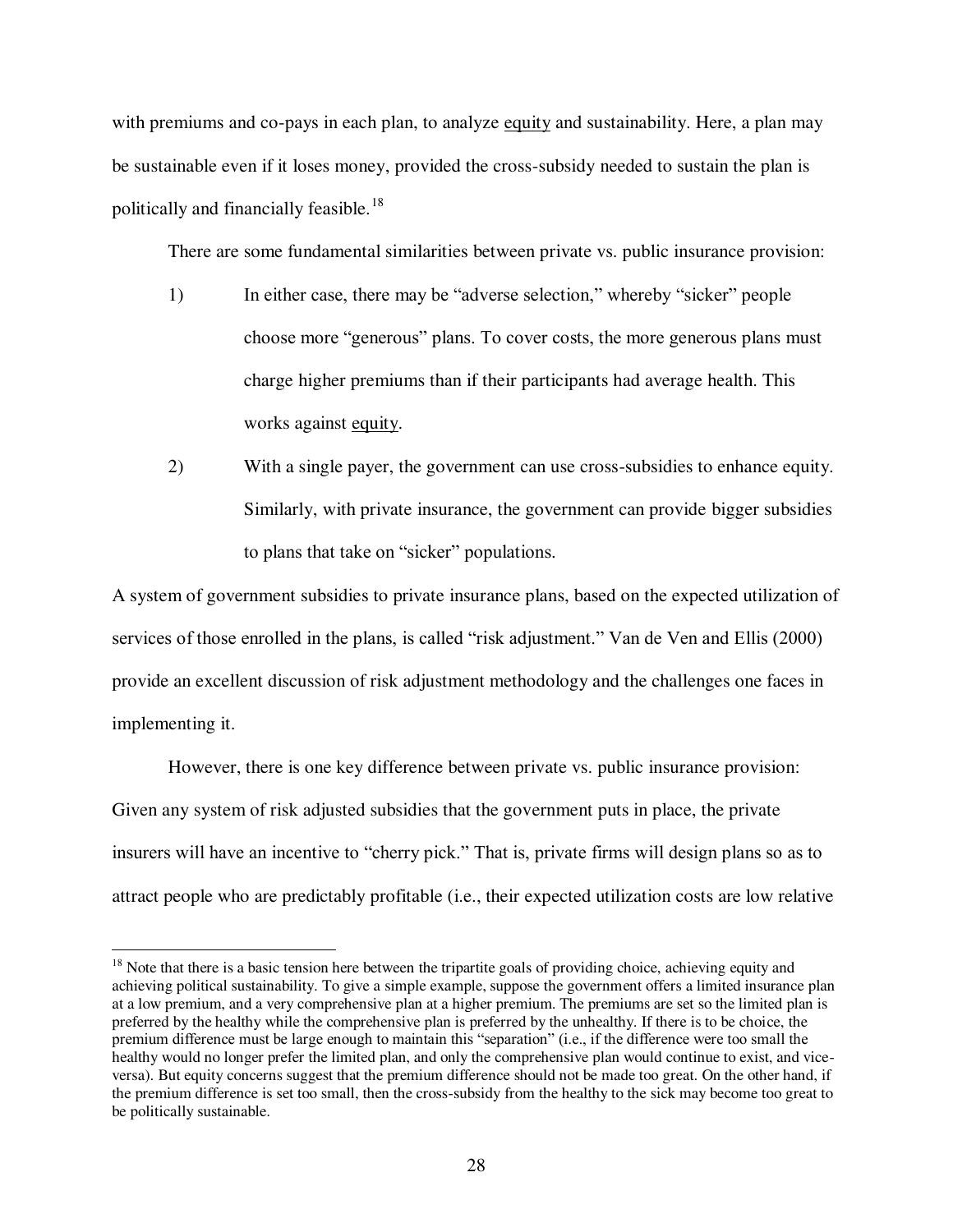with premiums and co-pays in each plan, to analyze <u>equity</u> and sustainability. Here, a plan may be sustainable even if it loses money, provided the cross-subsidy needed to sustain the plan is politically and financially feasible.[18]

There are some fundamental similarities between private vs. public insurance provision:

1) In either case, there may be "adverse selection," whereby "sicker" people choose more "generous" plans. To cover costs, the more generous plans must charge higher premiums than if their participants had average health. This works against <u>equity</u>.

2) With a single payer, the government can use cross-subsidies to enhance equity. Similarly, with private insurance, the government can provide bigger subsidies to plans that take on "sicker" populations.

A system of government subsidies to private insurance plans, based on the expected utilization of services of those enrolled in the plans, is called "risk adjustment." Van de Ven and Ellis (2000) provide an excellent discussion of risk adjustment methodology and the challenges one faces in implementing it.

However, there is one key difference between private vs. public insurance provision: Given any system of risk adjusted subsidies that the government puts in place, the private insurers will have an incentive to "cherry pick." That is, private firms will design plans so as to attract people who are predictably profitable (i.e., their expected utilization costs are low relative

---

[18] Note that there is a basic tension here between the tripartite goals of providing choice, achieving equity and achieving political sustainability. To give a simple example, suppose the government offers a limited insurance plan at a low premium, and a very comprehensive plan at a higher premium. The premiums are set so the limited plan is preferred by the healthy while the comprehensive plan is preferred by the unhealthy. If there is to be choice, the premium difference must be large enough to maintain this "separation" (i.e., if the difference were too small the healthy would no longer prefer the limited plan, and only the comprehensive plan would continue to exist, and vice-versa). But equity concerns suggest that the premium difference should not be made too great. On the other hand, if the premium difference is set too small, then the cross-subsidy from the healthy to the sick may become too great to be politically sustainable.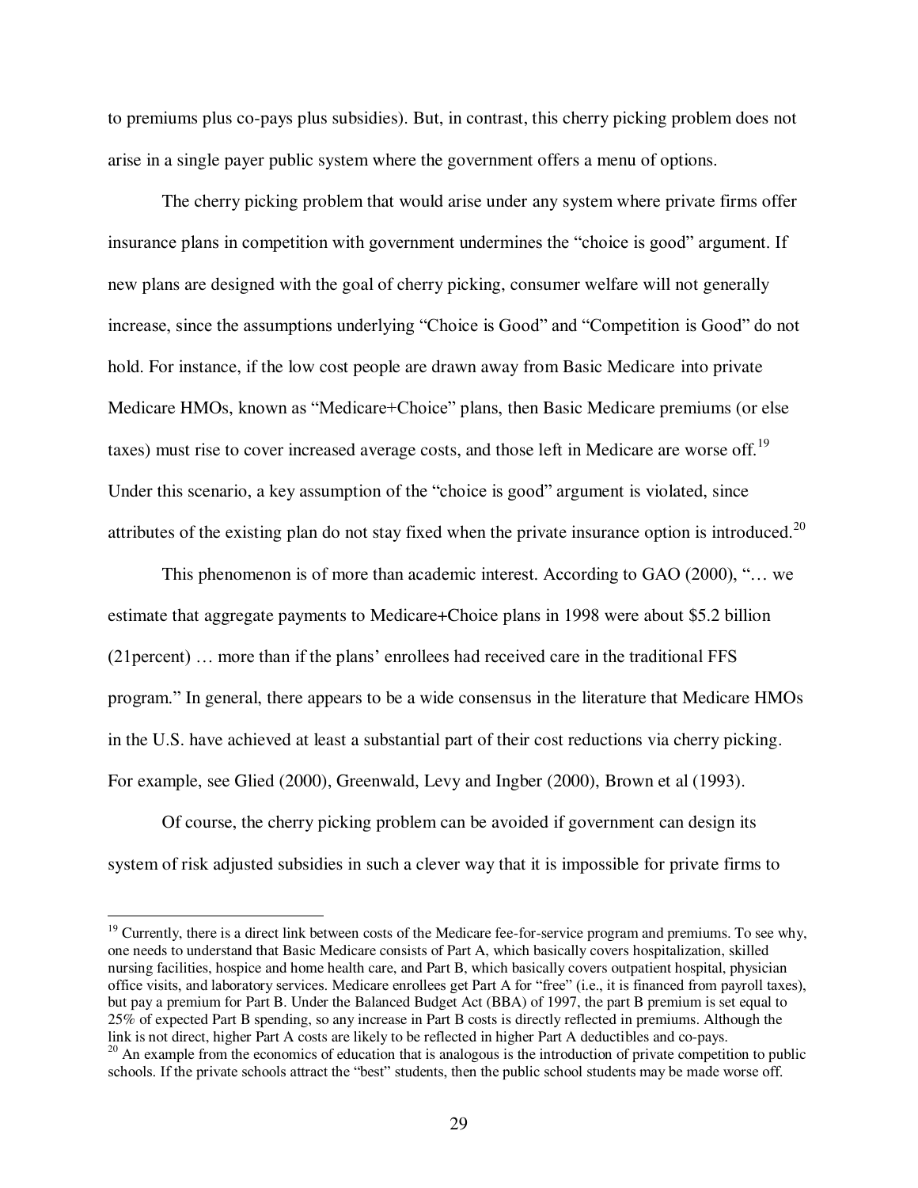to premiums plus co-pays plus subsidies). But, in contrast, this cherry picking problem does not arise in a single payer public system where the government offers a menu of options.

The cherry picking problem that would arise under any system where private firms offer insurance plans in competition with government undermines the "choice is good" argument. If new plans are designed with the goal of cherry picking, consumer welfare will not generally increase, since the assumptions underlying "Choice is Good" and "Competition is Good" do not hold. For instance, if the low cost people are drawn away from Basic Medicare into private Medicare HMOs, known as "Medicare+Choice" plans, then Basic Medicare premiums (or else taxes) must rise to cover increased average costs, and those left in Medicare are worse off.[19] Under this scenario, a key assumption of the "choice is good" argument is violated, since attributes of the existing plan do not stay fixed when the private insurance option is introduced.[20]

This phenomenon is of more than academic interest. According to GAO (2000), "… we estimate that aggregate payments to Medicare+Choice plans in 1998 were about $5.2 billion (21percent) … more than if the plans' enrollees had received care in the traditional FFS program." In general, there appears to be a wide consensus in the literature that Medicare HMOs in the U.S. have achieved at least a substantial part of their cost reductions via cherry picking. For example, see Glied (2000), Greenwald, Levy and Ingber (2000), Brown et al (1993).

Of course, the cherry picking problem can be avoided if government can design its system of risk adjusted subsidies in such a clever way that it is impossible for private firms to

---

[19] Currently, there is a direct link between costs of the Medicare fee-for-service program and premiums. To see why, one needs to understand that Basic Medicare consists of Part A, which basically covers hospitalization, skilled nursing facilities, hospice and home health care, and Part B, which basically covers outpatient hospital, physician office visits, and laboratory services. Medicare enrollees get Part A for "free" (i.e., it is financed from payroll taxes), but pay a premium for Part B. Under the Balanced Budget Act (BBA) of 1997, the part B premium is set equal to 25% of expected Part B spending, so any increase in Part B costs is directly reflected in premiums. Although the link is not direct, higher Part A costs are likely to be reflected in higher Part A deductibles and co-pays.

[20] An example from the economics of education that is analogous is the introduction of private competition to public schools. If the private schools attract the "best" students, then the public school students may be made worse off.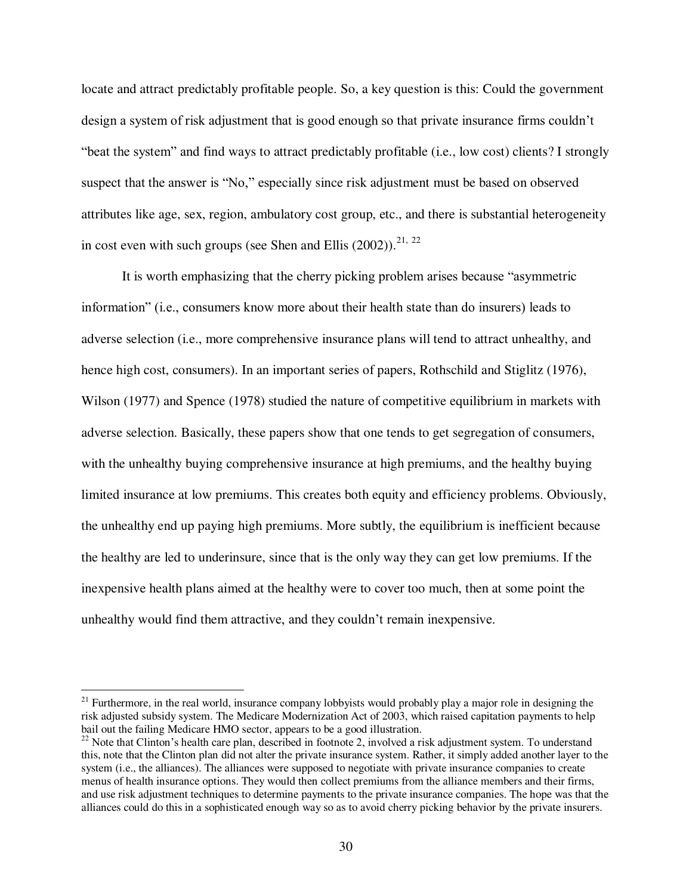locate and attract predictably profitable people. So, a key question is this: Could the government design a system of risk adjustment that is good enough so that private insurance firms couldn't "beat the system" and find ways to attract predictably profitable (i.e., low cost) clients? I strongly suspect that the answer is "No," especially since risk adjustment must be based on observed attributes like age, sex, region, ambulatory cost group, etc., and there is substantial heterogeneity in cost even with such groups (see Shen and Ellis (2002)).[21, 22]

It is worth emphasizing that the cherry picking problem arises because "asymmetric information" (i.e., consumers know more about their health state than do insurers) leads to adverse selection (i.e., more comprehensive insurance plans will tend to attract unhealthy, and hence high cost, consumers). In an important series of papers, Rothschild and Stiglitz (1976), Wilson (1977) and Spence (1978) studied the nature of competitive equilibrium in markets with adverse selection. Basically, these papers show that one tends to get segregation of consumers, with the unhealthy buying comprehensive insurance at high premiums, and the healthy buying limited insurance at low premiums. This creates both equity and efficiency problems. Obviously, the unhealthy end up paying high premiums. More subtly, the equilibrium is inefficient because the healthy are led to underinsure, since that is the only way they can get low premiums. If the inexpensive health plans aimed at the healthy were to cover too much, then at some point the unhealthy would find them attractive, and they couldn't remain inexpensive.

---

[21] Furthermore, in the real world, insurance company lobbyists would probably play a major role in designing the risk adjusted subsidy system. The Medicare Modernization Act of 2003, which raised capitation payments to help bail out the failing Medicare HMO sector, appears to be a good illustration.

[22] Note that Clinton's health care plan, described in footnote 2, involved a risk adjustment system. To understand this, note that the Clinton plan did not alter the private insurance system. Rather, it simply added another layer to the system (i.e., the alliances). The alliances were supposed to negotiate with private insurance companies to create menus of health insurance options. They would then collect premiums from the alliance members and their firms, and use risk adjustment techniques to determine payments to the private insurance companies. The hope was that the alliances could do this in a sophisticated enough way so as to avoid cherry picking behavior by the private insurers.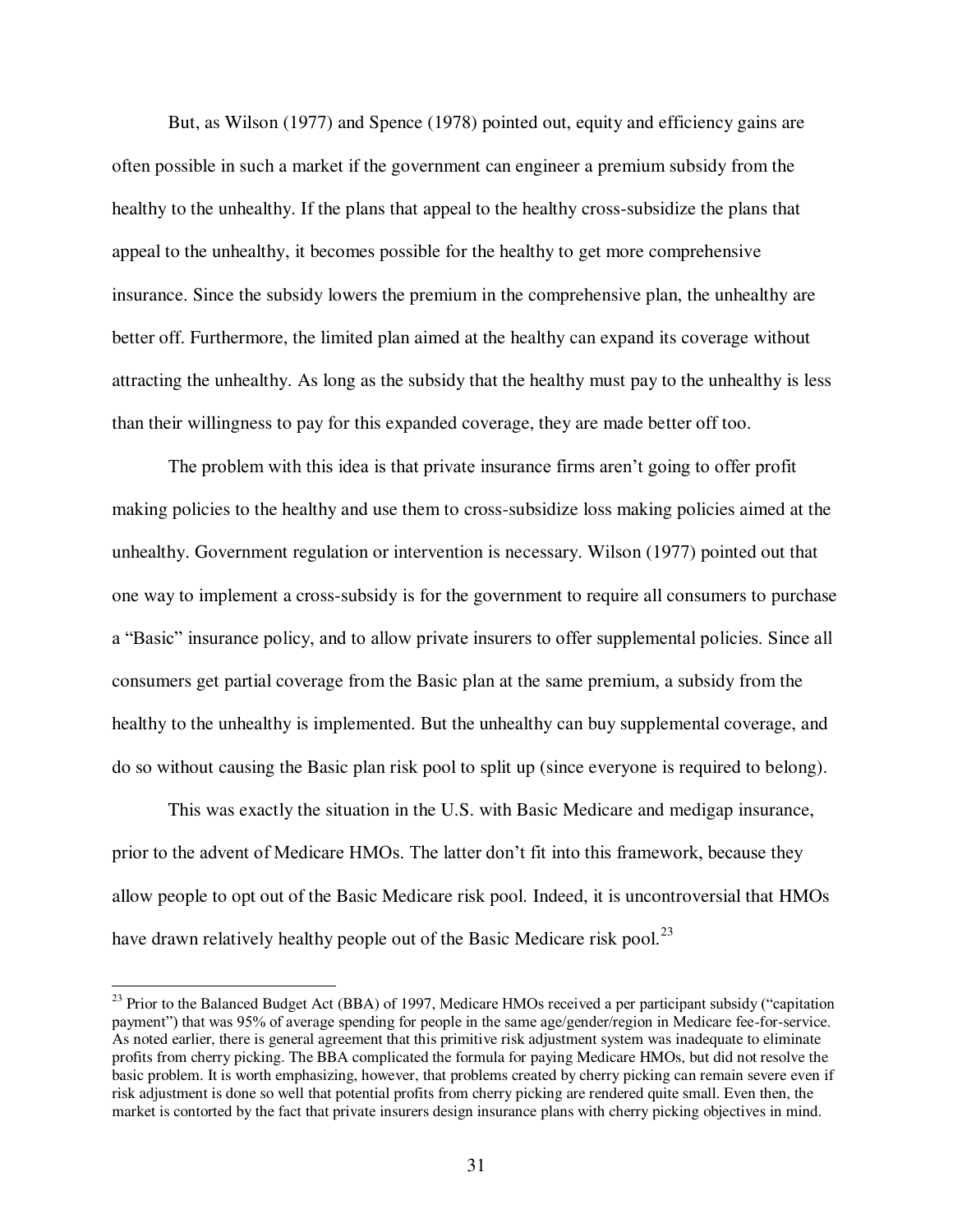But, as Wilson (1977) and Spence (1978) pointed out, equity and efficiency gains are often possible in such a market if the government can engineer a premium subsidy from the healthy to the unhealthy. If the plans that appeal to the healthy cross-subsidize the plans that appeal to the unhealthy, it becomes possible for the healthy to get more comprehensive insurance. Since the subsidy lowers the premium in the comprehensive plan, the unhealthy are better off. Furthermore, the limited plan aimed at the healthy can expand its coverage without attracting the unhealthy. As long as the subsidy that the healthy must pay to the unhealthy is less than their willingness to pay for this expanded coverage, they are made better off too.

The problem with this idea is that private insurance firms aren't going to offer profit making policies to the healthy and use them to cross-subsidize loss making policies aimed at the unhealthy. Government regulation or intervention is necessary. Wilson (1977) pointed out that one way to implement a cross-subsidy is for the government to require all consumers to purchase a "Basic" insurance policy, and to allow private insurers to offer supplemental policies. Since all consumers get partial coverage from the Basic plan at the same premium, a subsidy from the healthy to the unhealthy is implemented. But the unhealthy can buy supplemental coverage, and do so without causing the Basic plan risk pool to split up (since everyone is required to belong).

This was exactly the situation in the U.S. with Basic Medicare and medigap insurance, prior to the advent of Medicare HMOs. The latter don't fit into this framework, because they allow people to opt out of the Basic Medicare risk pool. Indeed, it is uncontroversial that HMOs have drawn relatively healthy people out of the Basic Medicare risk pool.[23]

[23] Prior to the Balanced Budget Act (BBA) of 1997, Medicare HMOs received a per participant subsidy ("capitation payment") that was 95% of average spending for people in the same age/gender/region in Medicare fee-for-service. As noted earlier, there is general agreement that this primitive risk adjustment system was inadequate to eliminate profits from cherry picking. The BBA complicated the formula for paying Medicare HMOs, but did not resolve the basic problem. It is worth emphasizing, however, that problems created by cherry picking can remain severe even if risk adjustment is done so well that potential profits from cherry picking are rendered quite small. Even then, the market is contorted by the fact that private insurers design insurance plans with cherry picking objectives in mind.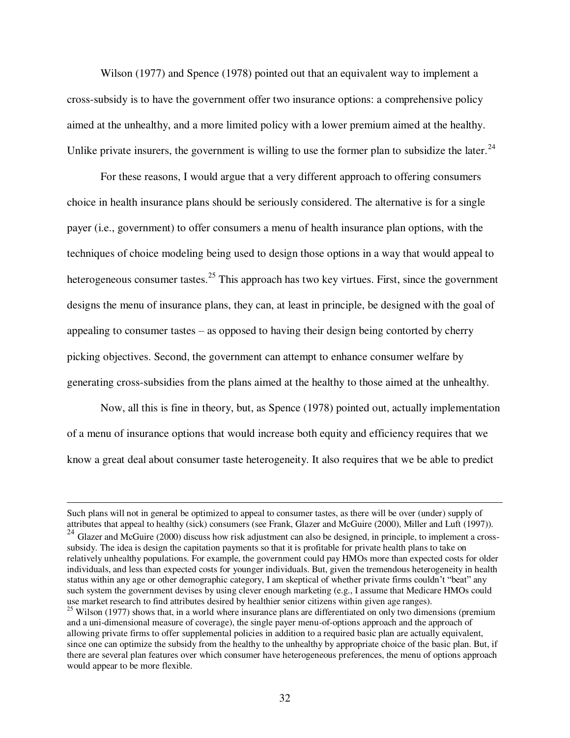Wilson (1977) and Spence (1978) pointed out that an equivalent way to implement a cross-subsidy is to have the government offer two insurance options: a comprehensive policy aimed at the unhealthy, and a more limited policy with a lower premium aimed at the healthy. Unlike private insurers, the government is willing to use the former plan to subsidize the later.[24]

For these reasons, I would argue that a very different approach to offering consumers choice in health insurance plans should be seriously considered. The alternative is for a single payer (i.e., government) to offer consumers a menu of health insurance plan options, with the techniques of choice modeling being used to design those options in a way that would appeal to heterogeneous consumer tastes.[25] This approach has two key virtues. First, since the government designs the menu of insurance plans, they can, at least in principle, be designed with the goal of appealing to consumer tastes – as opposed to having their design being contorted by cherry picking objectives. Second, the government can attempt to enhance consumer welfare by generating cross-subsidies from the plans aimed at the healthy to those aimed at the unhealthy.

Now, all this is fine in theory, but, as Spence (1978) pointed out, actually implementation of a menu of insurance options that would increase both equity and efficiency requires that we know a great deal about consumer taste heterogeneity. It also requires that we be able to predict

---

Such plans will not in general be optimized to appeal to consumer tastes, as there will be over (under) supply of attributes that appeal to healthy (sick) consumers (see Frank, Glazer and McGuire (2000), Miller and Luft (1997)).

[24] Glazer and McGuire (2000) discuss how risk adjustment can also be designed, in principle, to implement a cross-subsidy. The idea is design the capitation payments so that it is profitable for private health plans to take on relatively unhealthy populations. For example, the government could pay HMOs more than expected costs for older individuals, and less than expected costs for younger individuals. But, given the tremendous heterogeneity in health status within any age or other demographic category, I am skeptical of whether private firms couldn't "beat" any such system the government devises by using clever enough marketing (e.g., I assume that Medicare HMOs could use market research to find attributes desired by healthier senior citizens within given age ranges).

[25] Wilson (1977) shows that, in a world where insurance plans are differentiated on only two dimensions (premium and a uni-dimensional measure of coverage), the single payer menu-of-options approach and the approach of allowing private firms to offer supplemental policies in addition to a required basic plan are actually equivalent, since one can optimize the subsidy from the healthy to the unhealthy by appropriate choice of the basic plan. But, if there are several plan features over which consumer have heterogeneous preferences, the menu of options approach would appear to be more flexible.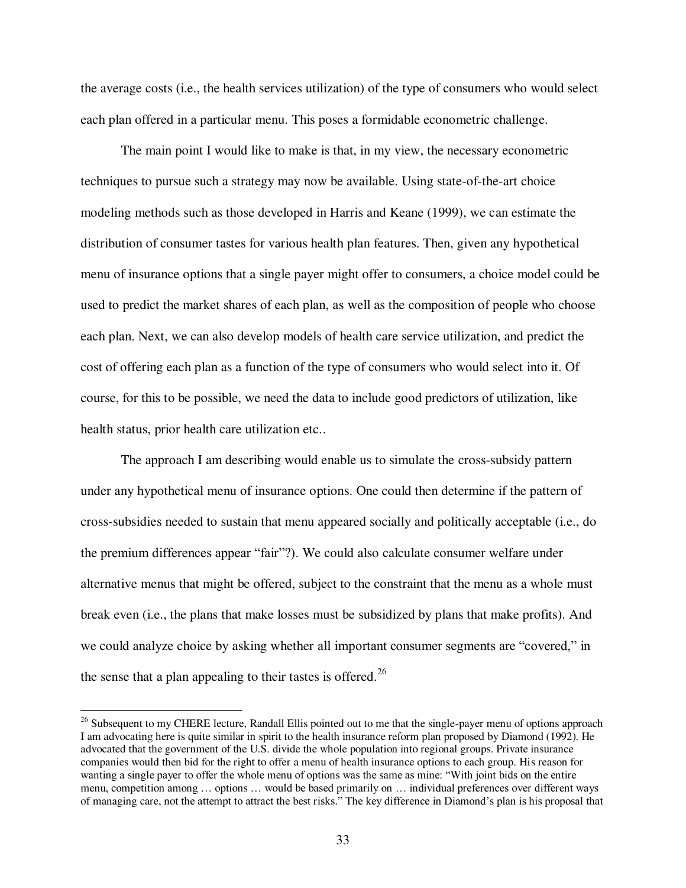the average costs (i.e., the health services utilization) of the type of consumers who would select each plan offered in a particular menu. This poses a formidable econometric challenge.

The main point I would like to make is that, in my view, the necessary econometric techniques to pursue such a strategy may now be available. Using state-of-the-art choice modeling methods such as those developed in Harris and Keane (1999), we can estimate the distribution of consumer tastes for various health plan features. Then, given any hypothetical menu of insurance options that a single payer might offer to consumers, a choice model could be used to predict the market shares of each plan, as well as the composition of people who choose each plan. Next, we can also develop models of health care service utilization, and predict the cost of offering each plan as a function of the type of consumers who would select into it. Of course, for this to be possible, we need the data to include good predictors of utilization, like health status, prior health care utilization etc..

The approach I am describing would enable us to simulate the cross-subsidy pattern under any hypothetical menu of insurance options. One could then determine if the pattern of cross-subsidies needed to sustain that menu appeared socially and politically acceptable (i.e., do the premium differences appear "fair"?). We could also calculate consumer welfare under alternative menus that might be offered, subject to the constraint that the menu as a whole must break even (i.e., the plans that make losses must be subsidized by plans that make profits). And we could analyze choice by asking whether all important consumer segments are "covered," in the sense that a plan appealing to their tastes is offered.[26]

[26] Subsequent to my CHERE lecture, Randall Ellis pointed out to me that the single-payer menu of options approach I am advocating here is quite similar in spirit to the health insurance reform plan proposed by Diamond (1992). He advocated that the government of the U.S. divide the whole population into regional groups. Private insurance companies would then bid for the right to offer a menu of health insurance options to each group. His reason for wanting a single payer to offer the whole menu of options was the same as mine: "With joint bids on the entire menu, competition among … options … would be based primarily on … individual preferences over different ways of managing care, not the attempt to attract the best risks." The key difference in Diamond's plan is his proposal that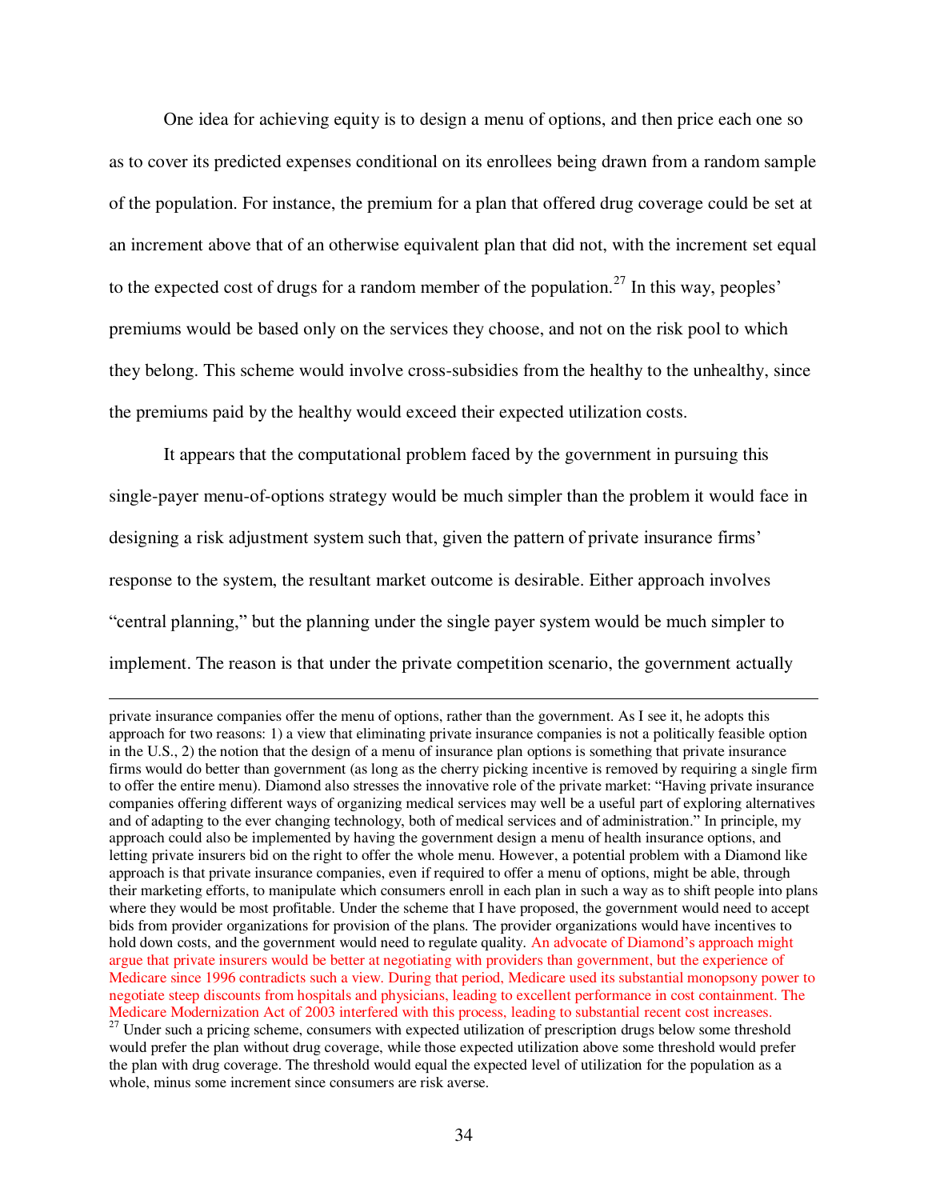One idea for achieving equity is to design a menu of options, and then price each one so as to cover its predicted expenses conditional on its enrollees being drawn from a random sample of the population. For instance, the premium for a plan that offered drug coverage could be set at an increment above that of an otherwise equivalent plan that did not, with the increment set equal to the expected cost of drugs for a random member of the population.[27] In this way, peoples' premiums would be based only on the services they choose, and not on the risk pool to which they belong. This scheme would involve cross-subsidies from the healthy to the unhealthy, since the premiums paid by the healthy would exceed their expected utilization costs.

It appears that the computational problem faced by the government in pursuing this single-payer menu-of-options strategy would be much simpler than the problem it would face in designing a risk adjustment system such that, given the pattern of private insurance firms' response to the system, the resultant market outcome is desirable. Either approach involves "central planning," but the planning under the single payer system would be much simpler to implement. The reason is that under the private competition scenario, the government actually

---

private insurance companies offer the menu of options, rather than the government. As I see it, he adopts this approach for two reasons: 1) a view that eliminating private insurance companies is not a politically feasible option in the U.S., 2) the notion that the design of a menu of insurance plan options is something that private insurance firms would do better than government (as long as the cherry picking incentive is removed by requiring a single firm to offer the entire menu). Diamond also stresses the innovative role of the private market: "Having private insurance companies offering different ways of organizing medical services may well be a useful part of exploring alternatives and of adapting to the ever changing technology, both of medical services and of administration." In principle, my approach could also be implemented by having the government design a menu of health insurance options, and letting private insurers bid on the right to offer the whole menu. However, a potential problem with a Diamond like approach is that private insurance companies, even if required to offer a menu of options, might be able, through their marketing efforts, to manipulate which consumers enroll in each plan in such a way as to shift people into plans where they would be most profitable. Under the scheme that I have proposed, the government would need to accept bids from provider organizations for provision of the plans. The provider organizations would have incentives to hold down costs, and the government would need to regulate quality. An advocate of Diamond's approach might argue that private insurers would be better at negotiating with providers than government, but the experience of Medicare since 1996 contradicts such a view. During that period, Medicare used its substantial monopsony power to negotiate steep discounts from hospitals and physicians, leading to excellent performance in cost containment. The Medicare Modernization Act of 2003 interfered with this process, leading to substantial recent cost increases.

[27] Under such a pricing scheme, consumers with expected utilization of prescription drugs below some threshold would prefer the plan without drug coverage, while those expected utilization above some threshold would prefer the plan with drug coverage. The threshold would equal the expected level of utilization for the population as a whole, minus some increment since consumers are risk averse.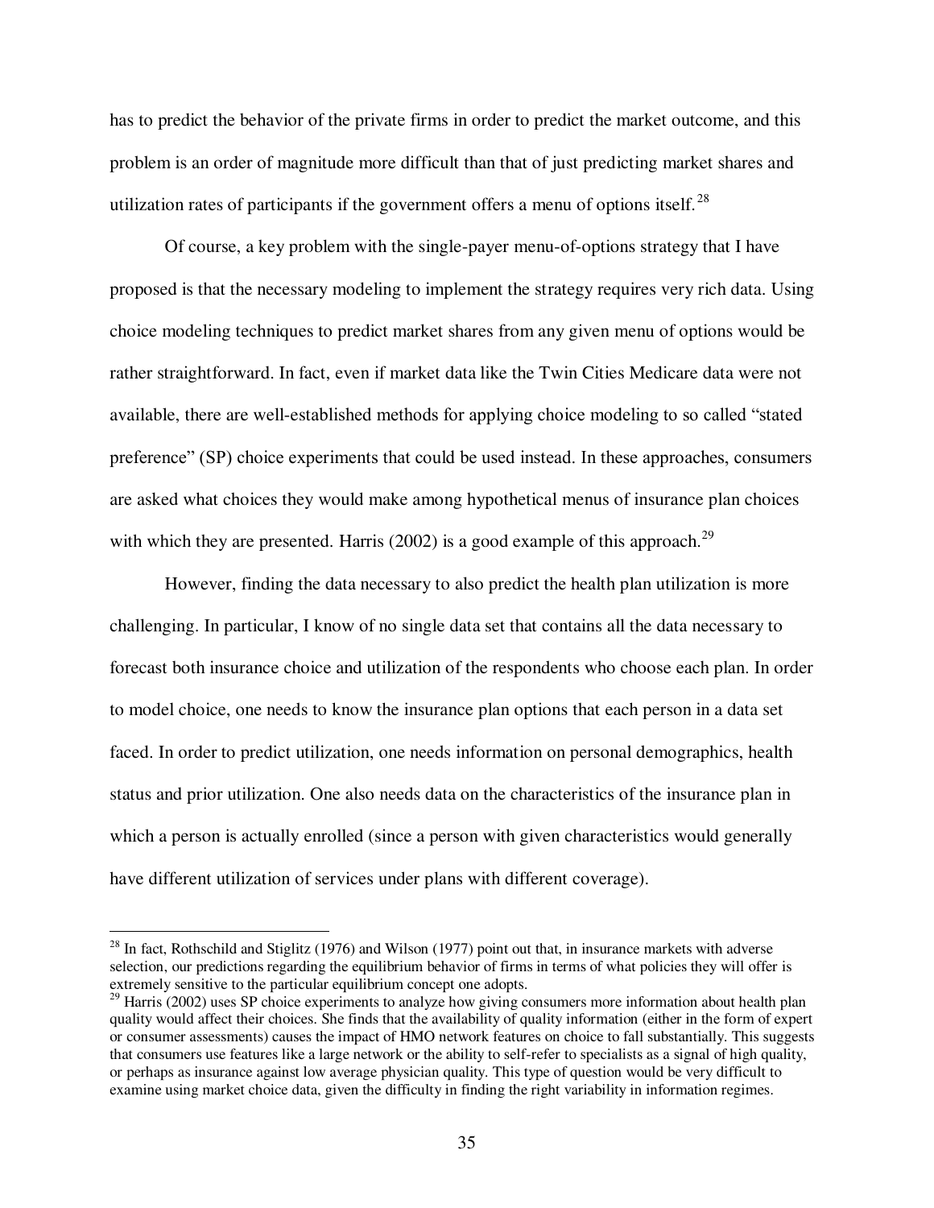has to predict the behavior of the private firms in order to predict the market outcome, and this problem is an order of magnitude more difficult than that of just predicting market shares and utilization rates of participants if the government offers a menu of options itself.[28]

Of course, a key problem with the single-payer menu-of-options strategy that I have proposed is that the necessary modeling to implement the strategy requires very rich data. Using choice modeling techniques to predict market shares from any given menu of options would be rather straightforward. In fact, even if market data like the Twin Cities Medicare data were not available, there are well-established methods for applying choice modeling to so called "stated preference" (SP) choice experiments that could be used instead. In these approaches, consumers are asked what choices they would make among hypothetical menus of insurance plan choices with which they are presented. Harris (2002) is a good example of this approach.[29]

However, finding the data necessary to also predict the health plan utilization is more challenging. In particular, I know of no single data set that contains all the data necessary to forecast both insurance choice and utilization of the respondents who choose each plan. In order to model choice, one needs to know the insurance plan options that each person in a data set faced. In order to predict utilization, one needs information on personal demographics, health status and prior utilization. One also needs data on the characteristics of the insurance plan in which a person is actually enrolled (since a person with given characteristics would generally have different utilization of services under plans with different coverage).

---

[28] In fact, Rothschild and Stiglitz (1976) and Wilson (1977) point out that, in insurance markets with adverse selection, our predictions regarding the equilibrium behavior of firms in terms of what policies they will offer is extremely sensitive to the particular equilibrium concept one adopts.

[29] Harris (2002) uses SP choice experiments to analyze how giving consumers more information about health plan quality would affect their choices. She finds that the availability of quality information (either in the form of expert or consumer assessments) causes the impact of HMO network features on choice to fall substantially. This suggests that consumers use features like a large network or the ability to self-refer to specialists as a signal of high quality, or perhaps as insurance against low average physician quality. This type of question would be very difficult to examine using market choice data, given the difficulty in finding the right variability in information regimes.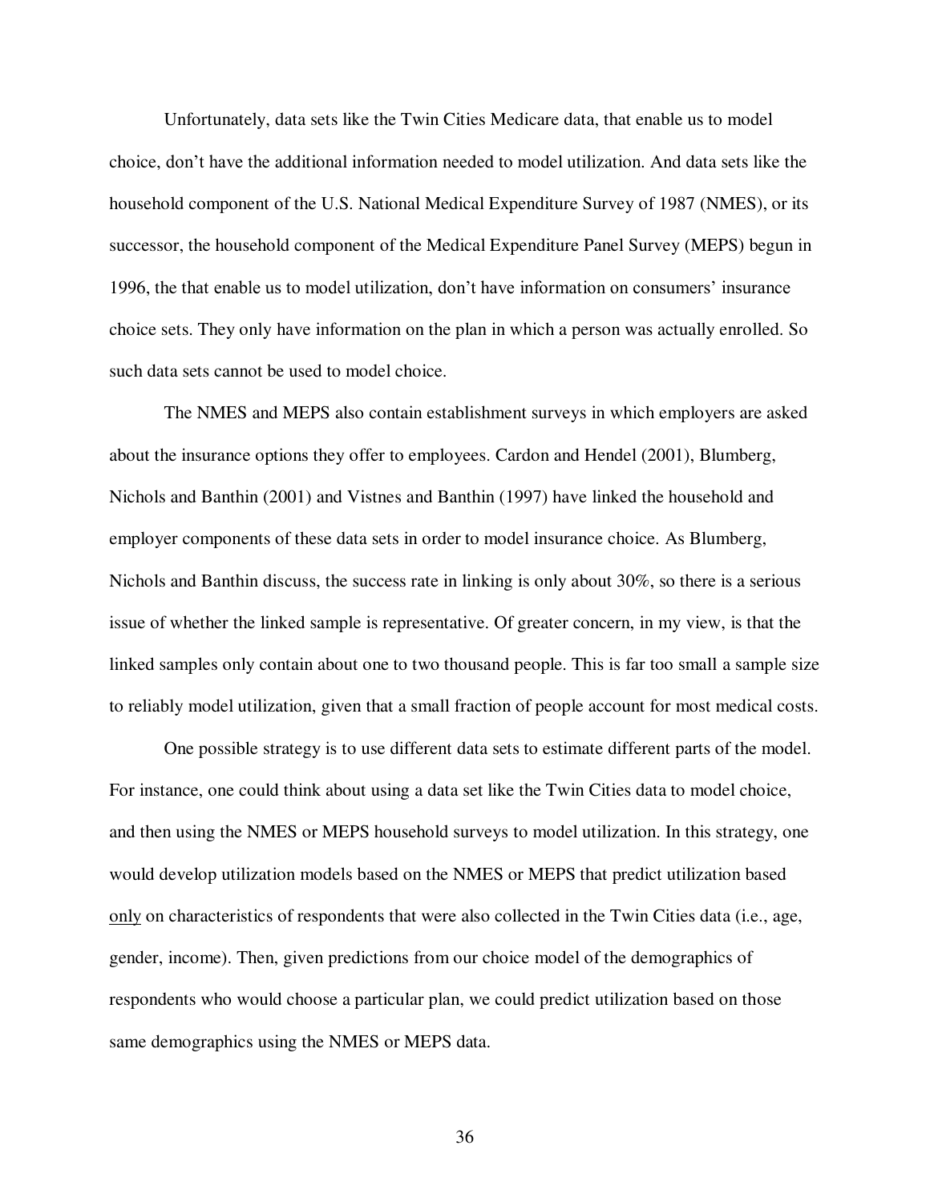Unfortunately, data sets like the Twin Cities Medicare data, that enable us to model choice, don't have the additional information needed to model utilization. And data sets like the household component of the U.S. National Medical Expenditure Survey of 1987 (NMES), or its successor, the household component of the Medical Expenditure Panel Survey (MEPS) begun in 1996, the that enable us to model utilization, don't have information on consumers' insurance choice sets. They only have information on the plan in which a person was actually enrolled. So such data sets cannot be used to model choice.

The NMES and MEPS also contain establishment surveys in which employers are asked about the insurance options they offer to employees. Cardon and Hendel (2001), Blumberg, Nichols and Banthin (2001) and Vistnes and Banthin (1997) have linked the household and employer components of these data sets in order to model insurance choice. As Blumberg, Nichols and Banthin discuss, the success rate in linking is only about 30%, so there is a serious issue of whether the linked sample is representative. Of greater concern, in my view, is that the linked samples only contain about one to two thousand people. This is far too small a sample size to reliably model utilization, given that a small fraction of people account for most medical costs.

One possible strategy is to use different data sets to estimate different parts of the model. For instance, one could think about using a data set like the Twin Cities data to model choice, and then using the NMES or MEPS household surveys to model utilization. In this strategy, one would develop utilization models based on the NMES or MEPS that predict utilization based only on characteristics of respondents that were also collected in the Twin Cities data (i.e., age, gender, income). Then, given predictions from our choice model of the demographics of respondents who would choose a particular plan, we could predict utilization based on those same demographics using the NMES or MEPS data.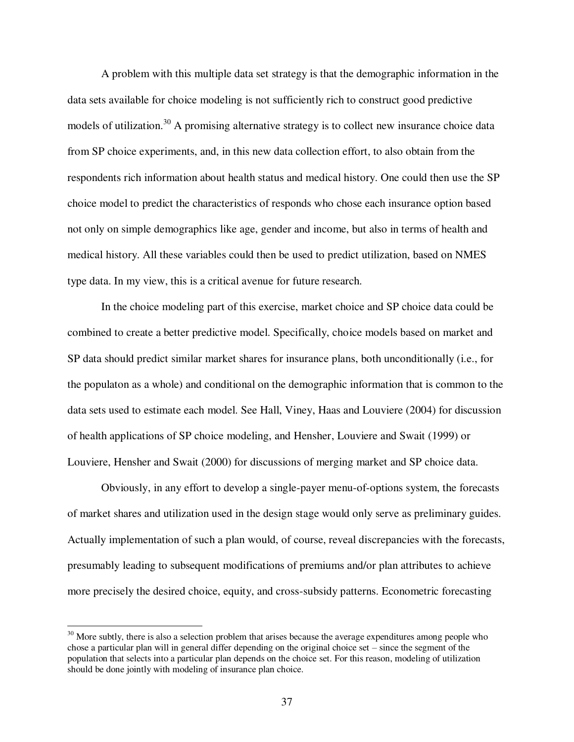A problem with this multiple data set strategy is that the demographic information in the data sets available for choice modeling is not sufficiently rich to construct good predictive models of utilization.[30] A promising alternative strategy is to collect new insurance choice data from SP choice experiments, and, in this new data collection effort, to also obtain from the respondents rich information about health status and medical history. One could then use the SP choice model to predict the characteristics of responds who chose each insurance option based not only on simple demographics like age, gender and income, but also in terms of health and medical history. All these variables could then be used to predict utilization, based on NMES type data. In my view, this is a critical avenue for future research.

In the choice modeling part of this exercise, market choice and SP choice data could be combined to create a better predictive model. Specifically, choice models based on market and SP data should predict similar market shares for insurance plans, both unconditionally (i.e., for the populaton as a whole) and conditional on the demographic information that is common to the data sets used to estimate each model. See Hall, Viney, Haas and Louviere (2004) for discussion of health applications of SP choice modeling, and Hensher, Louviere and Swait (1999) or Louviere, Hensher and Swait (2000) for discussions of merging market and SP choice data.

Obviously, in any effort to develop a single-payer menu-of-options system, the forecasts of market shares and utilization used in the design stage would only serve as preliminary guides. Actually implementation of such a plan would, of course, reveal discrepancies with the forecasts, presumably leading to subsequent modifications of premiums and/or plan attributes to achieve more precisely the desired choice, equity, and cross-subsidy patterns. Econometric forecasting

[30] More subtly, there is also a selection problem that arises because the average expenditures among people who chose a particular plan will in general differ depending on the original choice set – since the segment of the population that selects into a particular plan depends on the choice set. For this reason, modeling of utilization should be done jointly with modeling of insurance plan choice.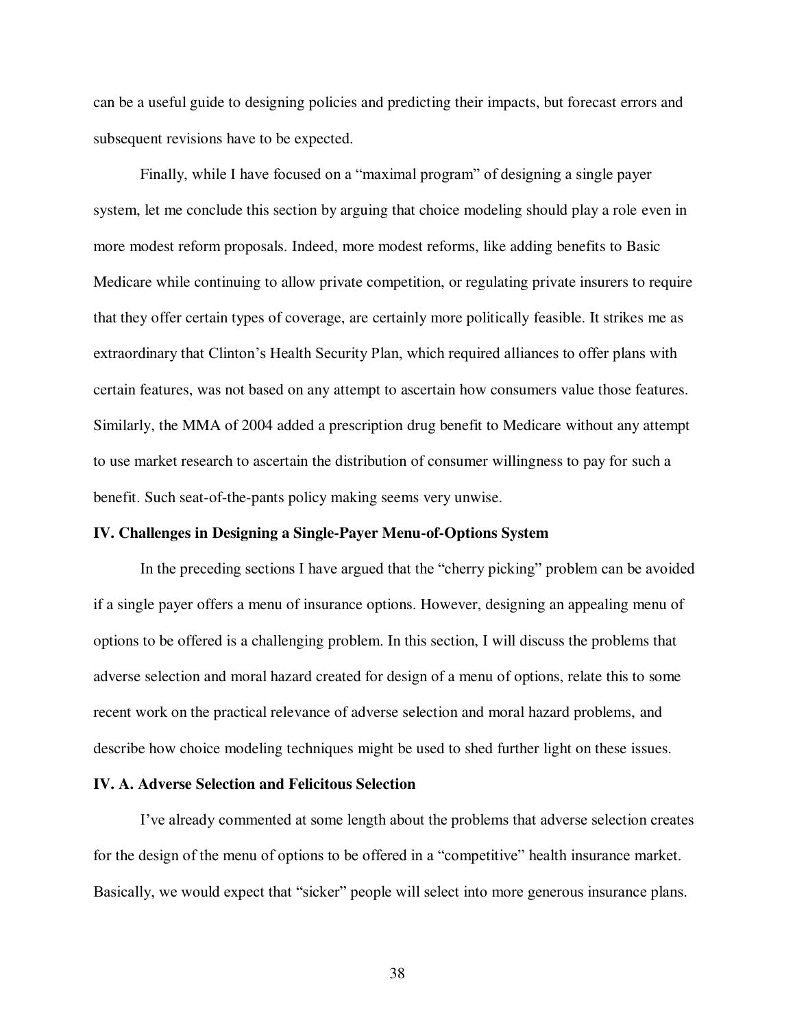can be a useful guide to designing policies and predicting their impacts, but forecast errors and subsequent revisions have to be expected.

Finally, while I have focused on a "maximal program" of designing a single payer system, let me conclude this section by arguing that choice modeling should play a role even in more modest reform proposals. Indeed, more modest reforms, like adding benefits to Basic Medicare while continuing to allow private competition, or regulating private insurers to require that they offer certain types of coverage, are certainly more politically feasible. It strikes me as extraordinary that Clinton's Health Security Plan, which required alliances to offer plans with certain features, was not based on any attempt to ascertain how consumers value those features. Similarly, the MMA of 2004 added a prescription drug benefit to Medicare without any attempt to use market research to ascertain the distribution of consumer willingness to pay for such a benefit. Such seat-of-the-pants policy making seems very unwise.

## IV. Challenges in Designing a Single-Payer Menu-of-Options System

In the preceding sections I have argued that the "cherry picking" problem can be avoided if a single payer offers a menu of insurance options. However, designing an appealing menu of options to be offered is a challenging problem. In this section, I will discuss the problems that adverse selection and moral hazard created for design of a menu of options, relate this to some recent work on the practical relevance of adverse selection and moral hazard problems, and describe how choice modeling techniques might be used to shed further light on these issues.

### IV. A. Adverse Selection and Felicitous Selection

I've already commented at some length about the problems that adverse selection creates for the design of the menu of options to be offered in a "competitive" health insurance market. Basically, we would expect that "sicker" people will select into more generous insurance plans.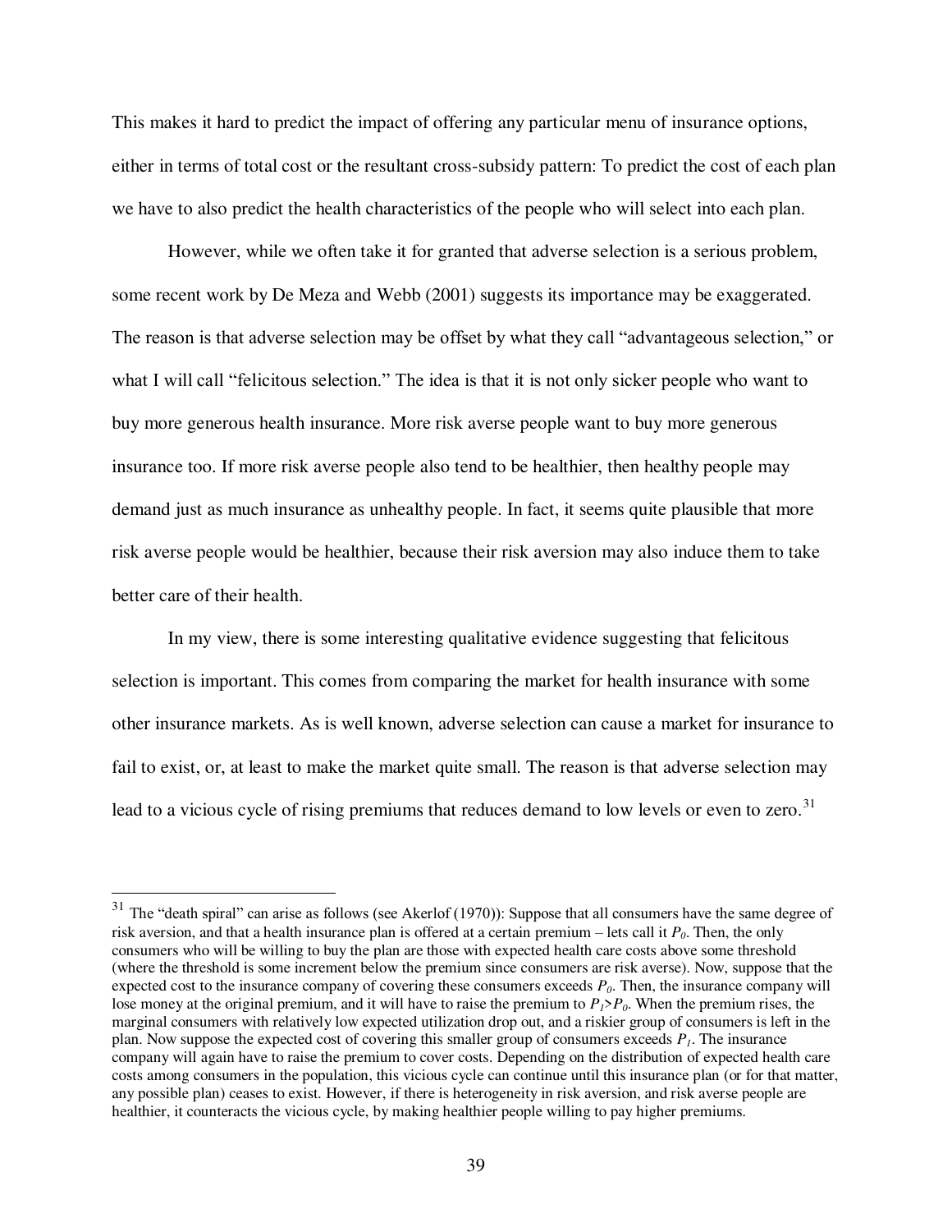This makes it hard to predict the impact of offering any particular menu of insurance options, either in terms of total cost or the resultant cross-subsidy pattern: To predict the cost of each plan we have to also predict the health characteristics of the people who will select into each plan.

However, while we often take it for granted that adverse selection is a serious problem, some recent work by De Meza and Webb (2001) suggests its importance may be exaggerated. The reason is that adverse selection may be offset by what they call "advantageous selection," or what I will call "felicitous selection." The idea is that it is not only sicker people who want to buy more generous health insurance. More risk averse people want to buy more generous insurance too. If more risk averse people also tend to be healthier, then healthy people may demand just as much insurance as unhealthy people. In fact, it seems quite plausible that more risk averse people would be healthier, because their risk aversion may also induce them to take better care of their health.

In my view, there is some interesting qualitative evidence suggesting that felicitous selection is important. This comes from comparing the market for health insurance with some other insurance markets. As is well known, adverse selection can cause a market for insurance to fail to exist, or, at least to make the market quite small. The reason is that adverse selection may lead to a vicious cycle of rising premiums that reduces demand to low levels or even to zero.[31]

---

[31] The "death spiral" can arise as follows (see Akerlof (1970)): Suppose that all consumers have the same degree of risk aversion, and that a health insurance plan is offered at a certain premium – lets call it $P_0$. Then, the only consumers who will be willing to buy the plan are those with expected health care costs above some threshold (where the threshold is some increment below the premium since consumers are risk averse). Now, suppose that the expected cost to the insurance company of covering these consumers exceeds $P_0$. Then, the insurance company will lose money at the original premium, and it will have to raise the premium to $P_1 > P_0$. When the premium rises, the marginal consumers with relatively low expected utilization drop out, and a riskier group of consumers is left in the plan. Now suppose the expected cost of covering this smaller group of consumers exceeds $P_1$. The insurance company will again have to raise the premium to cover costs. Depending on the distribution of expected health care costs among consumers in the population, this vicious cycle can continue until this insurance plan (or for that matter, any possible plan) ceases to exist. However, if there is heterogeneity in risk aversion, and risk averse people are healthier, it counteracts the vicious cycle, by making healthier people willing to pay higher premiums.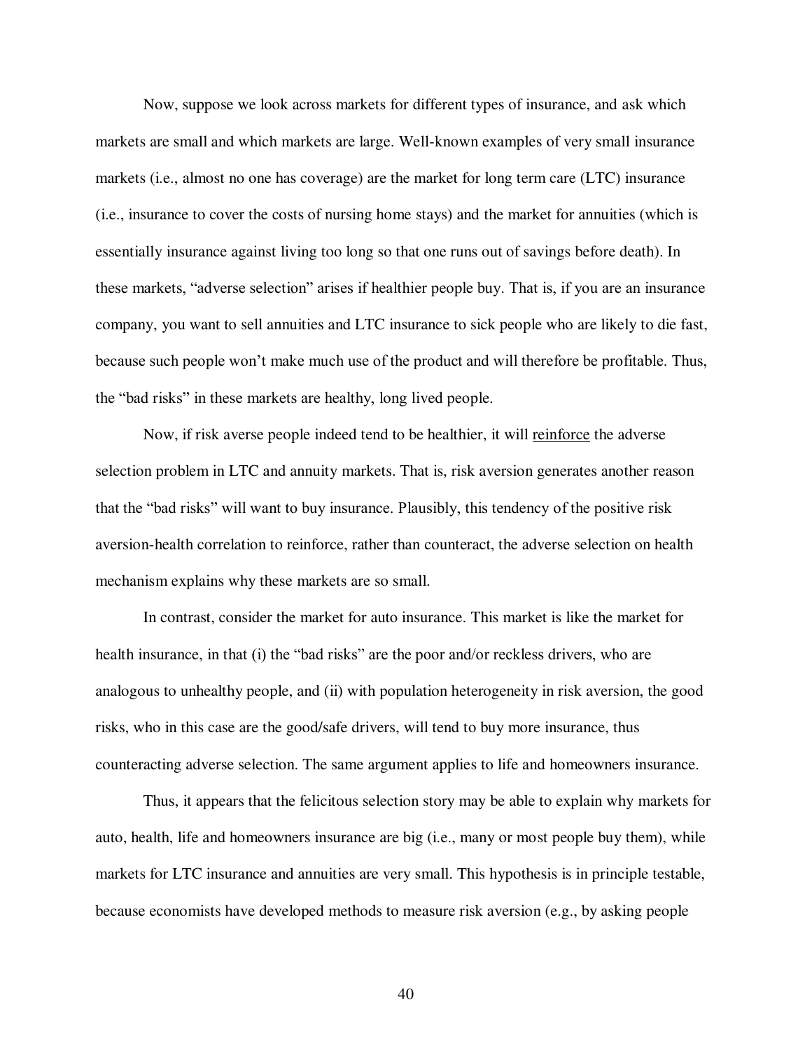Now, suppose we look across markets for different types of insurance, and ask which markets are small and which markets are large. Well-known examples of very small insurance markets (i.e., almost no one has coverage) are the market for long term care (LTC) insurance (i.e., insurance to cover the costs of nursing home stays) and the market for annuities (which is essentially insurance against living too long so that one runs out of savings before death). In these markets, "adverse selection" arises if healthier people buy. That is, if you are an insurance company, you want to sell annuities and LTC insurance to sick people who are likely to die fast, because such people won't make much use of the product and will therefore be profitable. Thus, the "bad risks" in these markets are healthy, long lived people.

Now, if risk averse people indeed tend to be healthier, it will <u>reinforce</u> the adverse selection problem in LTC and annuity markets. That is, risk aversion generates another reason that the "bad risks" will want to buy insurance. Plausibly, this tendency of the positive risk aversion-health correlation to reinforce, rather than counteract, the adverse selection on health mechanism explains why these markets are so small.

In contrast, consider the market for auto insurance. This market is like the market for health insurance, in that (i) the "bad risks" are the poor and/or reckless drivers, who are analogous to unhealthy people, and (ii) with population heterogeneity in risk aversion, the good risks, who in this case are the good/safe drivers, will tend to buy more insurance, thus counteracting adverse selection. The same argument applies to life and homeowners insurance.

Thus, it appears that the felicitous selection story may be able to explain why markets for auto, health, life and homeowners insurance are big (i.e., many or most people buy them), while markets for LTC insurance and annuities are very small. This hypothesis is in principle testable, because economists have developed methods to measure risk aversion (e.g., by asking people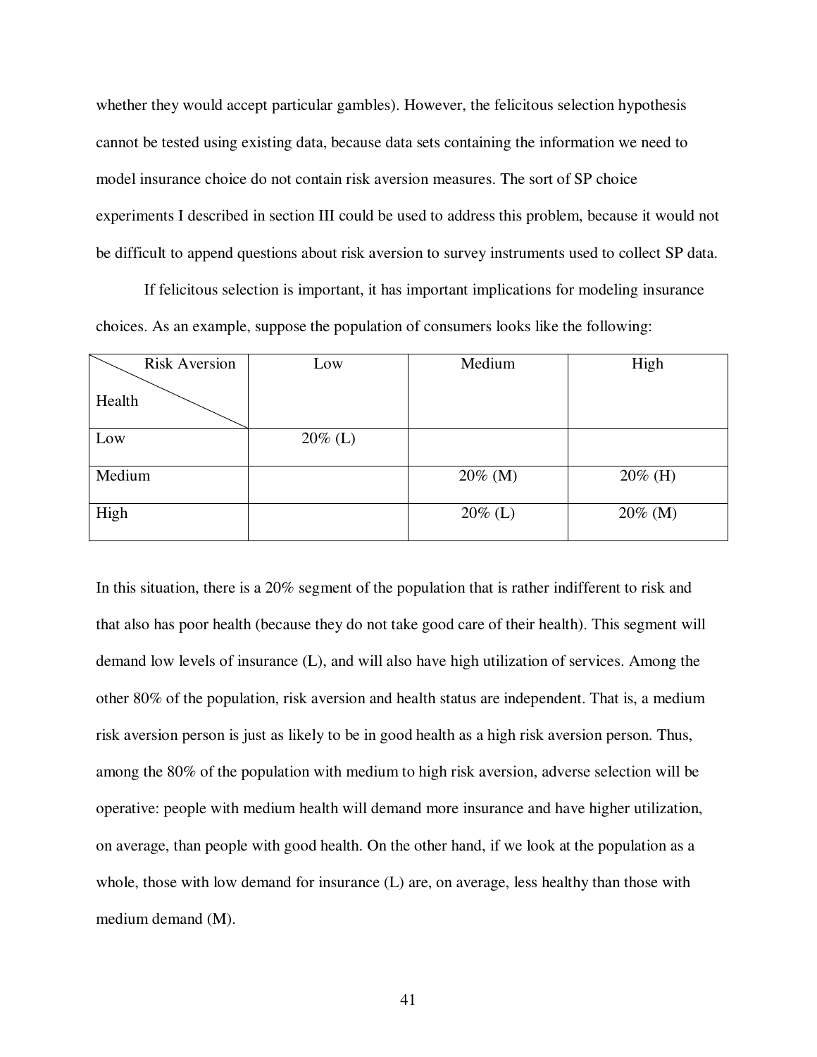whether they would accept particular gambles). However, the felicitous selection hypothesis cannot be tested using existing data, because data sets containing the information we need to model insurance choice do not contain risk aversion measures. The sort of SP choice experiments I described in section III could be used to address this problem, because it would not be difficult to append questions about risk aversion to survey instruments used to collect SP data.

If felicitous selection is important, it has important implications for modeling insurance choices. As an example, suppose the population of consumers looks like the following:

| Health \ Risk Aversion | Low | Medium | High |
|---|---|---|---|
| Low | 20% (L) | | |
| Medium | | 20% (M) | 20% (H) |
| High | | 20% (L) | 20% (M) |

In this situation, there is a 20% segment of the population that is rather indifferent to risk and that also has poor health (because they do not take good care of their health). This segment will demand low levels of insurance (L), and will also have high utilization of services. Among the other 80% of the population, risk aversion and health status are independent. That is, a medium risk aversion person is just as likely to be in good health as a high risk aversion person. Thus, among the 80% of the population with medium to high risk aversion, adverse selection will be operative: people with medium health will demand more insurance and have higher utilization, on average, than people with good health. On the other hand, if we look at the population as a whole, those with low demand for insurance (L) are, on average, less healthy than those with medium demand (M).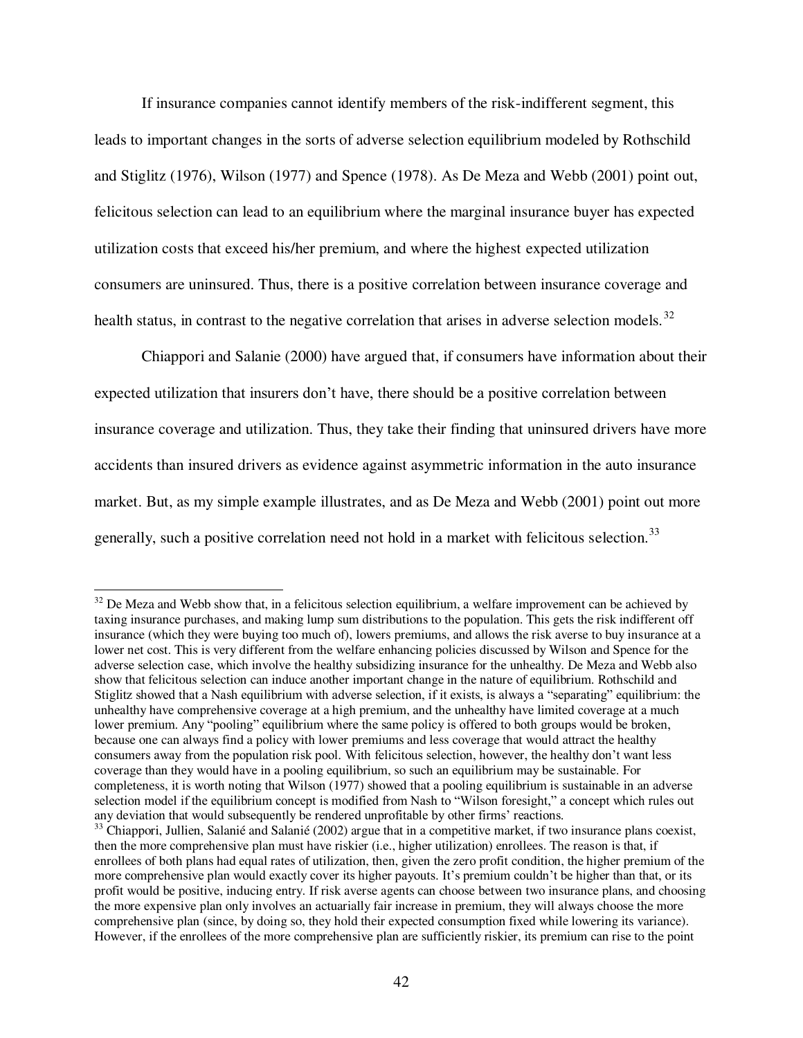If insurance companies cannot identify members of the risk-indifferent segment, this leads to important changes in the sorts of adverse selection equilibrium modeled by Rothschild and Stiglitz (1976), Wilson (1977) and Spence (1978). As De Meza and Webb (2001) point out, felicitous selection can lead to an equilibrium where the marginal insurance buyer has expected utilization costs that exceed his/her premium, and where the highest expected utilization consumers are uninsured. Thus, there is a positive correlation between insurance coverage and health status, in contrast to the negative correlation that arises in adverse selection models.[32]

Chiappori and Salanie (2000) have argued that, if consumers have information about their expected utilization that insurers don't have, there should be a positive correlation between insurance coverage and utilization. Thus, they take their finding that uninsured drivers have more accidents than insured drivers as evidence against asymmetric information in the auto insurance market. But, as my simple example illustrates, and as De Meza and Webb (2001) point out more generally, such a positive correlation need not hold in a market with felicitous selection.[33]

---

[32] De Meza and Webb show that, in a felicitous selection equilibrium, a welfare improvement can be achieved by taxing insurance purchases, and making lump sum distributions to the population. This gets the risk indifferent off insurance (which they were buying too much of), lowers premiums, and allows the risk averse to buy insurance at a lower net cost. This is very different from the welfare enhancing policies discussed by Wilson and Spence for the adverse selection case, which involve the healthy subsidizing insurance for the unhealthy. De Meza and Webb also show that felicitous selection can induce another important change in the nature of equilibrium. Rothschild and Stiglitz showed that a Nash equilibrium with adverse selection, if it exists, is always a "separating" equilibrium: the unhealthy have comprehensive coverage at a high premium, and the unhealthy have limited coverage at a much lower premium. Any "pooling" equilibrium where the same policy is offered to both groups would be broken, because one can always find a policy with lower premiums and less coverage that would attract the healthy consumers away from the population risk pool. With felicitous selection, however, the healthy don't want less coverage than they would have in a pooling equilibrium, so such an equilibrium may be sustainable. For completeness, it is worth noting that Wilson (1977) showed that a pooling equilibrium is sustainable in an adverse selection model if the equilibrium concept is modified from Nash to "Wilson foresight," a concept which rules out any deviation that would subsequently be rendered unprofitable by other firms' reactions.

[33] Chiappori, Jullien, Salanié and Salanié (2002) argue that in a competitive market, if two insurance plans coexist, then the more comprehensive plan must have riskier (i.e., higher utilization) enrollees. The reason is that, if enrollees of both plans had equal rates of utilization, then, given the zero profit condition, the higher premium of the more comprehensive plan would exactly cover its higher payouts. It's premium couldn't be higher than that, or its profit would be positive, inducing entry. If risk averse agents can choose between two insurance plans, and choosing the more expensive plan only involves an actuarially fair increase in premium, they will always choose the more comprehensive plan (since, by doing so, they hold their expected consumption fixed while lowering its variance). However, if the enrollees of the more comprehensive plan are sufficiently riskier, its premium can rise to the point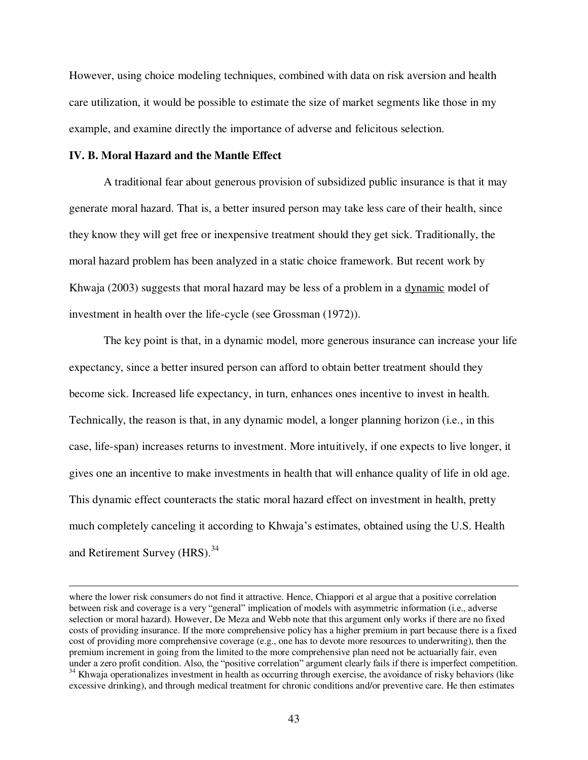However, using choice modeling techniques, combined with data on risk aversion and health care utilization, it would be possible to estimate the size of market segments like those in my example, and examine directly the importance of adverse and felicitous selection.

**IV. B. Moral Hazard and the Mantle Effect**

A traditional fear about generous provision of subsidized public insurance is that it may generate moral hazard. That is, a better insured person may take less care of their health, since they know they will get free or inexpensive treatment should they get sick. Traditionally, the moral hazard problem has been analyzed in a static choice framework. But recent work by Khwaja (2003) suggests that moral hazard may be less of a problem in a <u>dynamic</u> model of investment in health over the life-cycle (see Grossman (1972)).

The key point is that, in a dynamic model, more generous insurance can increase your life expectancy, since a better insured person can afford to obtain better treatment should they become sick. Increased life expectancy, in turn, enhances ones incentive to invest in health. Technically, the reason is that, in any dynamic model, a longer planning horizon (i.e., in this case, life-span) increases returns to investment. More intuitively, if one expects to live longer, it gives one an incentive to make investments in health that will enhance quality of life in old age. This dynamic effect counteracts the static moral hazard effect on investment in health, pretty much completely canceling it according to Khwaja's estimates, obtained using the U.S. Health and Retirement Survey (HRS).[34]

---

where the lower risk consumers do not find it attractive. Hence, Chiappori et al argue that a positive correlation between risk and coverage is a very "general" implication of models with asymmetric information (i.e., adverse selection or moral hazard). However, De Meza and Webb note that this argument only works if there are no fixed costs of providing insurance. If the more comprehensive policy has a higher premium in part because there is a fixed cost of providing more comprehensive coverage (e.g., one has to devote more resources to underwriting), then the premium increment in going from the limited to the more comprehensive plan need not be actuarially fair, even under a zero profit condition. Also, the "positive correlation" argument clearly fails if there is imperfect competition.

[34] Khwaja operationalizes investment in health as occurring through exercise, the avoidance of risky behaviors (like excessive drinking), and through medical treatment for chronic conditions and/or preventive care. He then estimates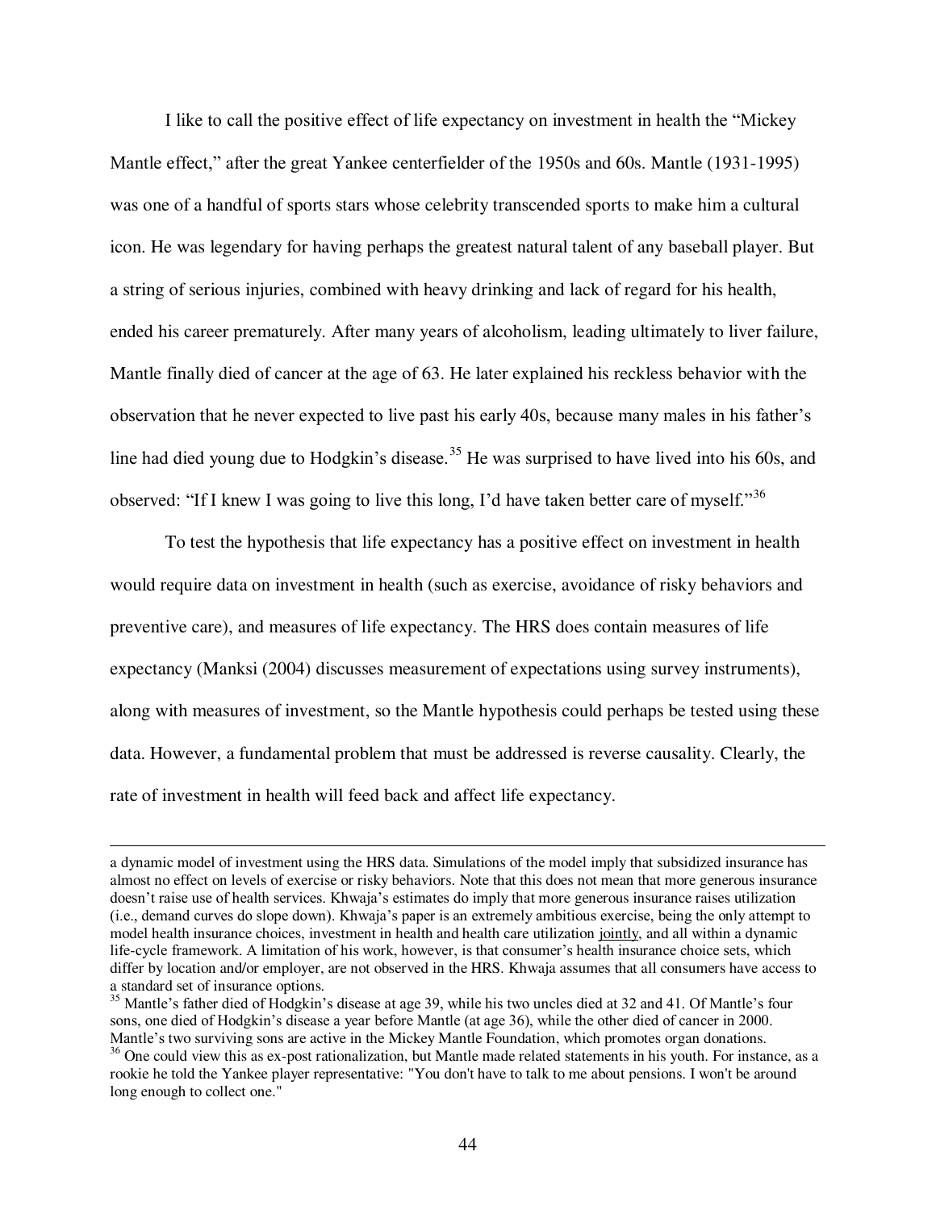I like to call the positive effect of life expectancy on investment in health the "Mickey Mantle effect," after the great Yankee centerfielder of the 1950s and 60s. Mantle (1931-1995) was one of a handful of sports stars whose celebrity transcended sports to make him a cultural icon. He was legendary for having perhaps the greatest natural talent of any baseball player. But a string of serious injuries, combined with heavy drinking and lack of regard for his health, ended his career prematurely. After many years of alcoholism, leading ultimately to liver failure, Mantle finally died of cancer at the age of 63. He later explained his reckless behavior with the observation that he never expected to live past his early 40s, because many males in his father's line had died young due to Hodgkin's disease.[35] He was surprised to have lived into his 60s, and observed: "If I knew I was going to live this long, I'd have taken better care of myself."[36]

To test the hypothesis that life expectancy has a positive effect on investment in health would require data on investment in health (such as exercise, avoidance of risky behaviors and preventive care), and measures of life expectancy. The HRS does contain measures of life expectancy (Manksi (2004) discusses measurement of expectations using survey instruments), along with measures of investment, so the Mantle hypothesis could perhaps be tested using these data. However, a fundamental problem that must be addressed is reverse causality. Clearly, the rate of investment in health will feed back and affect life expectancy.

---

a dynamic model of investment using the HRS data. Simulations of the model imply that subsidized insurance has almost no effect on levels of exercise or risky behaviors. Note that this does not mean that more generous insurance doesn't raise use of health services. Khwaja's estimates do imply that more generous insurance raises utilization (i.e., demand curves do slope down). Khwaja's paper is an extremely ambitious exercise, being the only attempt to model health insurance choices, investment in health and health care utilization jointly, and all within a dynamic life-cycle framework. A limitation of his work, however, is that consumer's health insurance choice sets, which differ by location and/or employer, are not observed in the HRS. Khwaja assumes that all consumers have access to a standard set of insurance options.

[35] Mantle's father died of Hodgkin's disease at age 39, while his two uncles died at 32 and 41. Of Mantle's four sons, one died of Hodgkin's disease a year before Mantle (at age 36), while the other died of cancer in 2000. Mantle's two surviving sons are active in the Mickey Mantle Foundation, which promotes organ donations.

[36] One could view this as ex-post rationalization, but Mantle made related statements in his youth. For instance, as a rookie he told the Yankee player representative: "You don't have to talk to me about pensions. I won't be around long enough to collect one."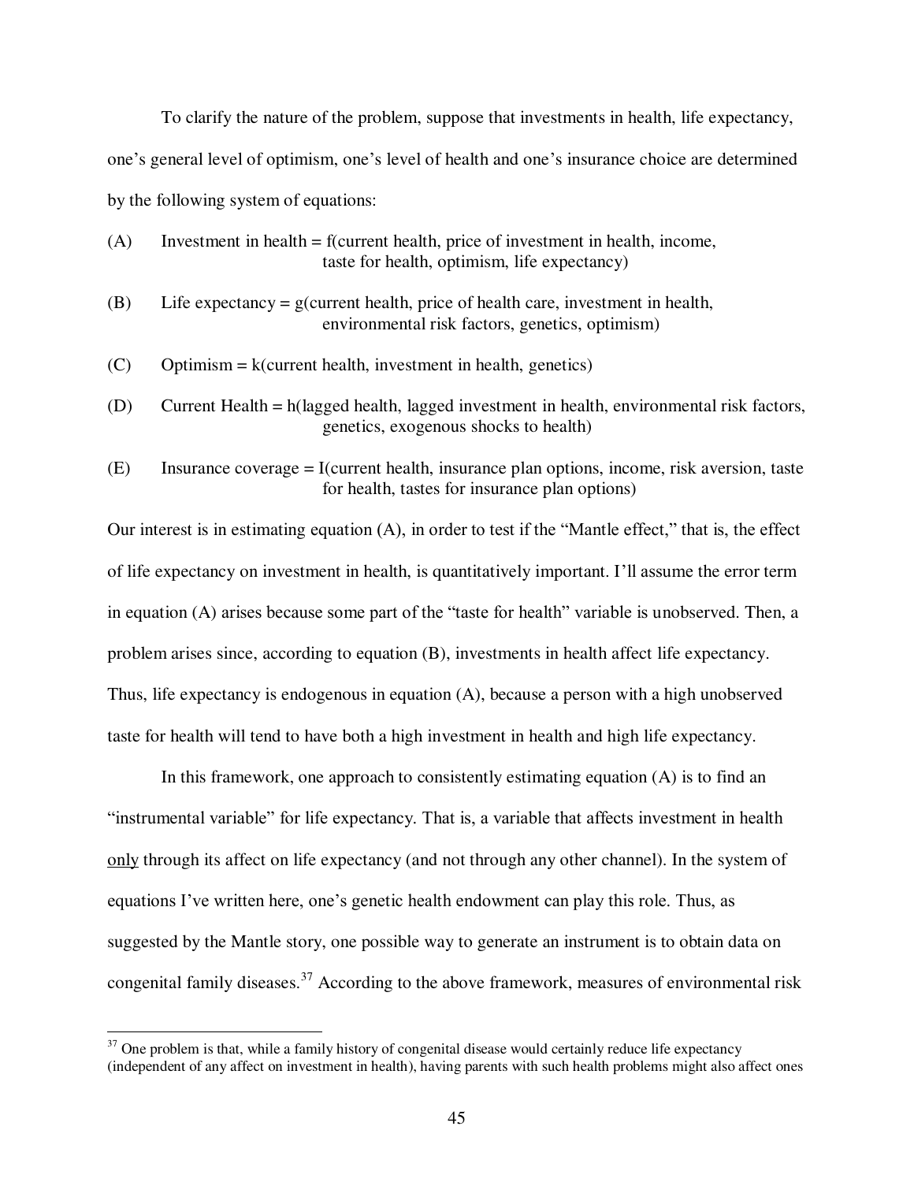To clarify the nature of the problem, suppose that investments in health, life expectancy, one's general level of optimism, one's level of health and one's insurance choice are determined by the following system of equations:

(A) Investment in health = f(current health, price of investment in health, income, taste for health, optimism, life expectancy)

(B) Life expectancy = g(current health, price of health care, investment in health, environmental risk factors, genetics, optimism)

(C) Optimism = k(current health, investment in health, genetics)

(D) Current Health = h(lagged health, lagged investment in health, environmental risk factors, genetics, exogenous shocks to health)

(E) Insurance coverage = I(current health, insurance plan options, income, risk aversion, taste for health, tastes for insurance plan options)

Our interest is in estimating equation (A), in order to test if the "Mantle effect," that is, the effect of life expectancy on investment in health, is quantitatively important. I'll assume the error term in equation (A) arises because some part of the "taste for health" variable is unobserved. Then, a problem arises since, according to equation (B), investments in health affect life expectancy. Thus, life expectancy is endogenous in equation (A), because a person with a high unobserved taste for health will tend to have both a high investment in health and high life expectancy.

In this framework, one approach to consistently estimating equation (A) is to find an "instrumental variable" for life expectancy. That is, a variable that affects investment in health <u>only</u> through its affect on life expectancy (and not through any other channel). In the system of equations I've written here, one's genetic health endowment can play this role. Thus, as suggested by the Mantle story, one possible way to generate an instrument is to obtain data on congenital family diseases.[37] According to the above framework, measures of environmental risk

[37] One problem is that, while a family history of congenital disease would certainly reduce life expectancy (independent of any affect on investment in health), having parents with such health problems might also affect ones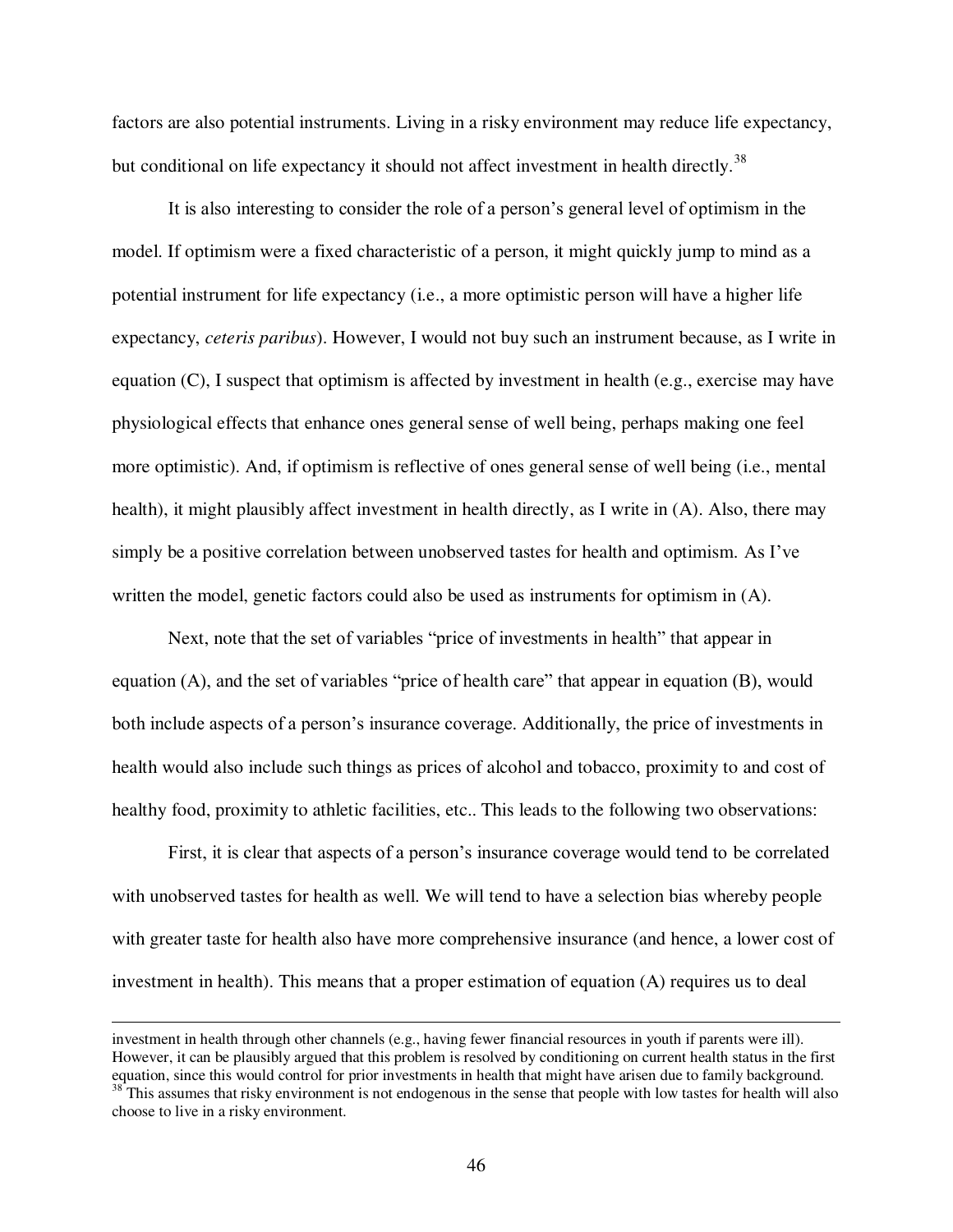factors are also potential instruments. Living in a risky environment may reduce life expectancy, but conditional on life expectancy it should not affect investment in health directly.[38]

It is also interesting to consider the role of a person's general level of optimism in the model. If optimism were a fixed characteristic of a person, it might quickly jump to mind as a potential instrument for life expectancy (i.e., a more optimistic person will have a higher life expectancy, *ceteris paribus*). However, I would not buy such an instrument because, as I write in equation (C), I suspect that optimism is affected by investment in health (e.g., exercise may have physiological effects that enhance ones general sense of well being, perhaps making one feel more optimistic). And, if optimism is reflective of ones general sense of well being (i.e., mental health), it might plausibly affect investment in health directly, as I write in (A). Also, there may simply be a positive correlation between unobserved tastes for health and optimism. As I've written the model, genetic factors could also be used as instruments for optimism in (A).

Next, note that the set of variables "price of investments in health" that appear in equation (A), and the set of variables "price of health care" that appear in equation (B), would both include aspects of a person's insurance coverage. Additionally, the price of investments in health would also include such things as prices of alcohol and tobacco, proximity to and cost of healthy food, proximity to athletic facilities, etc.. This leads to the following two observations:

First, it is clear that aspects of a person's insurance coverage would tend to be correlated with unobserved tastes for health as well. We will tend to have a selection bias whereby people with greater taste for health also have more comprehensive insurance (and hence, a lower cost of investment in health). This means that a proper estimation of equation (A) requires us to deal

---

investment in health through other channels (e.g., having fewer financial resources in youth if parents were ill). However, it can be plausibly argued that this problem is resolved by conditioning on current health status in the first equation, since this would control for prior investments in health that might have arisen due to family background.

[38] This assumes that risky environment is not endogenous in the sense that people with low tastes for health will also choose to live in a risky environment.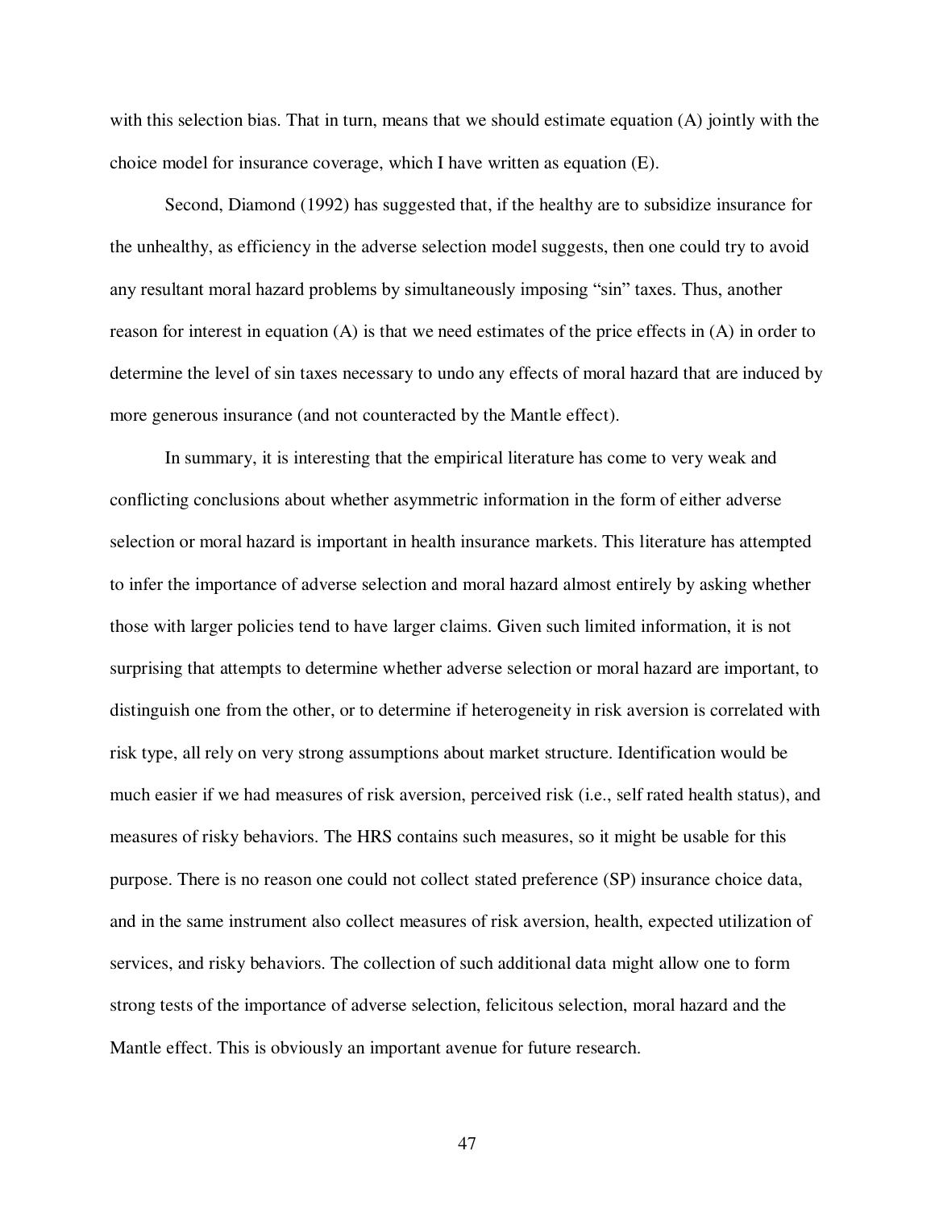with this selection bias. That in turn, means that we should estimate equation (A) jointly with the choice model for insurance coverage, which I have written as equation (E).

Second, Diamond (1992) has suggested that, if the healthy are to subsidize insurance for the unhealthy, as efficiency in the adverse selection model suggests, then one could try to avoid any resultant moral hazard problems by simultaneously imposing "sin" taxes. Thus, another reason for interest in equation (A) is that we need estimates of the price effects in (A) in order to determine the level of sin taxes necessary to undo any effects of moral hazard that are induced by more generous insurance (and not counteracted by the Mantle effect).

In summary, it is interesting that the empirical literature has come to very weak and conflicting conclusions about whether asymmetric information in the form of either adverse selection or moral hazard is important in health insurance markets. This literature has attempted to infer the importance of adverse selection and moral hazard almost entirely by asking whether those with larger policies tend to have larger claims. Given such limited information, it is not surprising that attempts to determine whether adverse selection or moral hazard are important, to distinguish one from the other, or to determine if heterogeneity in risk aversion is correlated with risk type, all rely on very strong assumptions about market structure. Identification would be much easier if we had measures of risk aversion, perceived risk (i.e., self rated health status), and measures of risky behaviors. The HRS contains such measures, so it might be usable for this purpose. There is no reason one could not collect stated preference (SP) insurance choice data, and in the same instrument also collect measures of risk aversion, health, expected utilization of services, and risky behaviors. The collection of such additional data might allow one to form strong tests of the importance of adverse selection, felicitous selection, moral hazard and the Mantle effect. This is obviously an important avenue for future research.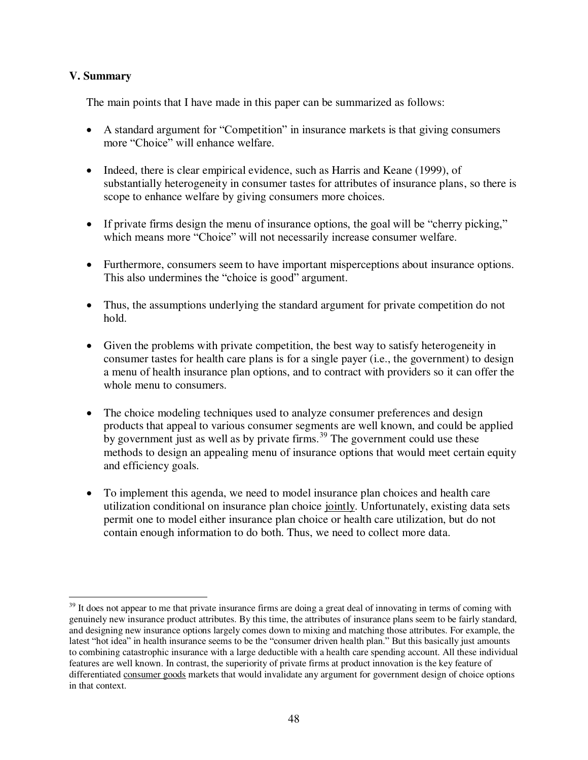## V. Summary

The main points that I have made in this paper can be summarized as follows:

- A standard argument for "Competition" in insurance markets is that giving consumers more "Choice" will enhance welfare.
- Indeed, there is clear empirical evidence, such as Harris and Keane (1999), of substantially heterogeneity in consumer tastes for attributes of insurance plans, so there is scope to enhance welfare by giving consumers more choices.
- If private firms design the menu of insurance options, the goal will be "cherry picking," which means more "Choice" will not necessarily increase consumer welfare.
- Furthermore, consumers seem to have important misperceptions about insurance options. This also undermines the "choice is good" argument.
- Thus, the assumptions underlying the standard argument for private competition do not hold.
- Given the problems with private competition, the best way to satisfy heterogeneity in consumer tastes for health care plans is for a single payer (i.e., the government) to design a menu of health insurance plan options, and to contract with providers so it can offer the whole menu to consumers.
- The choice modeling techniques used to analyze consumer preferences and design products that appeal to various consumer segments are well known, and could be applied by government just as well as by private firms.[39] The government could use these methods to design an appealing menu of insurance options that would meet certain equity and efficiency goals.
- To implement this agenda, we need to model insurance plan choices and health care utilization conditional on insurance plan choice <u>jointly</u>. Unfortunately, existing data sets permit one to model either insurance plan choice or health care utilization, but do not contain enough information to do both. Thus, we need to collect more data.

---

[39] It does not appear to me that private insurance firms are doing a great deal of innovating in terms of coming with genuinely new insurance product attributes. By this time, the attributes of insurance plans seem to be fairly standard, and designing new insurance options largely comes down to mixing and matching those attributes. For example, the latest "hot idea" in health insurance seems to be the "consumer driven health plan." But this basically just amounts to combining catastrophic insurance with a large deductible with a health care spending account. All these individual features are well known. In contrast, the superiority of private firms at product innovation is the key feature of differentiated <u>consumer goods</u> markets that would invalidate any argument for government design of choice options in that context.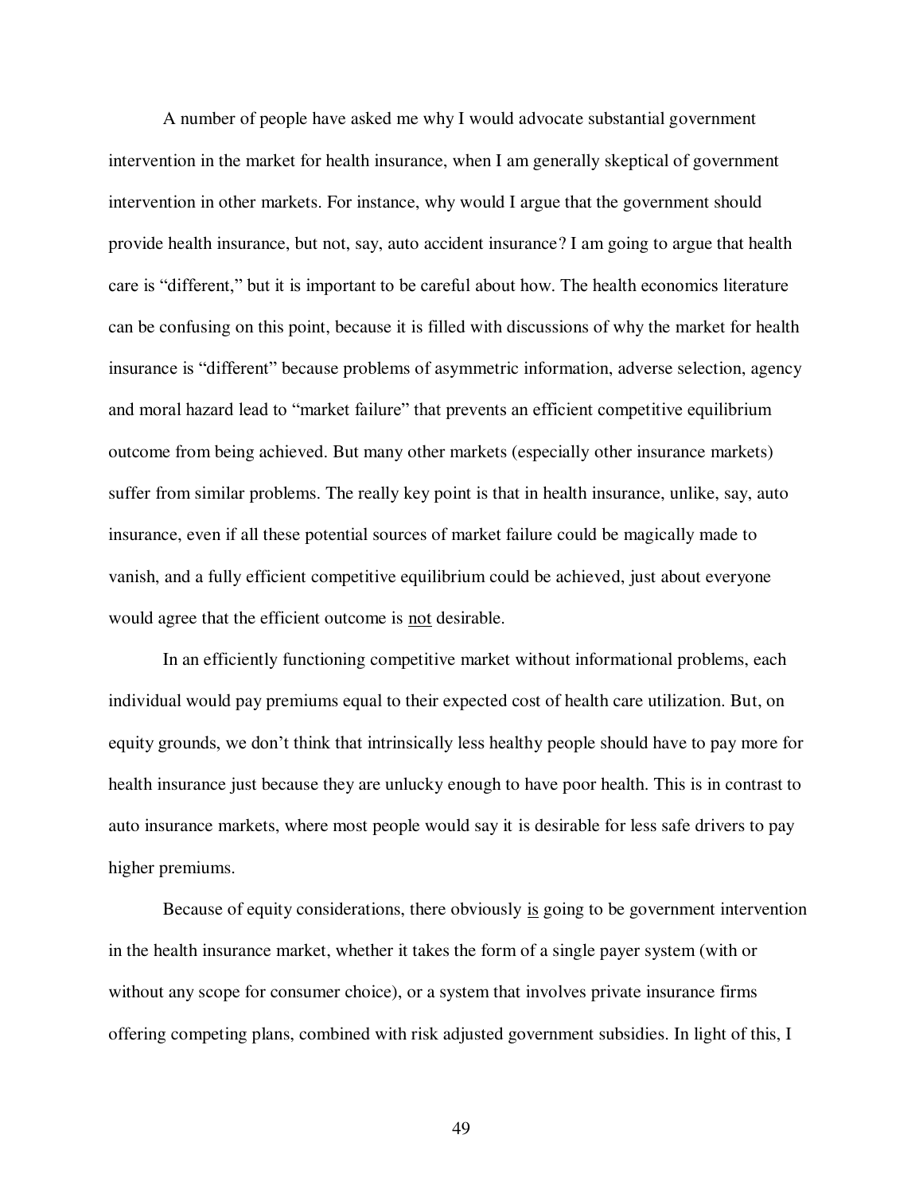A number of people have asked me why I would advocate substantial government intervention in the market for health insurance, when I am generally skeptical of government intervention in other markets. For instance, why would I argue that the government should provide health insurance, but not, say, auto accident insurance? I am going to argue that health care is "different," but it is important to be careful about how. The health economics literature can be confusing on this point, because it is filled with discussions of why the market for health insurance is "different" because problems of asymmetric information, adverse selection, agency and moral hazard lead to "market failure" that prevents an efficient competitive equilibrium outcome from being achieved. But many other markets (especially other insurance markets) suffer from similar problems. The really key point is that in health insurance, unlike, say, auto insurance, even if all these potential sources of market failure could be magically made to vanish, and a fully efficient competitive equilibrium could be achieved, just about everyone would agree that the efficient outcome is <u>not</u> desirable.

In an efficiently functioning competitive market without informational problems, each individual would pay premiums equal to their expected cost of health care utilization. But, on equity grounds, we don't think that intrinsically less healthy people should have to pay more for health insurance just because they are unlucky enough to have poor health. This is in contrast to auto insurance markets, where most people would say it is desirable for less safe drivers to pay higher premiums.

Because of equity considerations, there obviously <u>is</u> going to be government intervention in the health insurance market, whether it takes the form of a single payer system (with or without any scope for consumer choice), or a system that involves private insurance firms offering competing plans, combined with risk adjusted government subsidies. In light of this, I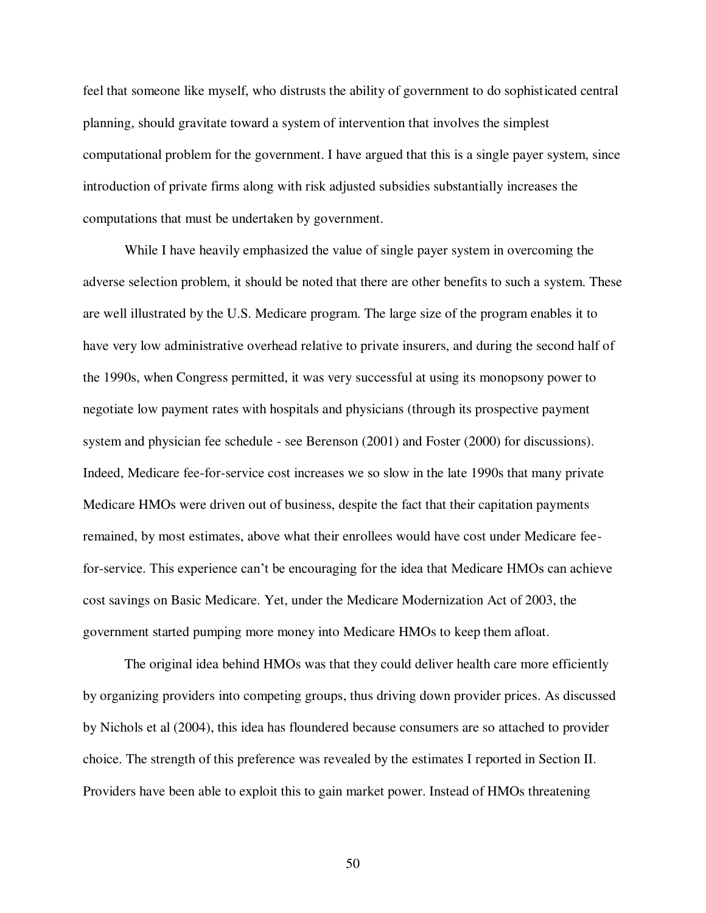feel that someone like myself, who distrusts the ability of government to do sophisticated central planning, should gravitate toward a system of intervention that involves the simplest computational problem for the government. I have argued that this is a single payer system, since introduction of private firms along with risk adjusted subsidies substantially increases the computations that must be undertaken by government.

While I have heavily emphasized the value of single payer system in overcoming the adverse selection problem, it should be noted that there are other benefits to such a system. These are well illustrated by the U.S. Medicare program. The large size of the program enables it to have very low administrative overhead relative to private insurers, and during the second half of the 1990s, when Congress permitted, it was very successful at using its monopsony power to negotiate low payment rates with hospitals and physicians (through its prospective payment system and physician fee schedule - see Berenson (2001) and Foster (2000) for discussions). Indeed, Medicare fee-for-service cost increases we so slow in the late 1990s that many private Medicare HMOs were driven out of business, despite the fact that their capitation payments remained, by most estimates, above what their enrollees would have cost under Medicare fee-for-service. This experience can't be encouraging for the idea that Medicare HMOs can achieve cost savings on Basic Medicare. Yet, under the Medicare Modernization Act of 2003, the government started pumping more money into Medicare HMOs to keep them afloat.

The original idea behind HMOs was that they could deliver health care more efficiently by organizing providers into competing groups, thus driving down provider prices. As discussed by Nichols et al (2004), this idea has floundered because consumers are so attached to provider choice. The strength of this preference was revealed by the estimates I reported in Section II. Providers have been able to exploit this to gain market power. Instead of HMOs threatening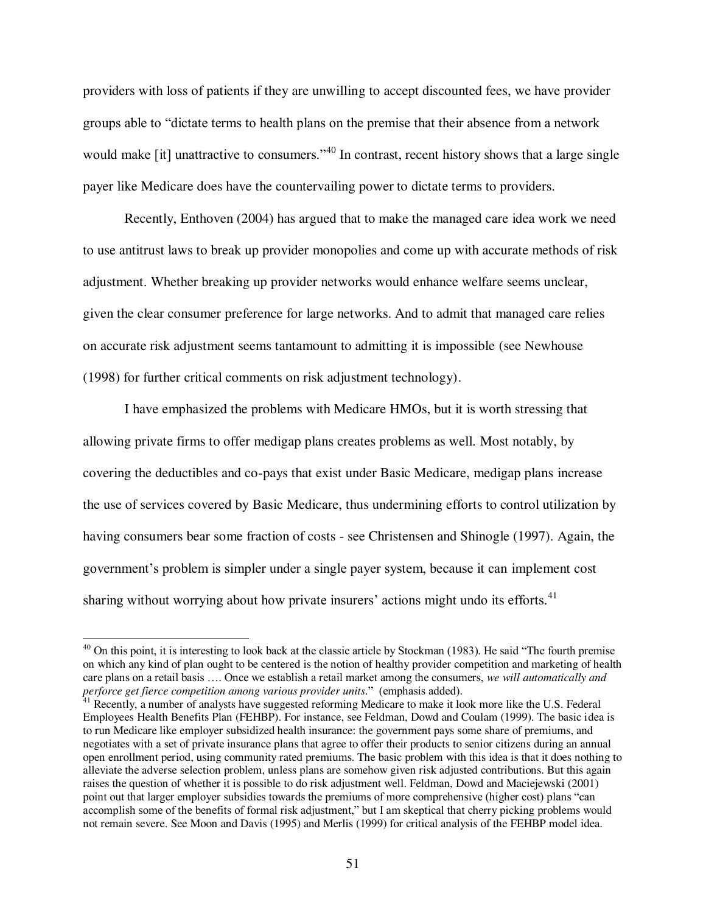providers with loss of patients if they are unwilling to accept discounted fees, we have provider groups able to "dictate terms to health plans on the premise that their absence from a network would make [it] unattractive to consumers."[40] In contrast, recent history shows that a large single payer like Medicare does have the countervailing power to dictate terms to providers.

Recently, Enthoven (2004) has argued that to make the managed care idea work we need to use antitrust laws to break up provider monopolies and come up with accurate methods of risk adjustment. Whether breaking up provider networks would enhance welfare seems unclear, given the clear consumer preference for large networks. And to admit that managed care relies on accurate risk adjustment seems tantamount to admitting it is impossible (see Newhouse (1998) for further critical comments on risk adjustment technology).

I have emphasized the problems with Medicare HMOs, but it is worth stressing that allowing private firms to offer medigap plans creates problems as well. Most notably, by covering the deductibles and co-pays that exist under Basic Medicare, medigap plans increase the use of services covered by Basic Medicare, thus undermining efforts to control utilization by having consumers bear some fraction of costs - see Christensen and Shinogle (1997). Again, the government's problem is simpler under a single payer system, because it can implement cost sharing without worrying about how private insurers' actions might undo its efforts.[41]

---

[40] On this point, it is interesting to look back at the classic article by Stockman (1983). He said "The fourth premise on which any kind of plan ought to be centered is the notion of healthy provider competition and marketing of health care plans on a retail basis …. Once we establish a retail market among the consumers, *we will automatically and perforce get fierce competition among various provider units*." (emphasis added).

[41] Recently, a number of analysts have suggested reforming Medicare to make it look more like the U.S. Federal Employees Health Benefits Plan (FEHBP). For instance, see Feldman, Dowd and Coulam (1999). The basic idea is to run Medicare like employer subsidized health insurance: the government pays some share of premiums, and negotiates with a set of private insurance plans that agree to offer their products to senior citizens during an annual open enrollment period, using community rated premiums. The basic problem with this idea is that it does nothing to alleviate the adverse selection problem, unless plans are somehow given risk adjusted contributions. But this again raises the question of whether it is possible to do risk adjustment well. Feldman, Dowd and Maciejewski (2001) point out that larger employer subsidies towards the premiums of more comprehensive (higher cost) plans "can accomplish some of the benefits of formal risk adjustment," but I am skeptical that cherry picking problems would not remain severe. See Moon and Davis (1995) and Merlis (1999) for critical analysis of the FEHBP model idea.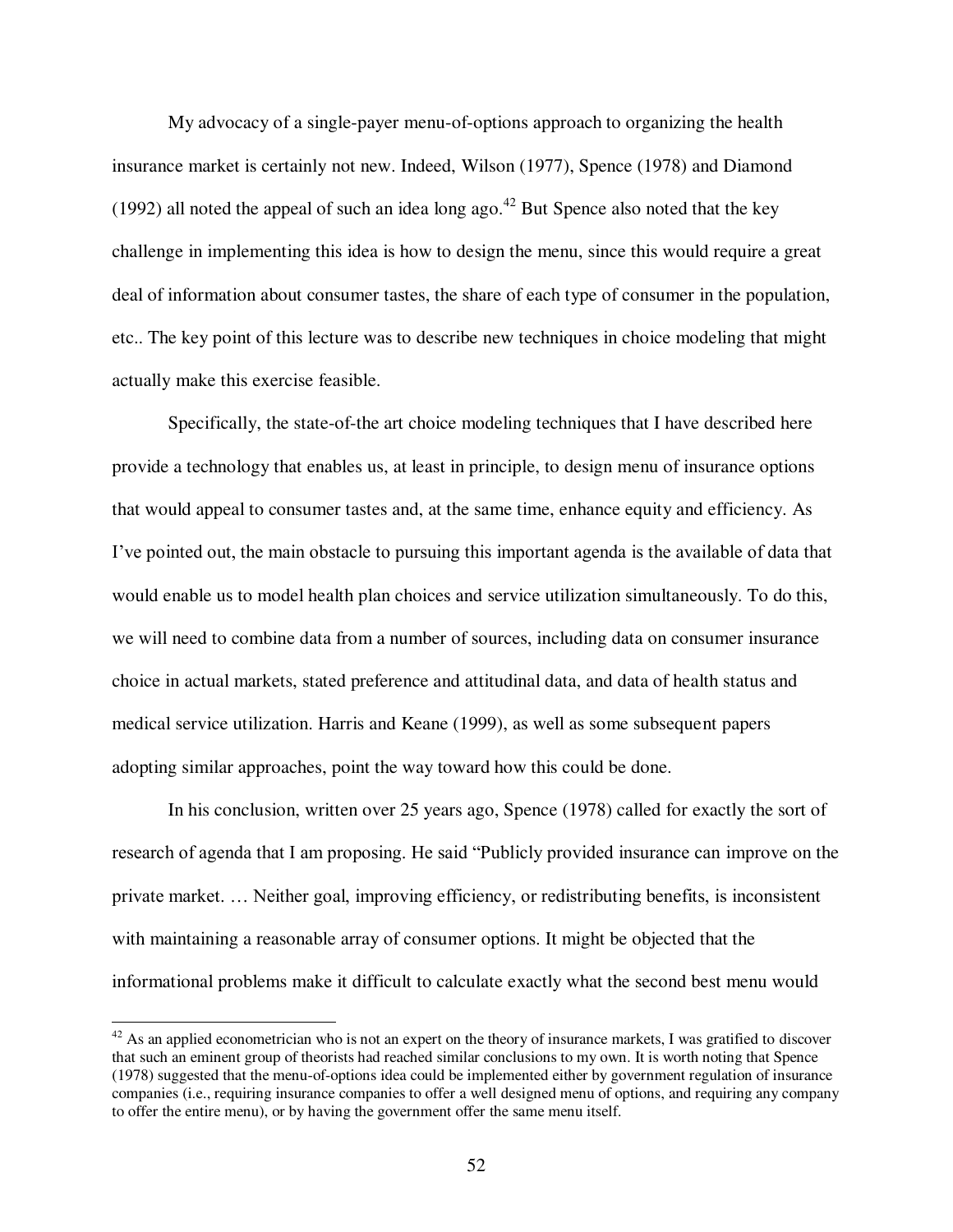My advocacy of a single-payer menu-of-options approach to organizing the health insurance market is certainly not new. Indeed, Wilson (1977), Spence (1978) and Diamond (1992) all noted the appeal of such an idea long ago.[42] But Spence also noted that the key challenge in implementing this idea is how to design the menu, since this would require a great deal of information about consumer tastes, the share of each type of consumer in the population, etc.. The key point of this lecture was to describe new techniques in choice modeling that might actually make this exercise feasible.

Specifically, the state-of-the art choice modeling techniques that I have described here provide a technology that enables us, at least in principle, to design menu of insurance options that would appeal to consumer tastes and, at the same time, enhance equity and efficiency. As I've pointed out, the main obstacle to pursuing this important agenda is the available of data that would enable us to model health plan choices and service utilization simultaneously. To do this, we will need to combine data from a number of sources, including data on consumer insurance choice in actual markets, stated preference and attitudinal data, and data of health status and medical service utilization. Harris and Keane (1999), as well as some subsequent papers adopting similar approaches, point the way toward how this could be done.

In his conclusion, written over 25 years ago, Spence (1978) called for exactly the sort of research of agenda that I am proposing. He said "Publicly provided insurance can improve on the private market. … Neither goal, improving efficiency, or redistributing benefits, is inconsistent with maintaining a reasonable array of consumer options. It might be objected that the informational problems make it difficult to calculate exactly what the second best menu would

---

[42] As an applied econometrician who is not an expert on the theory of insurance markets, I was gratified to discover that such an eminent group of theorists had reached similar conclusions to my own. It is worth noting that Spence (1978) suggested that the menu-of-options idea could be implemented either by government regulation of insurance companies (i.e., requiring insurance companies to offer a well designed menu of options, and requiring any company to offer the entire menu), or by having the government offer the same menu itself.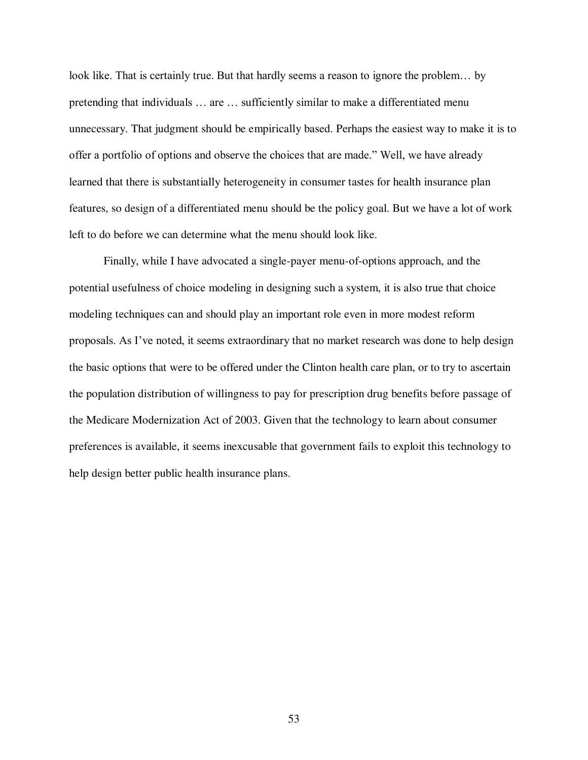look like. That is certainly true. But that hardly seems a reason to ignore the problem… by pretending that individuals … are … sufficiently similar to make a differentiated menu unnecessary. That judgment should be empirically based. Perhaps the easiest way to make it is to offer a portfolio of options and observe the choices that are made." Well, we have already learned that there is substantially heterogeneity in consumer tastes for health insurance plan features, so design of a differentiated menu should be the policy goal. But we have a lot of work left to do before we can determine what the menu should look like.

Finally, while I have advocated a single-payer menu-of-options approach, and the potential usefulness of choice modeling in designing such a system, it is also true that choice modeling techniques can and should play an important role even in more modest reform proposals. As I've noted, it seems extraordinary that no market research was done to help design the basic options that were to be offered under the Clinton health care plan, or to try to ascertain the population distribution of willingness to pay for prescription drug benefits before passage of the Medicare Modernization Act of 2003. Given that the technology to learn about consumer preferences is available, it seems inexcusable that government fails to exploit this technology to help design better public health insurance plans.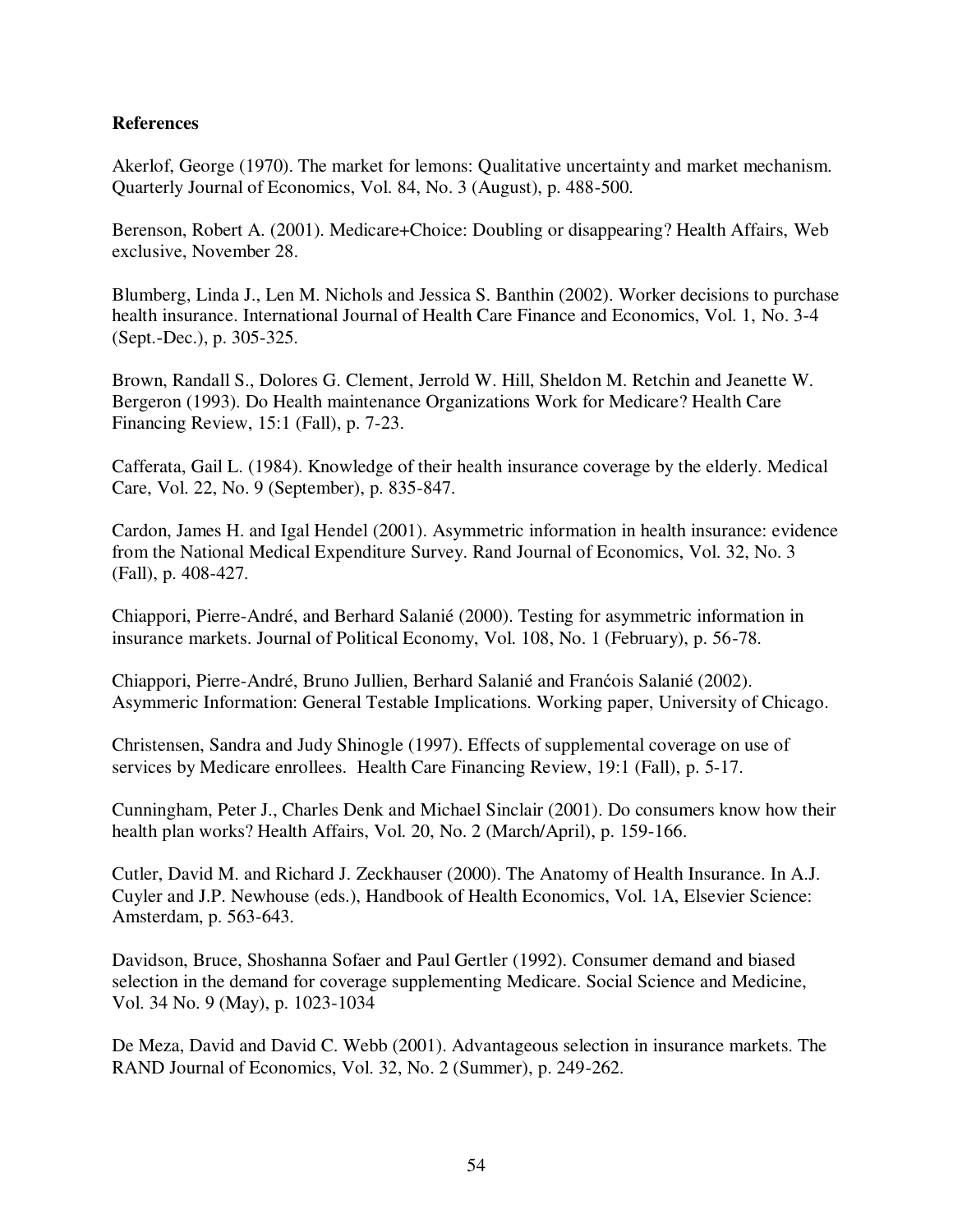**References**

Akerlof, George (1970). The market for lemons: Qualitative uncertainty and market mechanism. Quarterly Journal of Economics, Vol. 84, No. 3 (August), p. 488-500.

Berenson, Robert A. (2001). Medicare+Choice: Doubling or disappearing? Health Affairs, Web exclusive, November 28.

Blumberg, Linda J., Len M. Nichols and Jessica S. Banthin (2002). Worker decisions to purchase health insurance. International Journal of Health Care Finance and Economics, Vol. 1, No. 3-4 (Sept.-Dec.), p. 305-325.

Brown, Randall S., Dolores G. Clement, Jerrold W. Hill, Sheldon M. Retchin and Jeanette W. Bergeron (1993). Do Health maintenance Organizations Work for Medicare? Health Care Financing Review, 15:1 (Fall), p. 7-23.

Cafferata, Gail L. (1984). Knowledge of their health insurance coverage by the elderly. Medical Care, Vol. 22, No. 9 (September), p. 835-847.

Cardon, James H. and Igal Hendel (2001). Asymmetric information in health insurance: evidence from the National Medical Expenditure Survey. Rand Journal of Economics, Vol. 32, No. 3 (Fall), p. 408-427.

Chiappori, Pierre-André, and Berhard Salanié (2000). Testing for asymmetric information in insurance markets. Journal of Political Economy, Vol. 108, No. 1 (February), p. 56-78.

Chiappori, Pierre-André, Bruno Jullien, Berhard Salanié and Franćois Salanié (2002). Asymmeric Information: General Testable Implications. Working paper, University of Chicago.

Christensen, Sandra and Judy Shinogle (1997). Effects of supplemental coverage on use of services by Medicare enrollees. Health Care Financing Review, 19:1 (Fall), p. 5-17.

Cunningham, Peter J., Charles Denk and Michael Sinclair (2001). Do consumers know how their health plan works? Health Affairs, Vol. 20, No. 2 (March/April), p. 159-166.

Cutler, David M. and Richard J. Zeckhauser (2000). The Anatomy of Health Insurance. In A.J. Cuyler and J.P. Newhouse (eds.), Handbook of Health Economics, Vol. 1A, Elsevier Science: Amsterdam, p. 563-643.

Davidson, Bruce, Shoshanna Sofaer and Paul Gertler (1992). Consumer demand and biased selection in the demand for coverage supplementing Medicare. Social Science and Medicine, Vol. 34 No. 9 (May), p. 1023-1034

De Meza, David and David C. Webb (2001). Advantageous selection in insurance markets. The RAND Journal of Economics, Vol. 32, No. 2 (Summer), p. 249-262.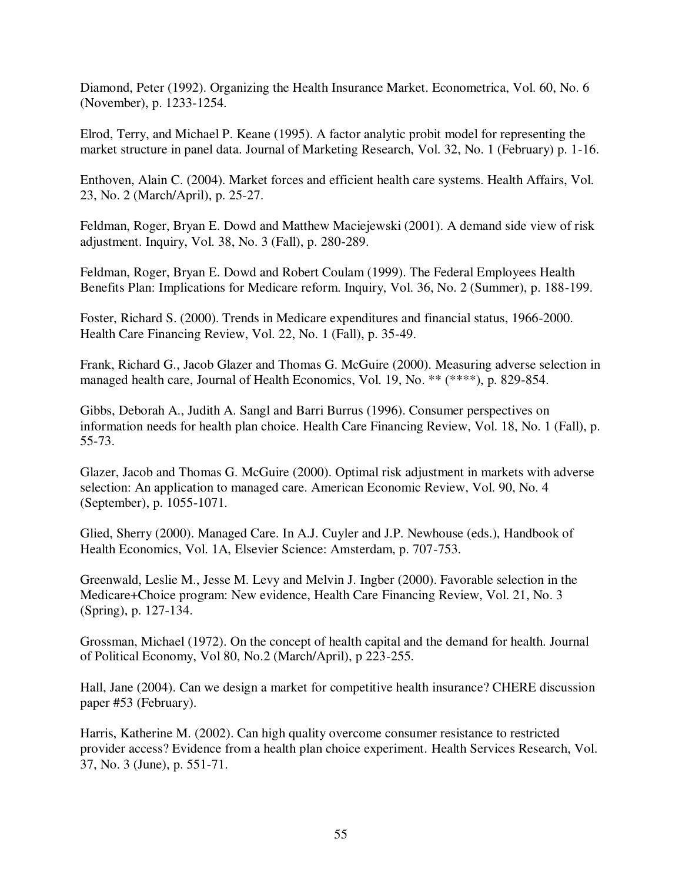Diamond, Peter (1992). Organizing the Health Insurance Market. Econometrica, Vol. 60, No. 6 (November), p. 1233-1254.

Elrod, Terry, and Michael P. Keane (1995). A factor analytic probit model for representing the market structure in panel data. Journal of Marketing Research, Vol. 32, No. 1 (February) p. 1-16.

Enthoven, Alain C. (2004). Market forces and efficient health care systems. Health Affairs, Vol. 23, No. 2 (March/April), p. 25-27.

Feldman, Roger, Bryan E. Dowd and Matthew Maciejewski (2001). A demand side view of risk adjustment. Inquiry, Vol. 38, No. 3 (Fall), p. 280-289.

Feldman, Roger, Bryan E. Dowd and Robert Coulam (1999). The Federal Employees Health Benefits Plan: Implications for Medicare reform. Inquiry, Vol. 36, No. 2 (Summer), p. 188-199.

Foster, Richard S. (2000). Trends in Medicare expenditures and financial status, 1966-2000. Health Care Financing Review, Vol. 22, No. 1 (Fall), p. 35-49.

Frank, Richard G., Jacob Glazer and Thomas G. McGuire (2000). Measuring adverse selection in managed health care, Journal of Health Economics, Vol. 19, No. ** (****), p. 829-854.

Gibbs, Deborah A., Judith A. Sangl and Barri Burrus (1996). Consumer perspectives on information needs for health plan choice. Health Care Financing Review, Vol. 18, No. 1 (Fall), p. 55-73.

Glazer, Jacob and Thomas G. McGuire (2000). Optimal risk adjustment in markets with adverse selection: An application to managed care. American Economic Review, Vol. 90, No. 4 (September), p. 1055-1071.

Glied, Sherry (2000). Managed Care. In A.J. Cuyler and J.P. Newhouse (eds.), Handbook of Health Economics, Vol. 1A, Elsevier Science: Amsterdam, p. 707-753.

Greenwald, Leslie M., Jesse M. Levy and Melvin J. Ingber (2000). Favorable selection in the Medicare+Choice program: New evidence, Health Care Financing Review, Vol. 21, No. 3 (Spring), p. 127-134.

Grossman, Michael (1972). On the concept of health capital and the demand for health. Journal of Political Economy, Vol 80, No.2 (March/April), p 223-255.

Hall, Jane (2004). Can we design a market for competitive health insurance? CHERE discussion paper #53 (February).

Harris, Katherine M. (2002). Can high quality overcome consumer resistance to restricted provider access? Evidence from a health plan choice experiment. Health Services Research, Vol. 37, No. 3 (June), p. 551-71.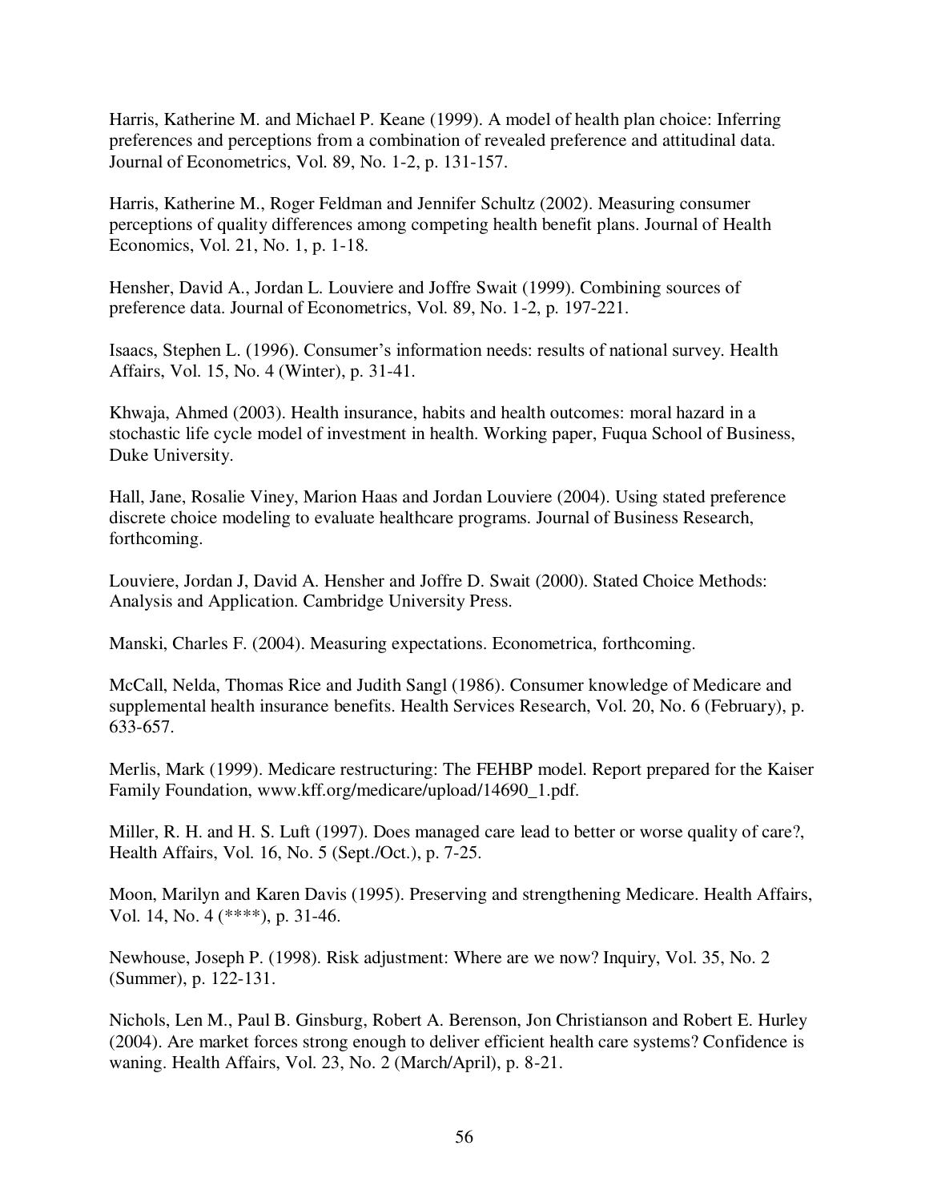Harris, Katherine M. and Michael P. Keane (1999). A model of health plan choice: Inferring preferences and perceptions from a combination of revealed preference and attitudinal data. Journal of Econometrics, Vol. 89, No. 1-2, p. 131-157.

Harris, Katherine M., Roger Feldman and Jennifer Schultz (2002). Measuring consumer perceptions of quality differences among competing health benefit plans. Journal of Health Economics, Vol. 21, No. 1, p. 1-18.

Hensher, David A., Jordan L. Louviere and Joffre Swait (1999). Combining sources of preference data. Journal of Econometrics, Vol. 89, No. 1-2, p. 197-221.

Isaacs, Stephen L. (1996). Consumer's information needs: results of national survey. Health Affairs, Vol. 15, No. 4 (Winter), p. 31-41.

Khwaja, Ahmed (2003). Health insurance, habits and health outcomes: moral hazard in a stochastic life cycle model of investment in health. Working paper, Fuqua School of Business, Duke University.

Hall, Jane, Rosalie Viney, Marion Haas and Jordan Louviere (2004). Using stated preference discrete choice modeling to evaluate healthcare programs. Journal of Business Research, forthcoming.

Louviere, Jordan J, David A. Hensher and Joffre D. Swait (2000). Stated Choice Methods: Analysis and Application. Cambridge University Press.

Manski, Charles F. (2004). Measuring expectations. Econometrica, forthcoming.

McCall, Nelda, Thomas Rice and Judith Sangl (1986). Consumer knowledge of Medicare and supplemental health insurance benefits. Health Services Research, Vol. 20, No. 6 (February), p. 633-657.

Merlis, Mark (1999). Medicare restructuring: The FEHBP model. Report prepared for the Kaiser Family Foundation, www.kff.org/medicare/upload/14690_1.pdf.

Miller, R. H. and H. S. Luft (1997). Does managed care lead to better or worse quality of care?, Health Affairs, Vol. 16, No. 5 (Sept./Oct.), p. 7-25.

Moon, Marilyn and Karen Davis (1995). Preserving and strengthening Medicare. Health Affairs, Vol. 14, No. 4 (****), p. 31-46.

Newhouse, Joseph P. (1998). Risk adjustment: Where are we now? Inquiry, Vol. 35, No. 2 (Summer), p. 122-131.

Nichols, Len M., Paul B. Ginsburg, Robert A. Berenson, Jon Christianson and Robert E. Hurley (2004). Are market forces strong enough to deliver efficient health care systems? Confidence is waning. Health Affairs, Vol. 23, No. 2 (March/April), p. 8-21.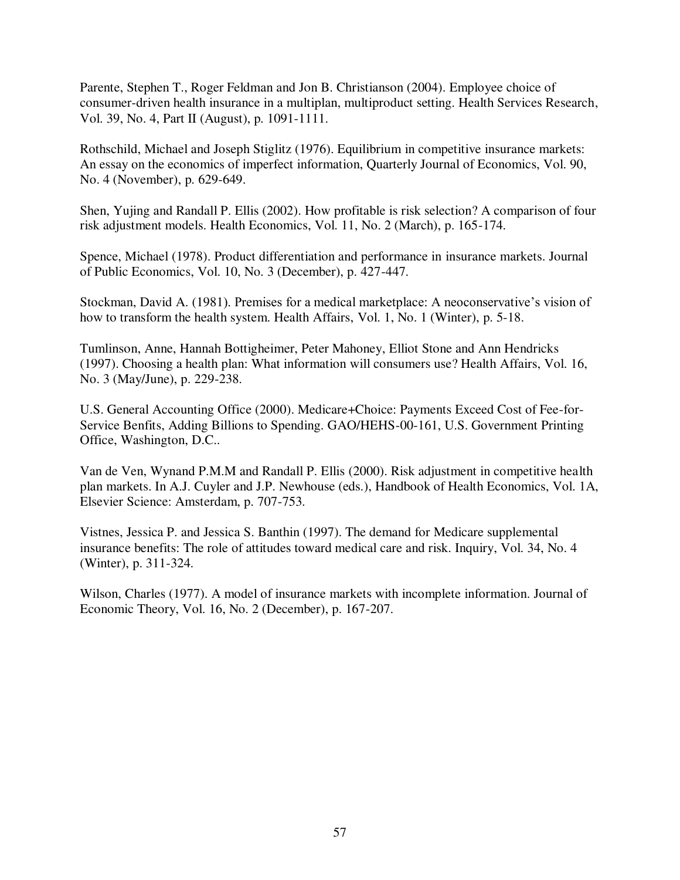Parente, Stephen T., Roger Feldman and Jon B. Christianson (2004). Employee choice of consumer-driven health insurance in a multiplan, multiproduct setting. Health Services Research, Vol. 39, No. 4, Part II (August), p. 1091-1111.

Rothschild, Michael and Joseph Stiglitz (1976). Equilibrium in competitive insurance markets: An essay on the economics of imperfect information, Quarterly Journal of Economics, Vol. 90, No. 4 (November), p. 629-649.

Shen, Yujing and Randall P. Ellis (2002). How profitable is risk selection? A comparison of four risk adjustment models. Health Economics, Vol. 11, No. 2 (March), p. 165-174.

Spence, Michael (1978). Product differentiation and performance in insurance markets. Journal of Public Economics, Vol. 10, No. 3 (December), p. 427-447.

Stockman, David A. (1981). Premises for a medical marketplace: A neoconservative's vision of how to transform the health system. Health Affairs, Vol. 1, No. 1 (Winter), p. 5-18.

Tumlinson, Anne, Hannah Bottigheimer, Peter Mahoney, Elliot Stone and Ann Hendricks (1997). Choosing a health plan: What information will consumers use? Health Affairs, Vol. 16, No. 3 (May/June), p. 229-238.

U.S. General Accounting Office (2000). Medicare+Choice: Payments Exceed Cost of Fee-for-Service Benfits, Adding Billions to Spending. GAO/HEHS-00-161, U.S. Government Printing Office, Washington, D.C..

Van de Ven, Wynand P.M.M and Randall P. Ellis (2000). Risk adjustment in competitive health plan markets. In A.J. Cuyler and J.P. Newhouse (eds.), Handbook of Health Economics, Vol. 1A, Elsevier Science: Amsterdam, p. 707-753.

Vistnes, Jessica P. and Jessica S. Banthin (1997). The demand for Medicare supplemental insurance benefits: The role of attitudes toward medical care and risk. Inquiry, Vol. 34, No. 4 (Winter), p. 311-324.

Wilson, Charles (1977). A model of insurance markets with incomplete information. Journal of Economic Theory, Vol. 16, No. 2 (December), p. 167-207.